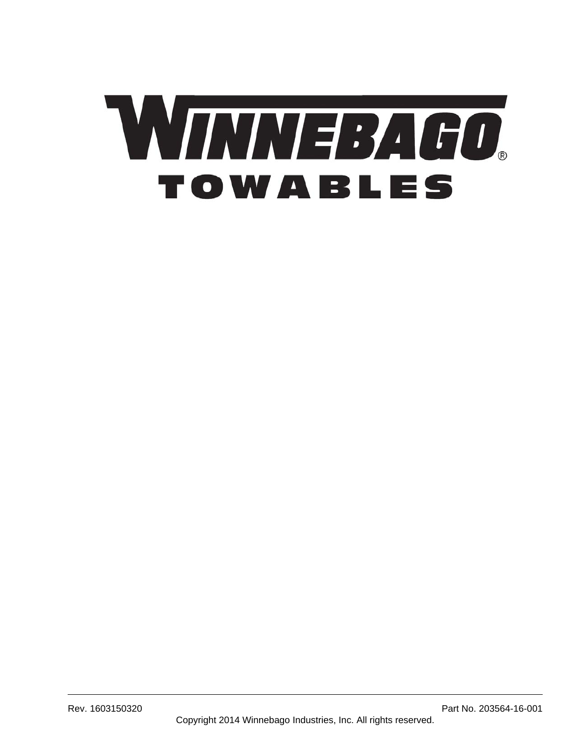# WINNEBAGO®

## TOWABLES

Rev. 1603150320

Part No. 203564-16-001

Copyright 2014 Winnebago Industries, Inc. All rights reserved.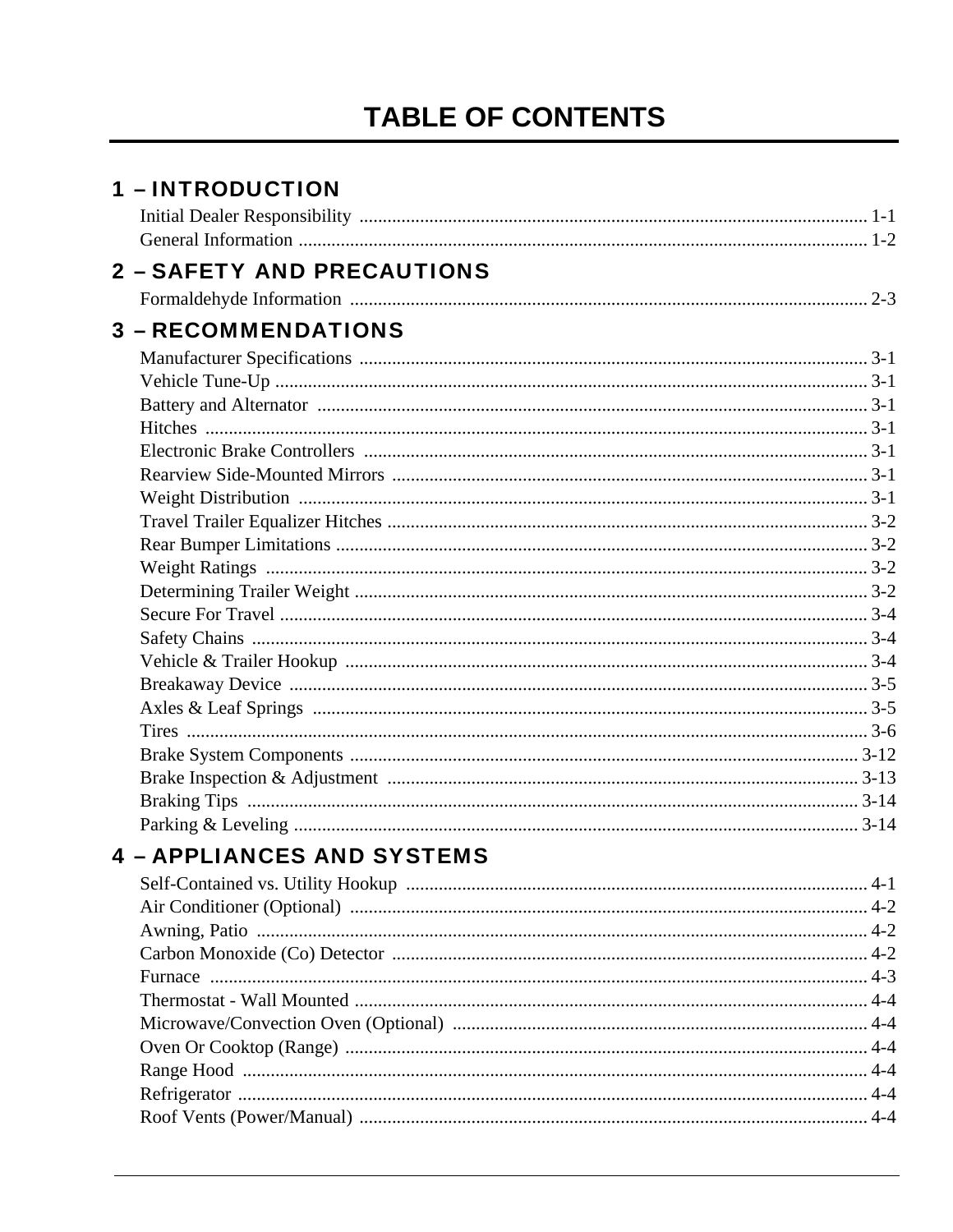# TABLE OF CONTENTS

## 1 – INTRODUCTION

Initial Dealer Responsibility ........ 1-1
General Information ........ 1-2

## 2 – SAFETY AND PRECAUTIONS

Formaldehyde Information ........ 2-3

## 3 – RECOMMENDATIONS

Manufacturer Specifications ........ 3-1
Vehicle Tune-Up ........ 3-1
Battery and Alternator ........ 3-1
Hitches ........ 3-1
Electronic Brake Controllers ........ 3-1
Rearview Side-Mounted Mirrors ........ 3-1
Weight Distribution ........ 3-1
Travel Trailer Equalizer Hitches ........ 3-2
Rear Bumper Limitations ........ 3-2
Weight Ratings ........ 3-2
Determining Trailer Weight ........ 3-2
Secure For Travel ........ 3-4
Safety Chains ........ 3-4
Vehicle & Trailer Hookup ........ 3-4
Breakaway Device ........ 3-5
Axles & Leaf Springs ........ 3-5
Tires ........ 3-6
Brake System Components ........ 3-12
Brake Inspection & Adjustment ........ 3-13
Braking Tips ........ 3-14
Parking & Leveling ........ 3-14

## 4 – APPLIANCES AND SYSTEMS

Self-Contained vs. Utility Hookup ........ 4-1
Air Conditioner (Optional) ........ 4-2
Awning, Patio ........ 4-2
Carbon Monoxide (Co) Detector ........ 4-2
Furnace ........ 4-3
Thermostat - Wall Mounted ........ 4-4
Microwave/Convection Oven (Optional) ........ 4-4
Oven Or Cooktop (Range) ........ 4-4
Range Hood ........ 4-4
Refrigerator ........ 4-4
Roof Vents (Power/Manual) ........ 4-4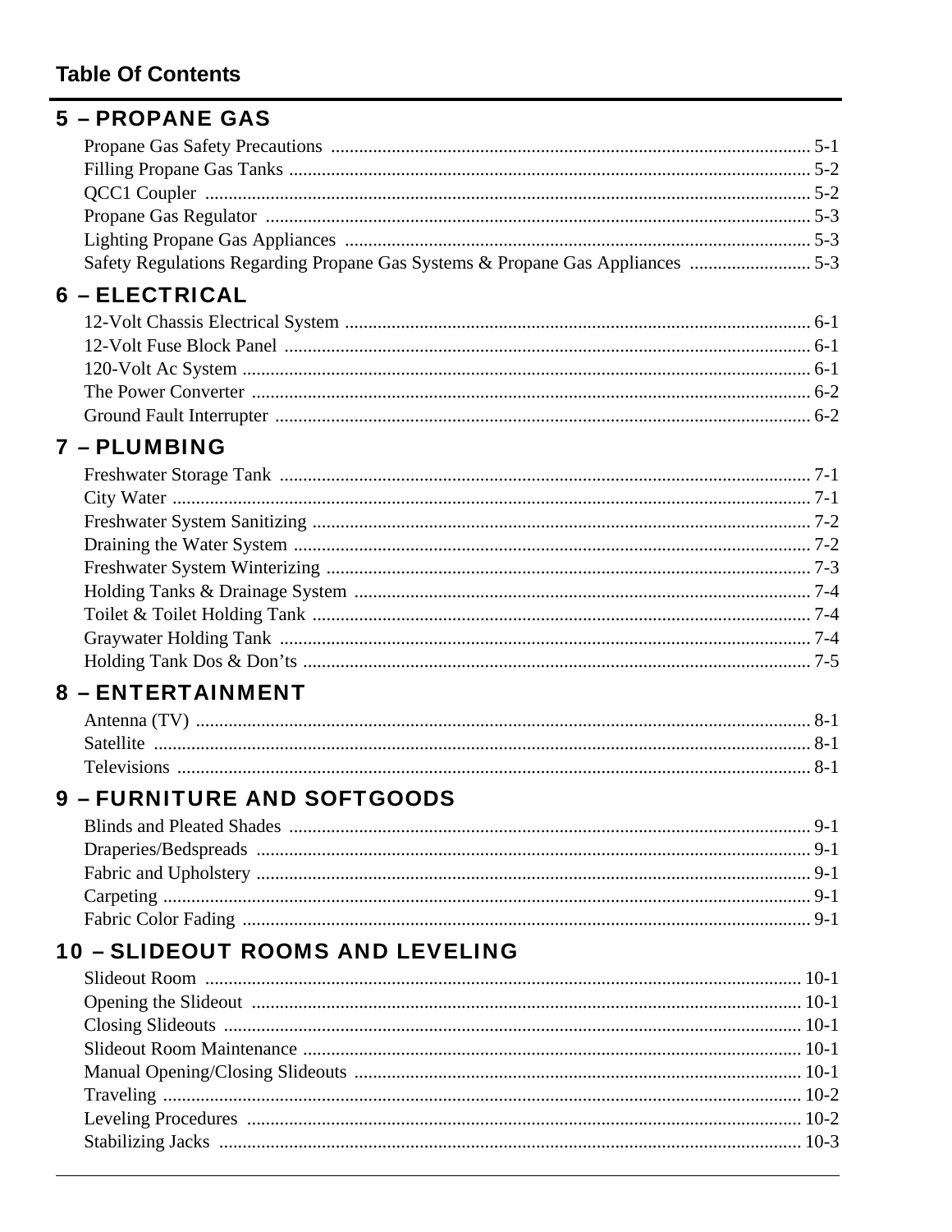# Table Of Contents

## 5 – PROPANE GAS

Propane Gas Safety Precautions ...... 5-1
Filling Propane Gas Tanks ...... 5-2
QCC1 Coupler ...... 5-2
Propane Gas Regulator ...... 5-3
Lighting Propane Gas Appliances ...... 5-3
Safety Regulations Regarding Propane Gas Systems & Propane Gas Appliances ...... 5-3

## 6 – ELECTRICAL

12-Volt Chassis Electrical System ...... 6-1
12-Volt Fuse Block Panel ...... 6-1
120-Volt Ac System ...... 6-1
The Power Converter ...... 6-2
Ground Fault Interrupter ...... 6-2

## 7 – PLUMBING

Freshwater Storage Tank ...... 7-1
City Water ...... 7-1
Freshwater System Sanitizing ...... 7-2
Draining the Water System ...... 7-2
Freshwater System Winterizing ...... 7-3
Holding Tanks & Drainage System ...... 7-4
Toilet & Toilet Holding Tank ...... 7-4
Graywater Holding Tank ...... 7-4
Holding Tank Dos & Don'ts ...... 7-5

## 8 – ENTERTAINMENT

Antenna (TV) ...... 8-1
Satellite ...... 8-1
Televisions ...... 8-1

## 9 – FURNITURE AND SOFTGOODS

Blinds and Pleated Shades ...... 9-1
Draperies/Bedspreads ...... 9-1
Fabric and Upholstery ...... 9-1
Carpeting ...... 9-1
Fabric Color Fading ...... 9-1

## 10 – SLIDEOUT ROOMS AND LEVELING

Slideout Room ...... 10-1
Opening the Slideout ...... 10-1
Closing Slideouts ...... 10-1
Slideout Room Maintenance ...... 10-1
Manual Opening/Closing Slideouts ...... 10-1
Traveling ...... 10-2
Leveling Procedures ...... 10-2
Stabilizing Jacks ...... 10-3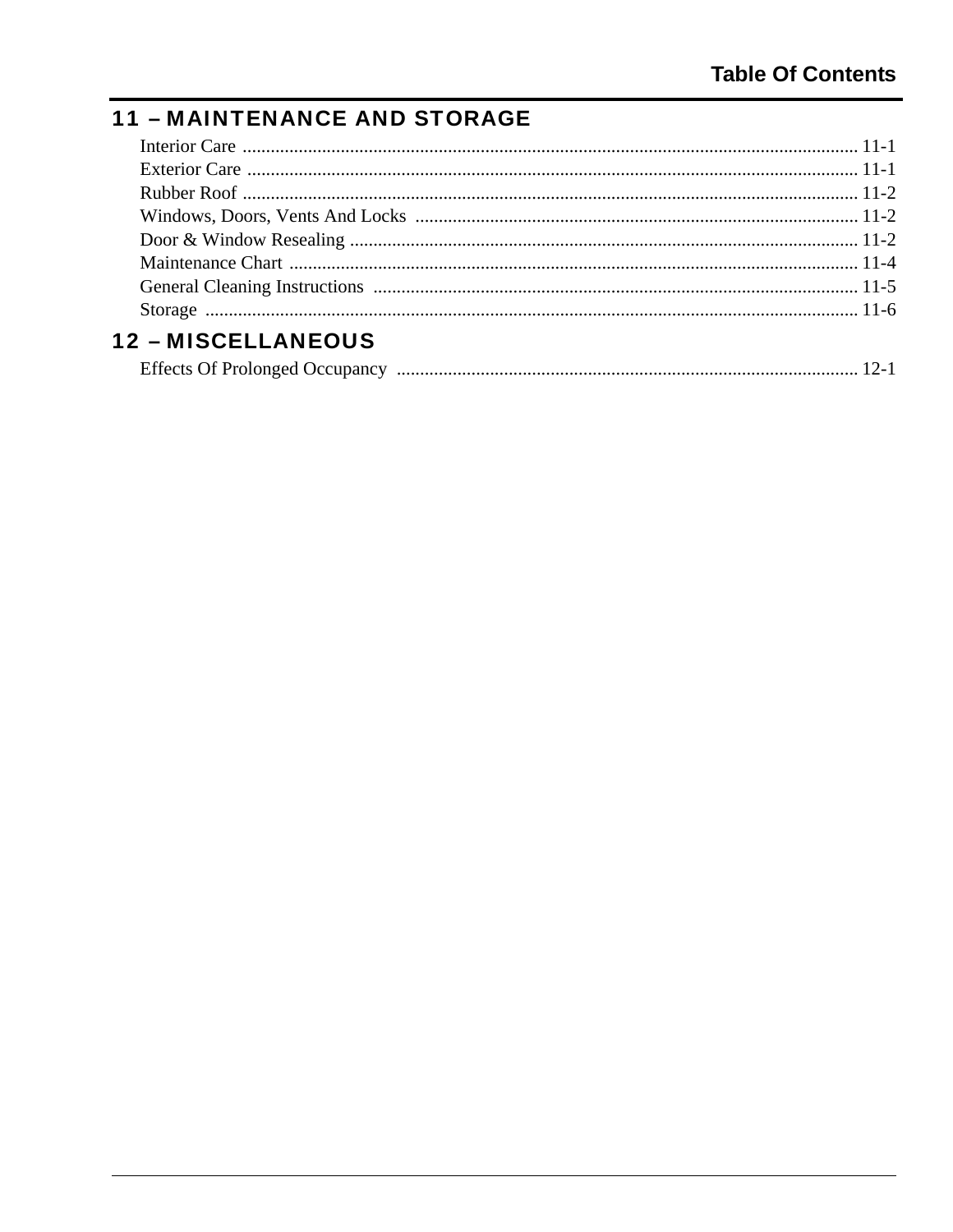## 11 – MAINTENANCE AND STORAGE

Interior Care .......... 11-1
Exterior Care .......... 11-1
Rubber Roof .......... 11-2
Windows, Doors, Vents And Locks .......... 11-2
Door & Window Resealing .......... 11-2
Maintenance Chart .......... 11-4
General Cleaning Instructions .......... 11-5
Storage .......... 11-6

## 12 – MISCELLANEOUS

Effects Of Prolonged Occupancy .......... 12-1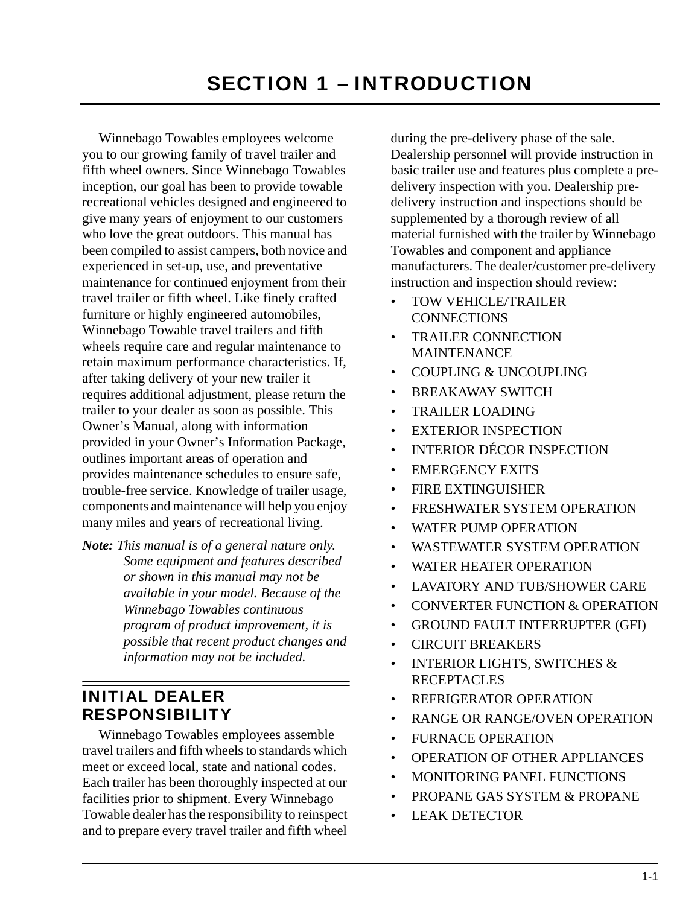# SECTION 1 – INTRODUCTION

Winnebago Towables employees welcome you to our growing family of travel trailer and fifth wheel owners. Since Winnebago Towables inception, our goal has been to provide towable recreational vehicles designed and engineered to give many years of enjoyment to our customers who love the great outdoors. This manual has been compiled to assist campers, both novice and experienced in set-up, use, and preventative maintenance for continued enjoyment from their travel trailer or fifth wheel. Like finely crafted furniture or highly engineered automobiles, Winnebago Towable travel trailers and fifth wheels require care and regular maintenance to retain maximum performance characteristics. If, after taking delivery of your new trailer it requires additional adjustment, please return the trailer to your dealer as soon as possible. This Owner's Manual, along with information provided in your Owner's Information Package, outlines important areas of operation and provides maintenance schedules to ensure safe, trouble-free service. Knowledge of trailer usage, components and maintenance will help you enjoy many miles and years of recreational living.

***Note:*** *This manual is of a general nature only. Some equipment and features described or shown in this manual may not be available in your model. Because of the Winnebago Towables continuous program of product improvement, it is possible that recent product changes and information may not be included.*

## INITIAL DEALER RESPONSIBILITY

Winnebago Towables employees assemble travel trailers and fifth wheels to standards which meet or exceed local, state and national codes. Each trailer has been thoroughly inspected at our facilities prior to shipment. Every Winnebago Towable dealer has the responsibility to reinspect and to prepare every travel trailer and fifth wheel during the pre-delivery phase of the sale. Dealership personnel will provide instruction in basic trailer use and features plus complete a pre-delivery inspection with you. Dealership pre-delivery instruction and inspections should be supplemented by a thorough review of all material furnished with the trailer by Winnebago Towables and component and appliance manufacturers. The dealer/customer pre-delivery instruction and inspection should review:

- TOW VEHICLE/TRAILER CONNECTIONS
- TRAILER CONNECTION MAINTENANCE
- COUPLING & UNCOUPLING
- BREAKAWAY SWITCH
- TRAILER LOADING
- EXTERIOR INSPECTION
- INTERIOR DÉCOR INSPECTION
- EMERGENCY EXITS
- FIRE EXTINGUISHER
- FRESHWATER SYSTEM OPERATION
- WATER PUMP OPERATION
- WASTEWATER SYSTEM OPERATION
- WATER HEATER OPERATION
- LAVATORY AND TUB/SHOWER CARE
- CONVERTER FUNCTION & OPERATION
- GROUND FAULT INTERRUPTER (GFI)
- CIRCUIT BREAKERS
- INTERIOR LIGHTS, SWITCHES & RECEPTACLES
- REFRIGERATOR OPERATION
- RANGE OR RANGE/OVEN OPERATION
- FURNACE OPERATION
- OPERATION OF OTHER APPLIANCES
- MONITORING PANEL FUNCTIONS
- PROPANE GAS SYSTEM & PROPANE
- LEAK DETECTOR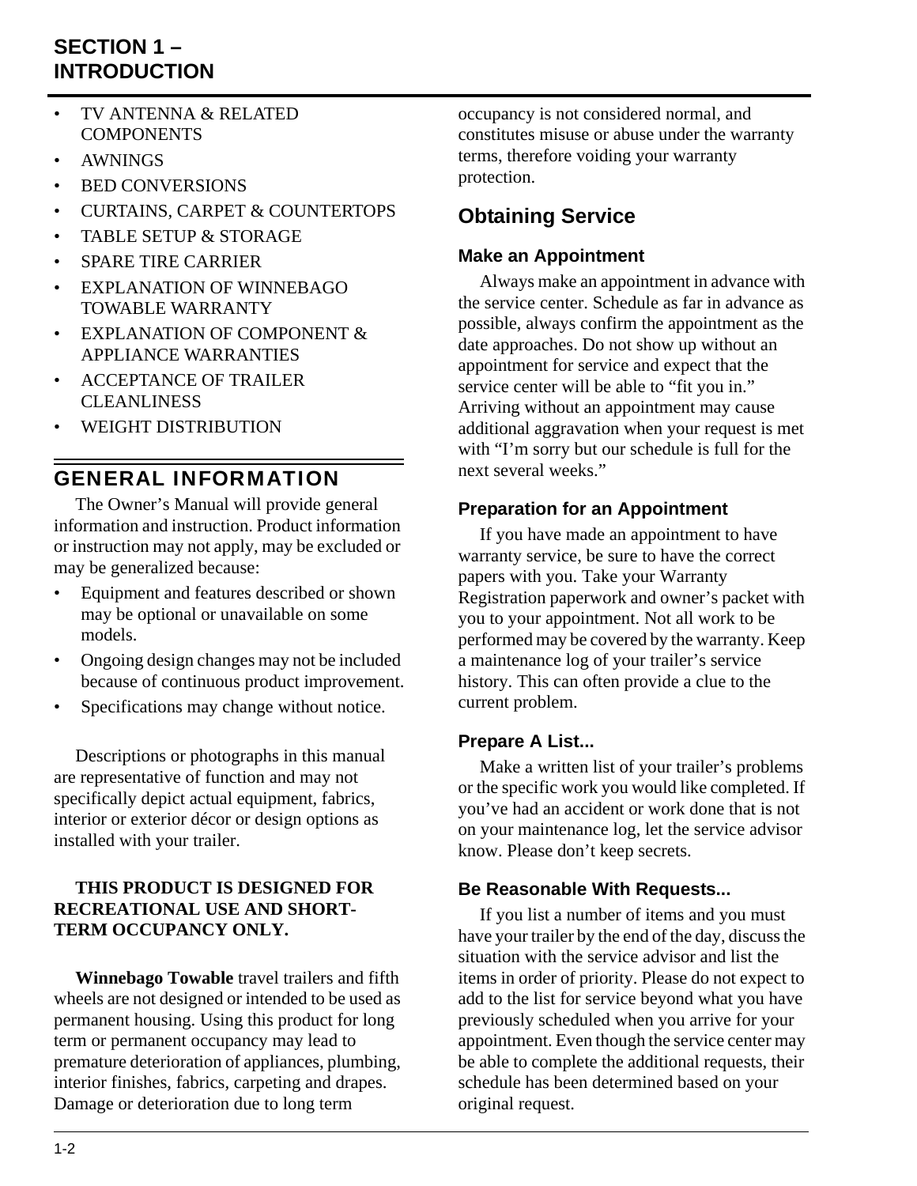- TV ANTENNA & RELATED COMPONENTS
- AWNINGS
- BED CONVERSIONS
- CURTAINS, CARPET & COUNTERTOPS
- TABLE SETUP & STORAGE
- SPARE TIRE CARRIER
- EXPLANATION OF WINNEBAGO TOWABLE WARRANTY
- EXPLANATION OF COMPONENT & APPLIANCE WARRANTIES
- ACCEPTANCE OF TRAILER CLEANLINESS
- WEIGHT DISTRIBUTION

## GENERAL INFORMATION

The Owner's Manual will provide general information and instruction. Product information or instruction may not apply, may be excluded or may be generalized because:

- Equipment and features described or shown may be optional or unavailable on some models.
- Ongoing design changes may not be included because of continuous product improvement.
- Specifications may change without notice.

Descriptions or photographs in this manual are representative of function and may not specifically depict actual equipment, fabrics, interior or exterior décor or design options as installed with your trailer.

**THIS PRODUCT IS DESIGNED FOR RECREATIONAL USE AND SHORT-TERM OCCUPANCY ONLY.**

**Winnebago Towable** travel trailers and fifth wheels are not designed or intended to be used as permanent housing. Using this product for long term or permanent occupancy may lead to premature deterioration of appliances, plumbing, interior finishes, fabrics, carpeting and drapes. Damage or deterioration due to long term occupancy is not considered normal, and constitutes misuse or abuse under the warranty terms, therefore voiding your warranty protection.

## Obtaining Service

### Make an Appointment

Always make an appointment in advance with the service center. Schedule as far in advance as possible, always confirm the appointment as the date approaches. Do not show up without an appointment for service and expect that the service center will be able to "fit you in." Arriving without an appointment may cause additional aggravation when your request is met with "I'm sorry but our schedule is full for the next several weeks."

### Preparation for an Appointment

If you have made an appointment to have warranty service, be sure to have the correct papers with you. Take your Warranty Registration paperwork and owner's packet with you to your appointment. Not all work to be performed may be covered by the warranty. Keep a maintenance log of your trailer's service history. This can often provide a clue to the current problem.

### Prepare A List...

Make a written list of your trailer's problems or the specific work you would like completed. If you've had an accident or work done that is not on your maintenance log, let the service advisor know. Please don't keep secrets.

### Be Reasonable With Requests...

If you list a number of items and you must have your trailer by the end of the day, discuss the situation with the service advisor and list the items in order of priority. Please do not expect to add to the list for service beyond what you have previously scheduled when you arrive for your appointment. Even though the service center may be able to complete the additional requests, their schedule has been determined based on your original request.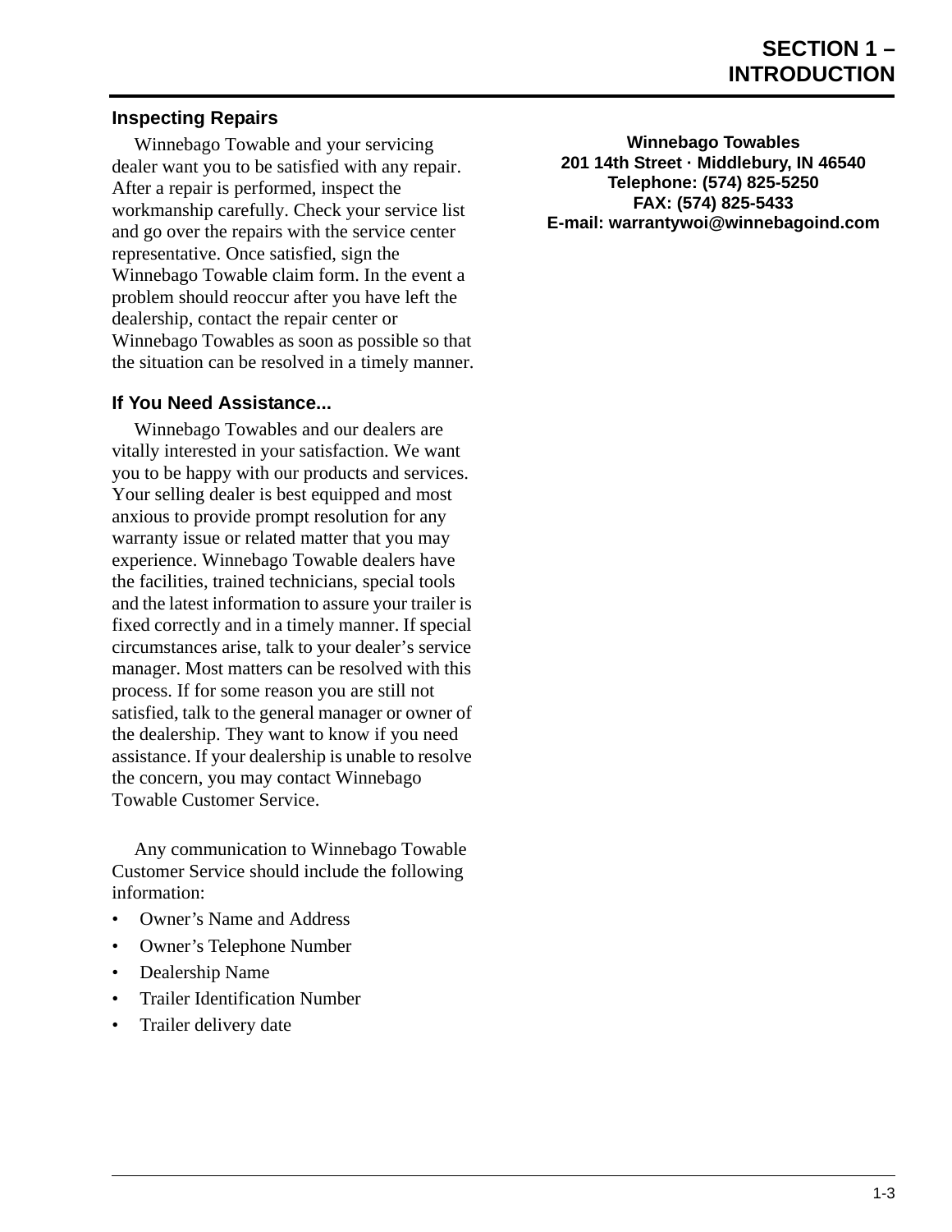## Inspecting Repairs

Winnebago Towable and your servicing dealer want you to be satisfied with any repair. After a repair is performed, inspect the workmanship carefully. Check your service list and go over the repairs with the service center representative. Once satisfied, sign the Winnebago Towable claim form. In the event a problem should reoccur after you have left the dealership, contact the repair center or Winnebago Towables as soon as possible so that the situation can be resolved in a timely manner.

## If You Need Assistance...

Winnebago Towables and our dealers are vitally interested in your satisfaction. We want you to be happy with our products and services. Your selling dealer is best equipped and most anxious to provide prompt resolution for any warranty issue or related matter that you may experience. Winnebago Towable dealers have the facilities, trained technicians, special tools and the latest information to assure your trailer is fixed correctly and in a timely manner. If special circumstances arise, talk to your dealer's service manager. Most matters can be resolved with this process. If for some reason you are still not satisfied, talk to the general manager or owner of the dealership. They want to know if you need assistance. If your dealership is unable to resolve the concern, you may contact Winnebago Towable Customer Service.

Any communication to Winnebago Towable Customer Service should include the following information:

- Owner's Name and Address
- Owner's Telephone Number
- Dealership Name
- Trailer Identification Number
- Trailer delivery date

**Winnebago Towables**
**201 14th Street · Middlebury, IN 46540**
**Telephone: (574) 825-5250**
**FAX: (574) 825-5433**
**E-mail: warrantywoi@winnebagoind.com**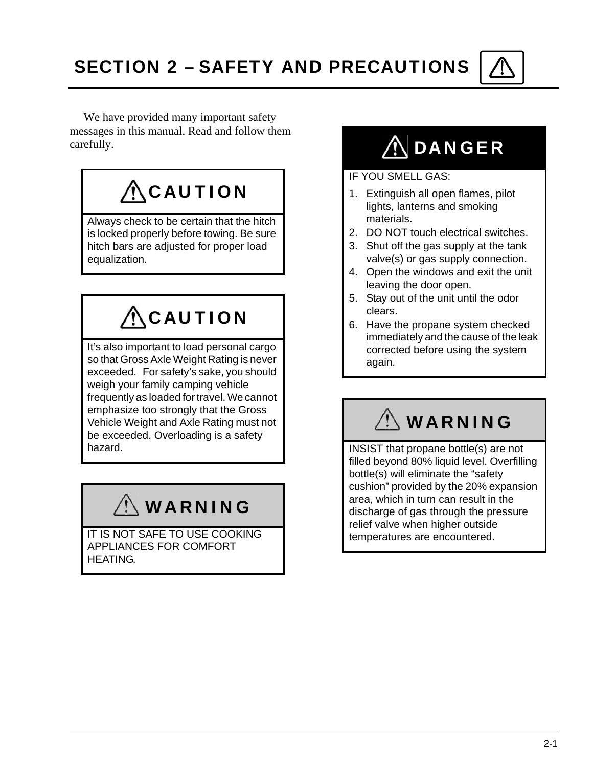# SECTION 2 – SAFETY AND PRECAUTIONS

We have provided many important safety messages in this manual. Read and follow them carefully.

**CAUTION**

Always check to be certain that the hitch is locked properly before towing. Be sure hitch bars are adjusted for proper load equalization.

**CAUTION**

It's also important to load personal cargo so that Gross Axle Weight Rating is never exceeded. For safety's sake, you should weigh your family camping vehicle frequently as loaded for travel. We cannot emphasize too strongly that the Gross Vehicle Weight and Axle Rating must not be exceeded. Overloading is a safety hazard.

**WARNING**

IT IS NOT SAFE TO USE COOKING APPLIANCES FOR COMFORT HEATING.

**DANGER**

IF YOU SMELL GAS:

1. Extinguish all open flames, pilot lights, lanterns and smoking materials.
2. DO NOT touch electrical switches.
3. Shut off the gas supply at the tank valve(s) or gas supply connection.
4. Open the windows and exit the unit leaving the door open.
5. Stay out of the unit until the odor clears.
6. Have the propane system checked immediately and the cause of the leak corrected before using the system again.

**WARNING**

INSIST that propane bottle(s) are not filled beyond 80% liquid level. Overfilling bottle(s) will eliminate the "safety cushion" provided by the 20% expansion area, which in turn can result in the discharge of gas through the pressure relief valve when higher outside temperatures are encountered.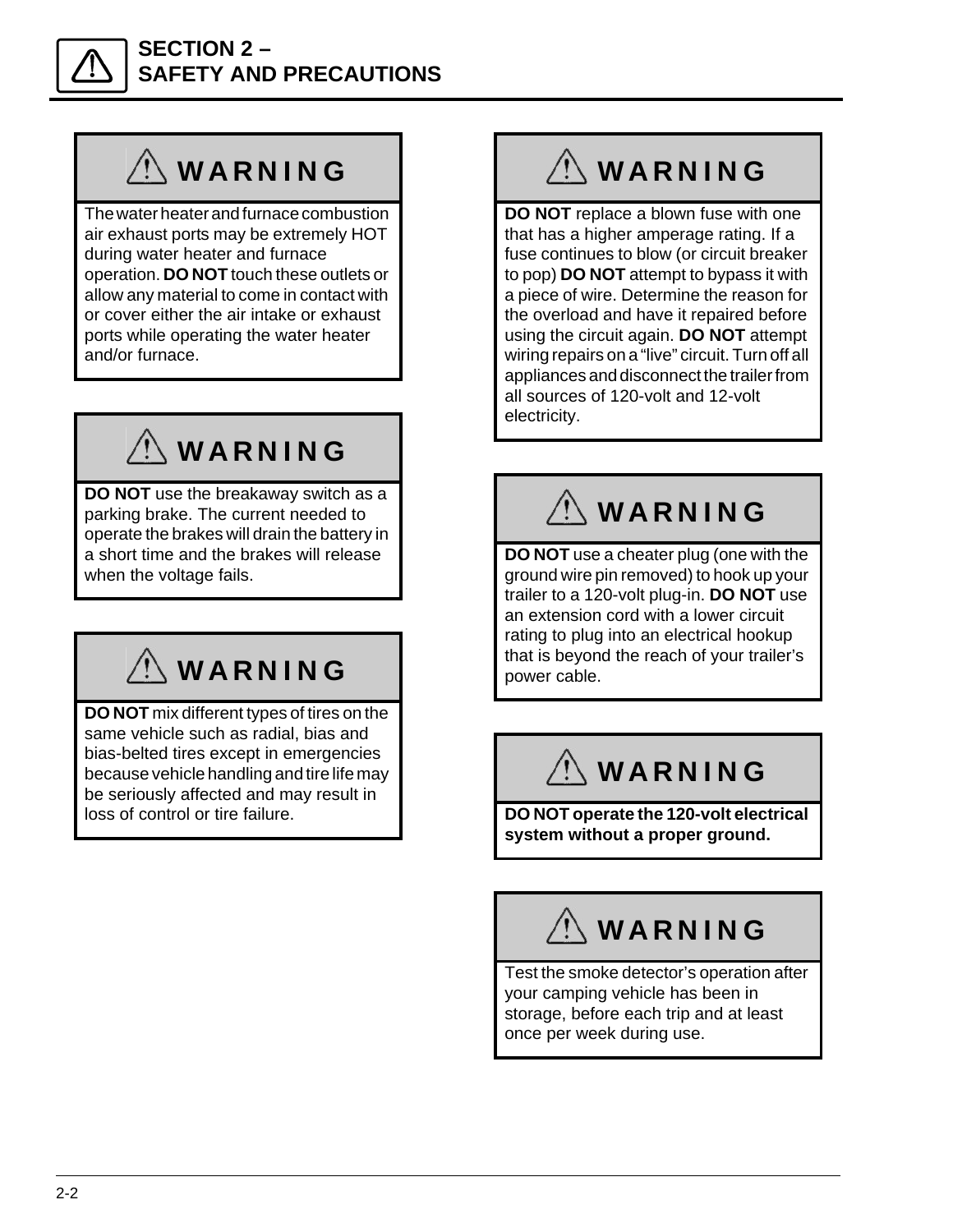# SECTION 2 – SAFETY AND PRECAUTIONS

## ⚠ WARNING

The water heater and furnace combustion air exhaust ports may be extremely HOT during water heater and furnace operation. **DO NOT** touch these outlets or allow any material to come in contact with or cover either the air intake or exhaust ports while operating the water heater and/or furnace.

## ⚠ WARNING

**DO NOT** use the breakaway switch as a parking brake. The current needed to operate the brakes will drain the battery in a short time and the brakes will release when the voltage fails.

## ⚠ WARNING

**DO NOT** mix different types of tires on the same vehicle such as radial, bias and bias-belted tires except in emergencies because vehicle handling and tire life may be seriously affected and may result in loss of control or tire failure.

## ⚠ WARNING

**DO NOT** replace a blown fuse with one that has a higher amperage rating. If a fuse continues to blow (or circuit breaker to pop) **DO NOT** attempt to bypass it with a piece of wire. Determine the reason for the overload and have it repaired before using the circuit again. **DO NOT** attempt wiring repairs on a "live" circuit. Turn off all appliances and disconnect the trailer from all sources of 120-volt and 12-volt electricity.

## ⚠ WARNING

**DO NOT** use a cheater plug (one with the ground wire pin removed) to hook up your trailer to a 120-volt plug-in. **DO NOT** use an extension cord with a lower circuit rating to plug into an electrical hookup that is beyond the reach of your trailer's power cable.

## ⚠ WARNING

**DO NOT operate the 120-volt electrical system without a proper ground.**

## ⚠ WARNING

Test the smoke detector's operation after your camping vehicle has been in storage, before each trip and at least once per week during use.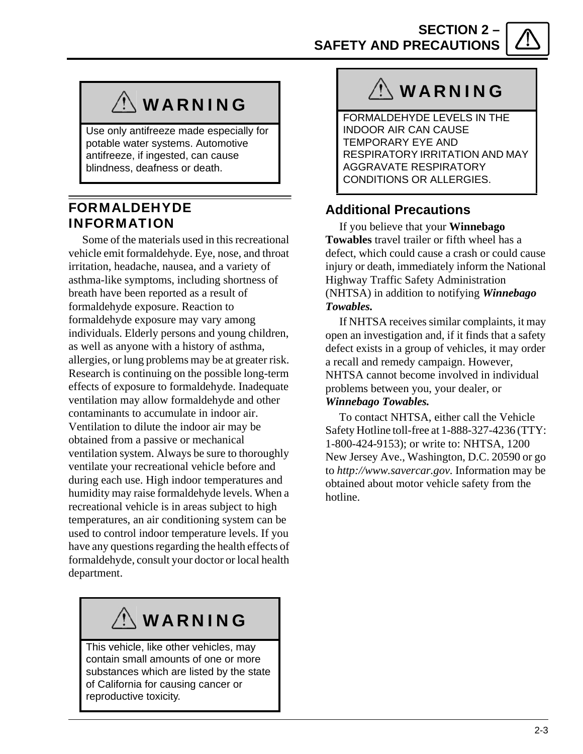> **⚠ WARNING**
>
> Use only antifreeze made especially for potable water systems. Automotive antifreeze, if ingested, can cause blindness, deafness or death.

## FORMALDEHYDE INFORMATION

Some of the materials used in this recreational vehicle emit formaldehyde. Eye, nose, and throat irritation, headache, nausea, and a variety of asthma-like symptoms, including shortness of breath have been reported as a result of formaldehyde exposure. Reaction to formaldehyde exposure may vary among individuals. Elderly persons and young children, as well as anyone with a history of asthma, allergies, or lung problems may be at greater risk. Research is continuing on the possible long-term effects of exposure to formaldehyde. Inadequate ventilation may allow formaldehyde and other contaminants to accumulate in indoor air. Ventilation to dilute the indoor air may be obtained from a passive or mechanical ventilation system. Always be sure to thoroughly ventilate your recreational vehicle before and during each use. High indoor temperatures and humidity may raise formaldehyde levels. When a recreational vehicle is in areas subject to high temperatures, an air conditioning system can be used to control indoor temperature levels. If you have any questions regarding the health effects of formaldehyde, consult your doctor or local health department.

> **⚠ WARNING**
>
> This vehicle, like other vehicles, may contain small amounts of one or more substances which are listed by the state of California for causing cancer or reproductive toxicity.

> **⚠ WARNING**
>
> FORMALDEHYDE LEVELS IN THE INDOOR AIR CAN CAUSE TEMPORARY EYE AND RESPIRATORY IRRITATION AND MAY AGGRAVATE RESPIRATORY CONDITIONS OR ALLERGIES.

### Additional Precautions

If you believe that your **Winnebago Towables** travel trailer or fifth wheel has a defect, which could cause a crash or could cause injury or death, immediately inform the National Highway Traffic Safety Administration (NHTSA) in addition to notifying ***Winnebago Towables.***

If NHTSA receives similar complaints, it may open an investigation and, if it finds that a safety defect exists in a group of vehicles, it may order a recall and remedy campaign. However, NHTSA cannot become involved in individual problems between you, your dealer, or ***Winnebago Towables.***

To contact NHTSA, either call the Vehicle Safety Hotline toll-free at 1-888-327-4236 (TTY: 1-800-424-9153); or write to: NHTSA, 1200 New Jersey Ave., Washington, D.C. 20590 or go to *http://www.savercar.gov*. Information may be obtained about motor vehicle safety from the hotline.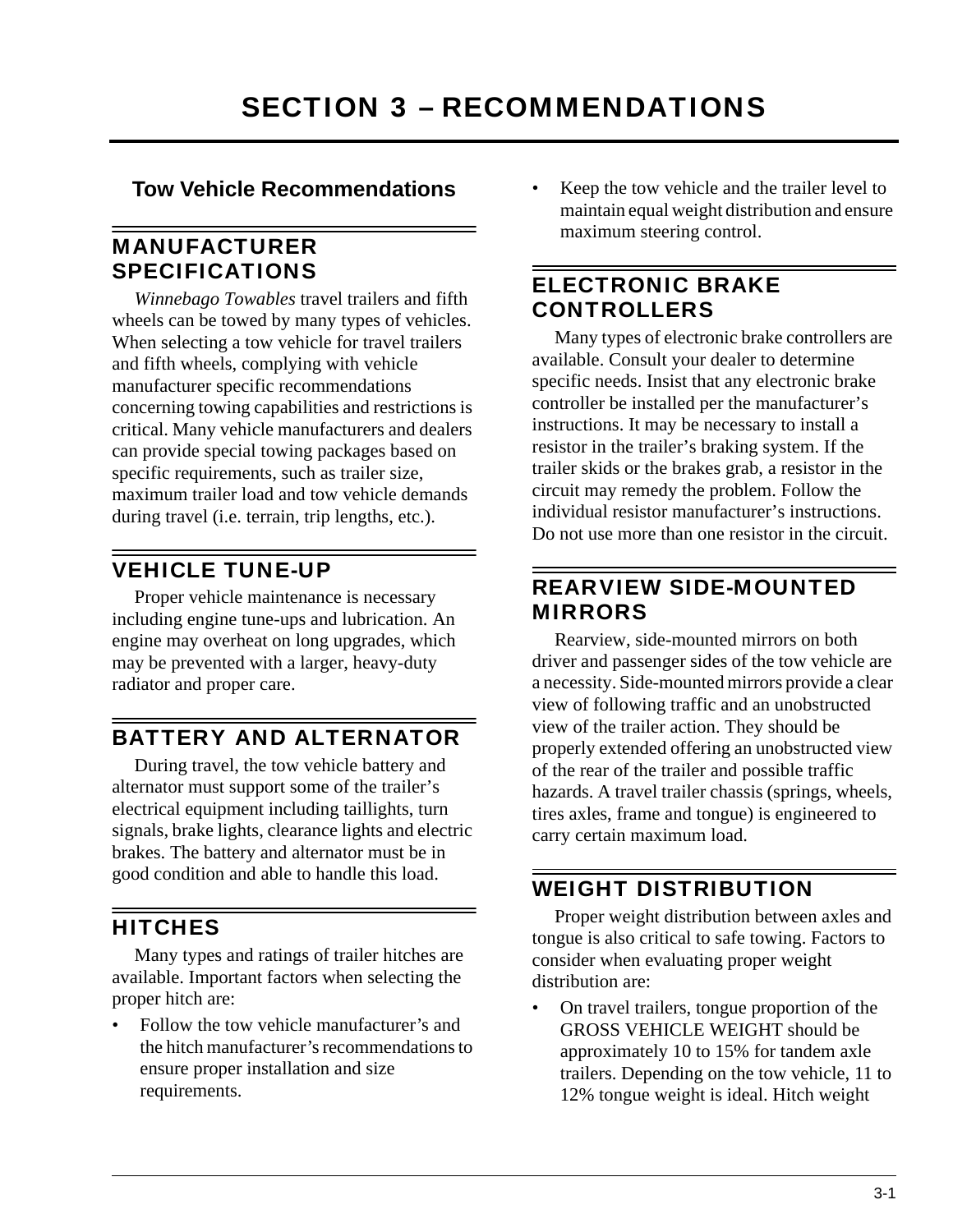# SECTION 3 – RECOMMENDATIONS

## Tow Vehicle Recommendations

### MANUFACTURER SPECIFICATIONS

*Winnebago Towables* travel trailers and fifth wheels can be towed by many types of vehicles. When selecting a tow vehicle for travel trailers and fifth wheels, complying with vehicle manufacturer specific recommendations concerning towing capabilities and restrictions is critical. Many vehicle manufacturers and dealers can provide special towing packages based on specific requirements, such as trailer size, maximum trailer load and tow vehicle demands during travel (i.e. terrain, trip lengths, etc.).

### VEHICLE TUNE-UP

Proper vehicle maintenance is necessary including engine tune-ups and lubrication. An engine may overheat on long upgrades, which may be prevented with a larger, heavy-duty radiator and proper care.

### BATTERY AND ALTERNATOR

During travel, the tow vehicle battery and alternator must support some of the trailer's electrical equipment including taillights, turn signals, brake lights, clearance lights and electric brakes. The battery and alternator must be in good condition and able to handle this load.

### HITCHES

Many types and ratings of trailer hitches are available. Important factors when selecting the proper hitch are:

- Follow the tow vehicle manufacturer's and the hitch manufacturer's recommendations to ensure proper installation and size requirements.
- Keep the tow vehicle and the trailer level to maintain equal weight distribution and ensure maximum steering control.

### ELECTRONIC BRAKE CONTROLLERS

Many types of electronic brake controllers are available. Consult your dealer to determine specific needs. Insist that any electronic brake controller be installed per the manufacturer's instructions. It may be necessary to install a resistor in the trailer's braking system. If the trailer skids or the brakes grab, a resistor in the circuit may remedy the problem. Follow the individual resistor manufacturer's instructions. Do not use more than one resistor in the circuit.

### REARVIEW SIDE-MOUNTED MIRRORS

Rearview, side-mounted mirrors on both driver and passenger sides of the tow vehicle are a necessity. Side-mounted mirrors provide a clear view of following traffic and an unobstructed view of the trailer action. They should be properly extended offering an unobstructed view of the rear of the trailer and possible traffic hazards. A travel trailer chassis (springs, wheels, tires axles, frame and tongue) is engineered to carry certain maximum load.

### WEIGHT DISTRIBUTION

Proper weight distribution between axles and tongue is also critical to safe towing. Factors to consider when evaluating proper weight distribution are:

- On travel trailers, tongue proportion of the GROSS VEHICLE WEIGHT should be approximately 10 to 15% for tandem axle trailers. Depending on the tow vehicle, 11 to 12% tongue weight is ideal. Hitch weight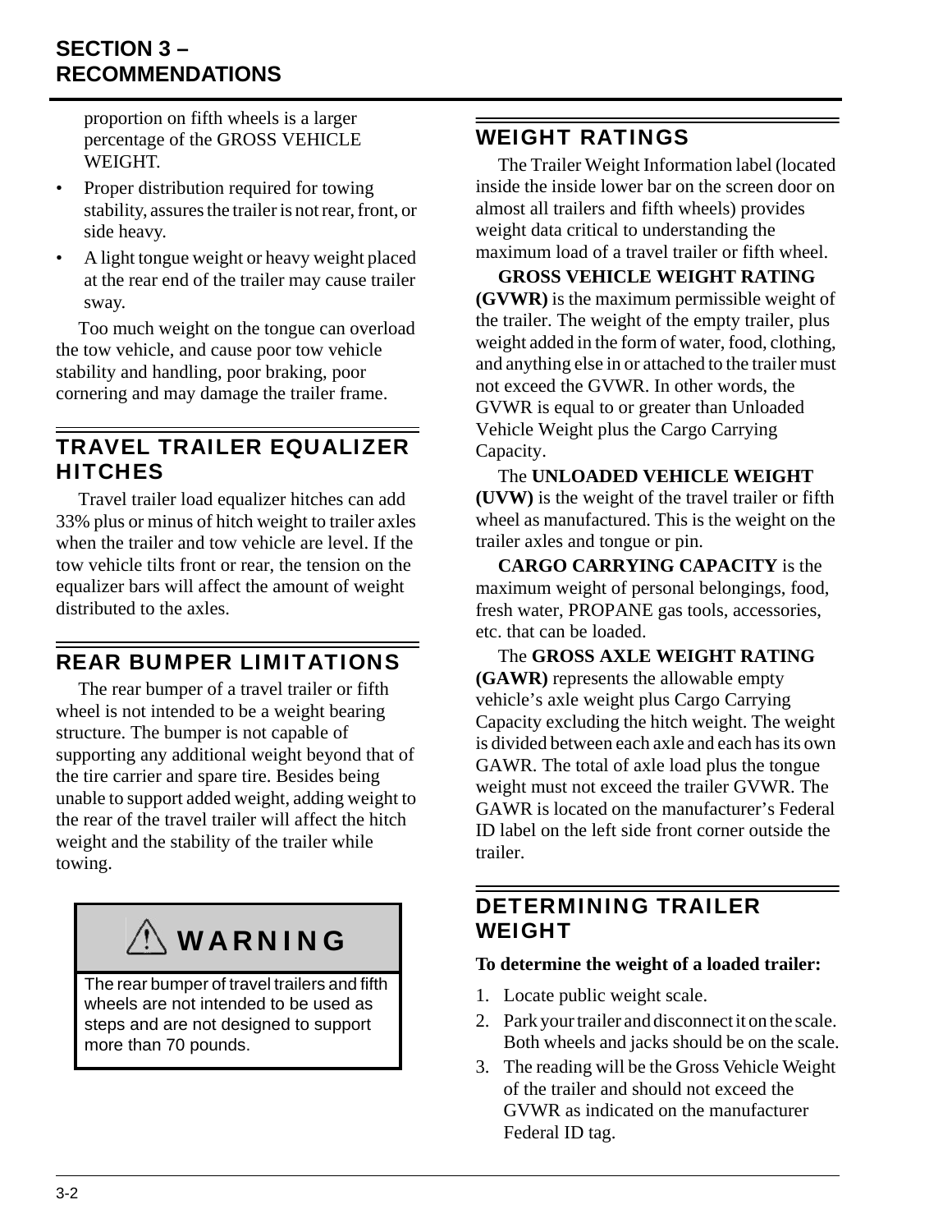proportion on fifth wheels is a larger percentage of the GROSS VEHICLE WEIGHT.

- Proper distribution required for towing stability, assures the trailer is not rear, front, or side heavy.
- A light tongue weight or heavy weight placed at the rear end of the trailer may cause trailer sway.

Too much weight on the tongue can overload the tow vehicle, and cause poor tow vehicle stability and handling, poor braking, poor cornering and may damage the trailer frame.

## TRAVEL TRAILER EQUALIZER HITCHES

Travel trailer load equalizer hitches can add 33% plus or minus of hitch weight to trailer axles when the trailer and tow vehicle are level. If the tow vehicle tilts front or rear, the tension on the equalizer bars will affect the amount of weight distributed to the axles.

## REAR BUMPER LIMITATIONS

The rear bumper of a travel trailer or fifth wheel is not intended to be a weight bearing structure. The bumper is not capable of supporting any additional weight beyond that of the tire carrier and spare tire. Besides being unable to support added weight, adding weight to the rear of the travel trailer will affect the hitch weight and the stability of the trailer while towing.

> ⚠ **WARNING**
>
> The rear bumper of travel trailers and fifth wheels are not intended to be used as steps and are not designed to support more than 70 pounds.

## WEIGHT RATINGS

The Trailer Weight Information label (located inside the inside lower bar on the screen door on almost all trailers and fifth wheels) provides weight data critical to understanding the maximum load of a travel trailer or fifth wheel.

**GROSS VEHICLE WEIGHT RATING (GVWR)** is the maximum permissible weight of the trailer. The weight of the empty trailer, plus weight added in the form of water, food, clothing, and anything else in or attached to the trailer must not exceed the GVWR. In other words, the GVWR is equal to or greater than Unloaded Vehicle Weight plus the Cargo Carrying Capacity.

The **UNLOADED VEHICLE WEIGHT (UVW)** is the weight of the travel trailer or fifth wheel as manufactured. This is the weight on the trailer axles and tongue or pin.

**CARGO CARRYING CAPACITY** is the maximum weight of personal belongings, food, fresh water, PROPANE gas tools, accessories, etc. that can be loaded.

The **GROSS AXLE WEIGHT RATING (GAWR)** represents the allowable empty vehicle's axle weight plus Cargo Carrying Capacity excluding the hitch weight. The weight is divided between each axle and each has its own GAWR. The total of axle load plus the tongue weight must not exceed the trailer GVWR. The GAWR is located on the manufacturer's Federal ID label on the left side front corner outside the trailer.

## DETERMINING TRAILER WEIGHT

**To determine the weight of a loaded trailer:**

1. Locate public weight scale.
2. Park your trailer and disconnect it on the scale. Both wheels and jacks should be on the scale.
3. The reading will be the Gross Vehicle Weight of the trailer and should not exceed the GVWR as indicated on the manufacturer Federal ID tag.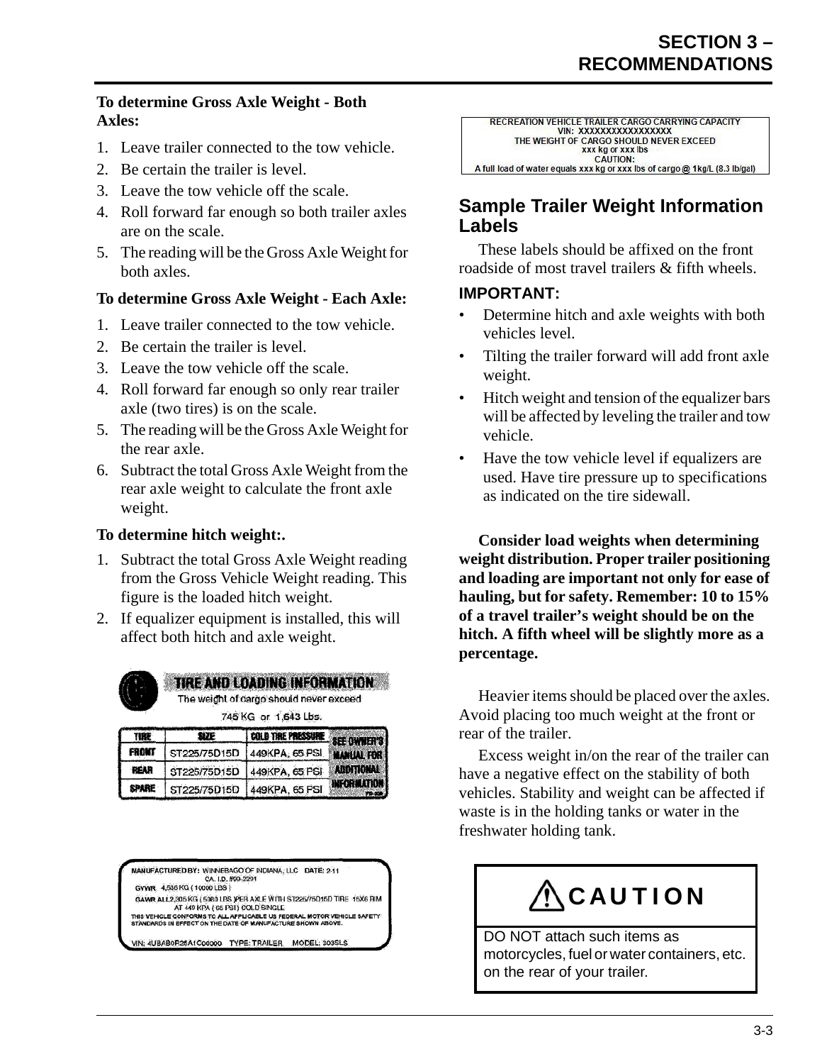**To determine Gross Axle Weight - Both Axles:**

1. Leave trailer connected to the tow vehicle.
2. Be certain the trailer is level.
3. Leave the tow vehicle off the scale.
4. Roll forward far enough so both trailer axles are on the scale.
5. The reading will be the Gross Axle Weight for both axles.

**To determine Gross Axle Weight - Each Axle:**

1. Leave trailer connected to the tow vehicle.
2. Be certain the trailer is level.
3. Leave the tow vehicle off the scale.
4. Roll forward far enough so only rear trailer axle (two tires) is on the scale.
5. The reading will be the Gross Axle Weight for the rear axle.
6. Subtract the total Gross Axle Weight from the rear axle weight to calculate the front axle weight.

**To determine hitch weight:.**

1. Subtract the total Gross Axle Weight reading from the Gross Vehicle Weight reading. This figure is the loaded hitch weight.
2. If equalizer equipment is installed, this will affect both hitch and axle weight.

**TIRE AND LOADING INFORMATION**

The weight of cargo should never exceed

745 KG or 1,643 Lbs.

| TIRE | SIZE | COLD TIRE PRESSURE | SEE OWNER'S MANUAL FOR ADDITIONAL INFORMATION |
|---|---|---|---|
| FRONT | ST225/75D15D | 449KPA, 65 PSI | |
| REAR | ST225/75D15D | 449KPA, 65 PSI | |
| SPARE | ST225/75D15D | 449KPA, 65 PSI | |

MANUFACTURED BY: WINNEBAGO OF INDIANA, LLC DATE: 2-11
CA. I.D. #09-2291
GVWR 4,536 KG (10000 LBS)
GAWR ALL 2,305 KG (5080 LBS) PER AXLE WITH ST225/75D15D TIRE 15X6 RIM AT 449 KPA (65 PSI) COLD SINGLE
THIS VEHICLE CONFORMS TO ALL APPLICABLE US FEDERAL MOTOR VEHICLE SAFETY STANDARDS IN EFFECT ON THE DATE OF MANUFACTURE SHOWN ABOVE.
VIN: 4UBAB0R25A1C00000 TYPE: TRAILER MODEL: 303SLS

RECREATION VEHICLE TRAILER CARGO CARRYING CAPACITY
VIN: XXXXXXXXXXXXXXXXX
THE WEIGHT OF CARGO SHOULD NEVER EXCEED
xxx kg or xxx lbs
CAUTION:
A full load of water equals xxx kg or xxx lbs of cargo @ 1kg/L (8.3 lb/gal)

## Sample Trailer Weight Information Labels

These labels should be affixed on the front roadside of most travel trailers & fifth wheels.

**IMPORTANT:**

- Determine hitch and axle weights with both vehicles level.
- Tilting the trailer forward will add front axle weight.
- Hitch weight and tension of the equalizer bars will be affected by leveling the trailer and tow vehicle.
- Have the tow vehicle level if equalizers are used. Have tire pressure up to specifications as indicated on the tire sidewall.

**Consider load weights when determining weight distribution. Proper trailer positioning and loading are important not only for ease of hauling, but for safety. Remember: 10 to 15% of a travel trailer's weight should be on the hitch. A fifth wheel will be slightly more as a percentage.**

Heavier items should be placed over the axles. Avoid placing too much weight at the front or rear of the trailer.

Excess weight in/on the rear of the trailer can have a negative effect on the stability of both vehicles. Stability and weight can be affected if waste is in the holding tanks or water in the freshwater holding tank.

**CAUTION**

DO NOT attach such items as motorcycles, fuel or water containers, etc. on the rear of your trailer.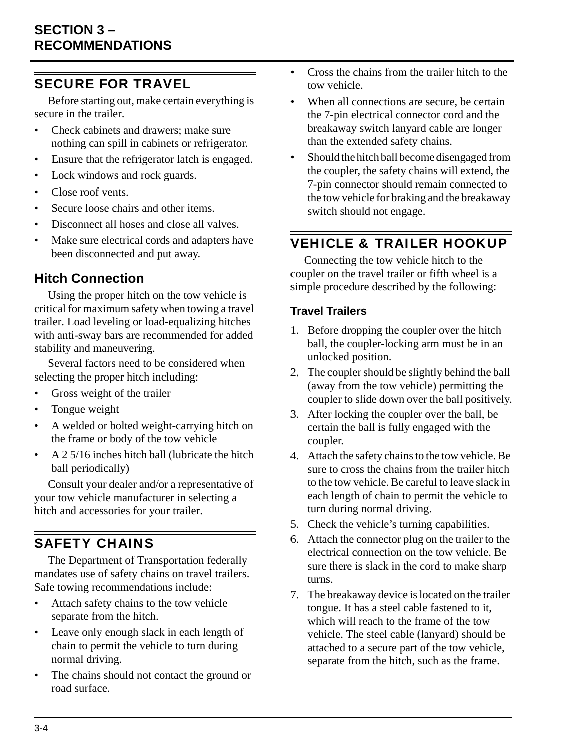## SECURE FOR TRAVEL

Before starting out, make certain everything is secure in the trailer.

- Check cabinets and drawers; make sure nothing can spill in cabinets or refrigerator.
- Ensure that the refrigerator latch is engaged.
- Lock windows and rock guards.
- Close roof vents.
- Secure loose chairs and other items.
- Disconnect all hoses and close all valves.
- Make sure electrical cords and adapters have been disconnected and put away.

### Hitch Connection

Using the proper hitch on the tow vehicle is critical for maximum safety when towing a travel trailer. Load leveling or load-equalizing hitches with anti-sway bars are recommended for added stability and maneuvering.

Several factors need to be considered when selecting the proper hitch including:

- Gross weight of the trailer
- Tongue weight
- A welded or bolted weight-carrying hitch on the frame or body of the tow vehicle
- A 2 5/16 inches hitch ball (lubricate the hitch ball periodically)

Consult your dealer and/or a representative of your tow vehicle manufacturer in selecting a hitch and accessories for your trailer.

## SAFETY CHAINS

The Department of Transportation federally mandates use of safety chains on travel trailers. Safe towing recommendations include:

- Attach safety chains to the tow vehicle separate from the hitch.
- Leave only enough slack in each length of chain to permit the vehicle to turn during normal driving.
- The chains should not contact the ground or road surface.
- Cross the chains from the trailer hitch to the tow vehicle.
- When all connections are secure, be certain the 7-pin electrical connector cord and the breakaway switch lanyard cable are longer than the extended safety chains.
- Should the hitch ball become disengaged from the coupler, the safety chains will extend, the 7-pin connector should remain connected to the tow vehicle for braking and the breakaway switch should not engage.

## VEHICLE & TRAILER HOOKUP

Connecting the tow vehicle hitch to the coupler on the travel trailer or fifth wheel is a simple procedure described by the following:

### Travel Trailers

1. Before dropping the coupler over the hitch ball, the coupler-locking arm must be in an unlocked position.
2. The coupler should be slightly behind the ball (away from the tow vehicle) permitting the coupler to slide down over the ball positively.
3. After locking the coupler over the ball, be certain the ball is fully engaged with the coupler.
4. Attach the safety chains to the tow vehicle. Be sure to cross the chains from the trailer hitch to the tow vehicle. Be careful to leave slack in each length of chain to permit the vehicle to turn during normal driving.
5. Check the vehicle's turning capabilities.
6. Attach the connector plug on the trailer to the electrical connection on the tow vehicle. Be sure there is slack in the cord to make sharp turns.
7. The breakaway device is located on the trailer tongue. It has a steel cable fastened to it, which will reach to the frame of the tow vehicle. The steel cable (lanyard) should be attached to a secure part of the tow vehicle, separate from the hitch, such as the frame.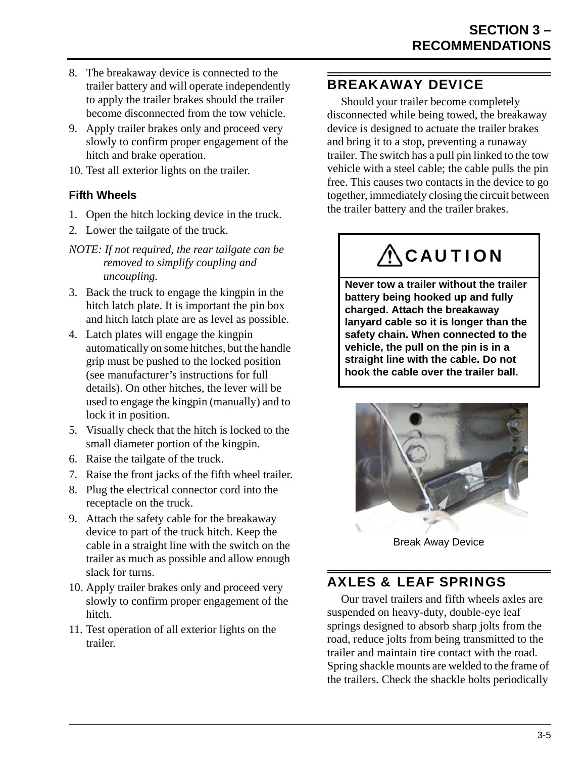8. The breakaway device is connected to the trailer battery and will operate independently to apply the trailer brakes should the trailer become disconnected from the tow vehicle.
9. Apply trailer brakes only and proceed very slowly to confirm proper engagement of the hitch and brake operation.
10. Test all exterior lights on the trailer.

### Fifth Wheels

1. Open the hitch locking device in the truck.
2. Lower the tailgate of the truck.

*NOTE: If not required, the rear tailgate can be removed to simplify coupling and uncoupling.*

3. Back the truck to engage the kingpin in the hitch latch plate. It is important the pin box and hitch latch plate are as level as possible.
4. Latch plates will engage the kingpin automatically on some hitches, but the handle grip must be pushed to the locked position (see manufacturer's instructions for full details). On other hitches, the lever will be used to engage the kingpin (manually) and to lock it in position.
5. Visually check that the hitch is locked to the small diameter portion of the kingpin.
6. Raise the tailgate of the truck.
7. Raise the front jacks of the fifth wheel trailer.
8. Plug the electrical connector cord into the receptacle on the truck.
9. Attach the safety cable for the breakaway device to part of the truck hitch. Keep the cable in a straight line with the switch on the trailer as much as possible and allow enough slack for turns.
10. Apply trailer brakes only and proceed very slowly to confirm proper engagement of the hitch.
11. Test operation of all exterior lights on the trailer.

## BREAKAWAY DEVICE

Should your trailer become completely disconnected while being towed, the breakaway device is designed to actuate the trailer brakes and bring it to a stop, preventing a runaway trailer. The switch has a pull pin linked to the tow vehicle with a steel cable; the cable pulls the pin free. This causes two contacts in the device to go together, immediately closing the circuit between the trailer battery and the trailer brakes.

**⚠ CAUTION**

**Never tow a trailer without the trailer battery being hooked up and fully charged. Attach the breakaway lanyard cable so it is longer than the safety chain. When connected to the vehicle, the pull on the pin is in a straight line with the cable. Do not hook the cable over the trailer ball.**

Break Away Device

## AXLES & LEAF SPRINGS

Our travel trailers and fifth wheels axles are suspended on heavy-duty, double-eye leaf springs designed to absorb sharp jolts from the road, reduce jolts from being transmitted to the trailer and maintain tire contact with the road. Spring shackle mounts are welded to the frame of the trailers. Check the shackle bolts periodically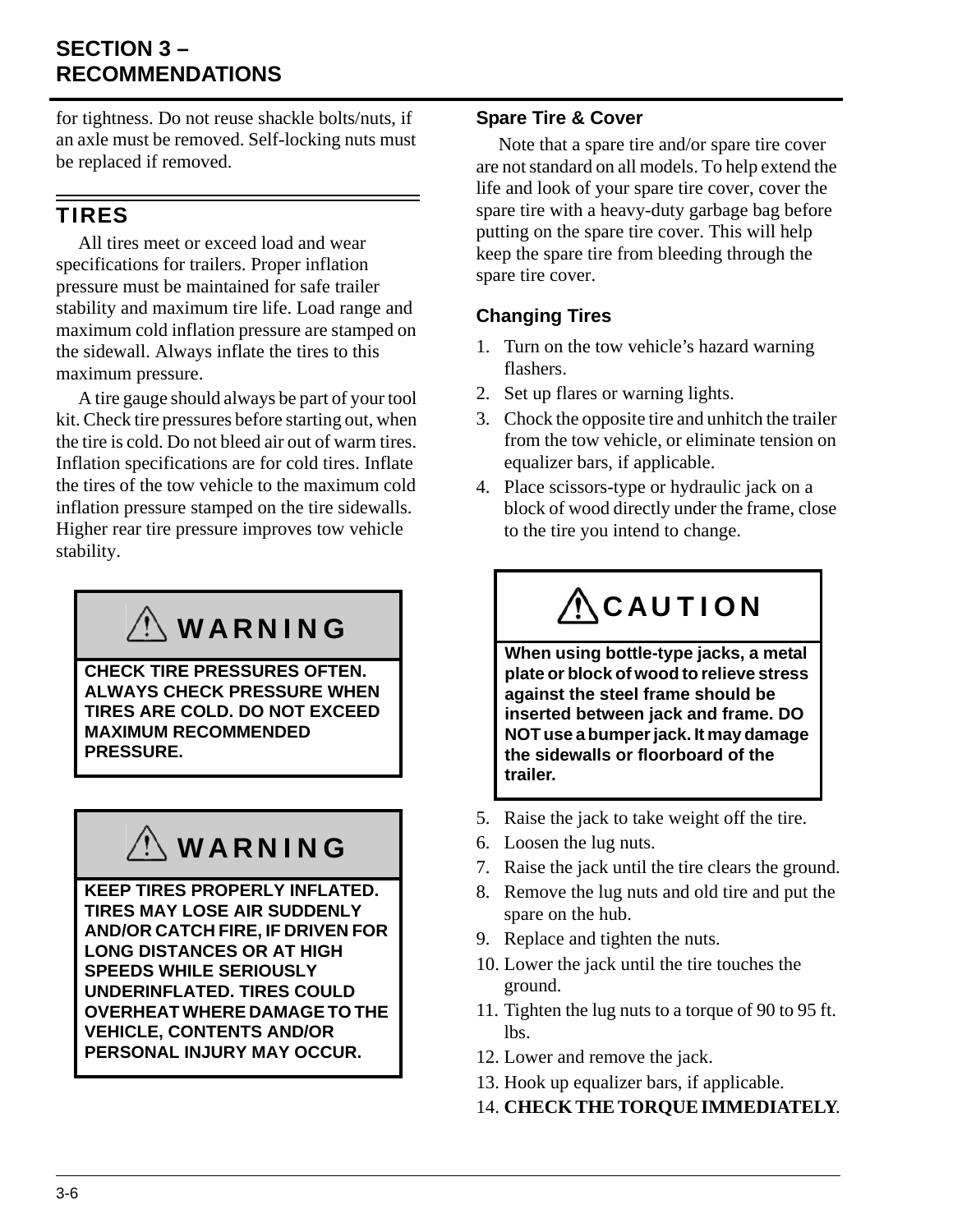for tightness. Do not reuse shackle bolts/nuts, if an axle must be removed. Self-locking nuts must be replaced if removed.

## TIRES

All tires meet or exceed load and wear specifications for trailers. Proper inflation pressure must be maintained for safe trailer stability and maximum tire life. Load range and maximum cold inflation pressure are stamped on the sidewall. Always inflate the tires to this maximum pressure.

A tire gauge should always be part of your tool kit. Check tire pressures before starting out, when the tire is cold. Do not bleed air out of warm tires. Inflation specifications are for cold tires. Inflate the tires of the tow vehicle to the maximum cold inflation pressure stamped on the tire sidewalls. Higher rear tire pressure improves tow vehicle stability.

> **⚠ WARNING**
>
> **CHECK TIRE PRESSURES OFTEN. ALWAYS CHECK PRESSURE WHEN TIRES ARE COLD. DO NOT EXCEED MAXIMUM RECOMMENDED PRESSURE.**

> **⚠ WARNING**
>
> **KEEP TIRES PROPERLY INFLATED. TIRES MAY LOSE AIR SUDDENLY AND/OR CATCH FIRE, IF DRIVEN FOR LONG DISTANCES OR AT HIGH SPEEDS WHILE SERIOUSLY UNDERINFLATED. TIRES COULD OVERHEAT WHERE DAMAGE TO THE VEHICLE, CONTENTS AND/OR PERSONAL INJURY MAY OCCUR.**

### Spare Tire & Cover

Note that a spare tire and/or spare tire cover are not standard on all models. To help extend the life and look of your spare tire cover, cover the spare tire with a heavy-duty garbage bag before putting on the spare tire cover. This will help keep the spare tire from bleeding through the spare tire cover.

### Changing Tires

1. Turn on the tow vehicle's hazard warning flashers.
2. Set up flares or warning lights.
3. Chock the opposite tire and unhitch the trailer from the tow vehicle, or eliminate tension on equalizer bars, if applicable.
4. Place scissors-type or hydraulic jack on a block of wood directly under the frame, close to the tire you intend to change.

> **⚠ CAUTION**
>
> **When using bottle-type jacks, a metal plate or block of wood to relieve stress against the steel frame should be inserted between jack and frame. DO NOT use a bumper jack. It may damage the sidewalls or floorboard of the trailer.**

5. Raise the jack to take weight off the tire.
6. Loosen the lug nuts.
7. Raise the jack until the tire clears the ground.
8. Remove the lug nuts and old tire and put the spare on the hub.
9. Replace and tighten the nuts.
10. Lower the jack until the tire touches the ground.
11. Tighten the lug nuts to a torque of 90 to 95 ft. lbs.
12. Lower and remove the jack.
13. Hook up equalizer bars, if applicable.
14. **CHECK THE TORQUE IMMEDIATELY**.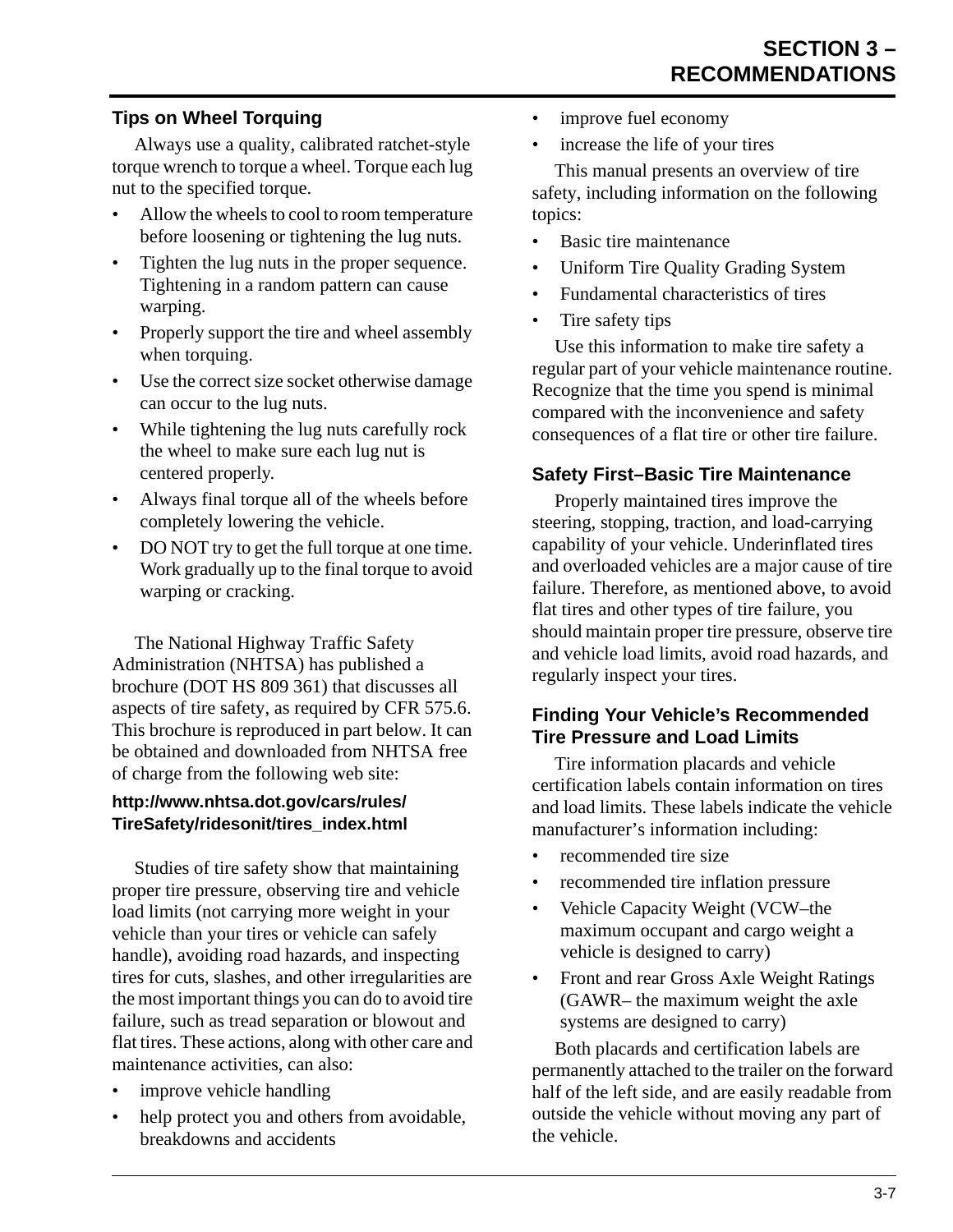### Tips on Wheel Torquing

Always use a quality, calibrated ratchet-style torque wrench to torque a wheel. Torque each lug nut to the specified torque.

- Allow the wheels to cool to room temperature before loosening or tightening the lug nuts.
- Tighten the lug nuts in the proper sequence. Tightening in a random pattern can cause warping.
- Properly support the tire and wheel assembly when torquing.
- Use the correct size socket otherwise damage can occur to the lug nuts.
- While tightening the lug nuts carefully rock the wheel to make sure each lug nut is centered properly.
- Always final torque all of the wheels before completely lowering the vehicle.
- DO NOT try to get the full torque at one time. Work gradually up to the final torque to avoid warping or cracking.

The National Highway Traffic Safety Administration (NHTSA) has published a brochure (DOT HS 809 361) that discusses all aspects of tire safety, as required by CFR 575.6. This brochure is reproduced in part below. It can be obtained and downloaded from NHTSA free of charge from the following web site:

**http://www.nhtsa.dot.gov/cars/rules/TireSafety/ridesonit/tires_index.html**

Studies of tire safety show that maintaining proper tire pressure, observing tire and vehicle load limits (not carrying more weight in your vehicle than your tires or vehicle can safely handle), avoiding road hazards, and inspecting tires for cuts, slashes, and other irregularities are the most important things you can do to avoid tire failure, such as tread separation or blowout and flat tires. These actions, along with other care and maintenance activities, can also:

- improve vehicle handling
- help protect you and others from avoidable, breakdowns and accidents
- improve fuel economy
- increase the life of your tires

This manual presents an overview of tire safety, including information on the following topics:

- Basic tire maintenance
- Uniform Tire Quality Grading System
- Fundamental characteristics of tires
- Tire safety tips

Use this information to make tire safety a regular part of your vehicle maintenance routine. Recognize that the time you spend is minimal compared with the inconvenience and safety consequences of a flat tire or other tire failure.

### Safety First–Basic Tire Maintenance

Properly maintained tires improve the steering, stopping, traction, and load-carrying capability of your vehicle. Underinflated tires and overloaded vehicles are a major cause of tire failure. Therefore, as mentioned above, to avoid flat tires and other types of tire failure, you should maintain proper tire pressure, observe tire and vehicle load limits, avoid road hazards, and regularly inspect your tires.

### Finding Your Vehicle's Recommended Tire Pressure and Load Limits

Tire information placards and vehicle certification labels contain information on tires and load limits. These labels indicate the vehicle manufacturer's information including:

- recommended tire size
- recommended tire inflation pressure
- Vehicle Capacity Weight (VCW–the maximum occupant and cargo weight a vehicle is designed to carry)
- Front and rear Gross Axle Weight Ratings (GAWR– the maximum weight the axle systems are designed to carry)

Both placards and certification labels are permanently attached to the trailer on the forward half of the left side, and are easily readable from outside the vehicle without moving any part of the vehicle.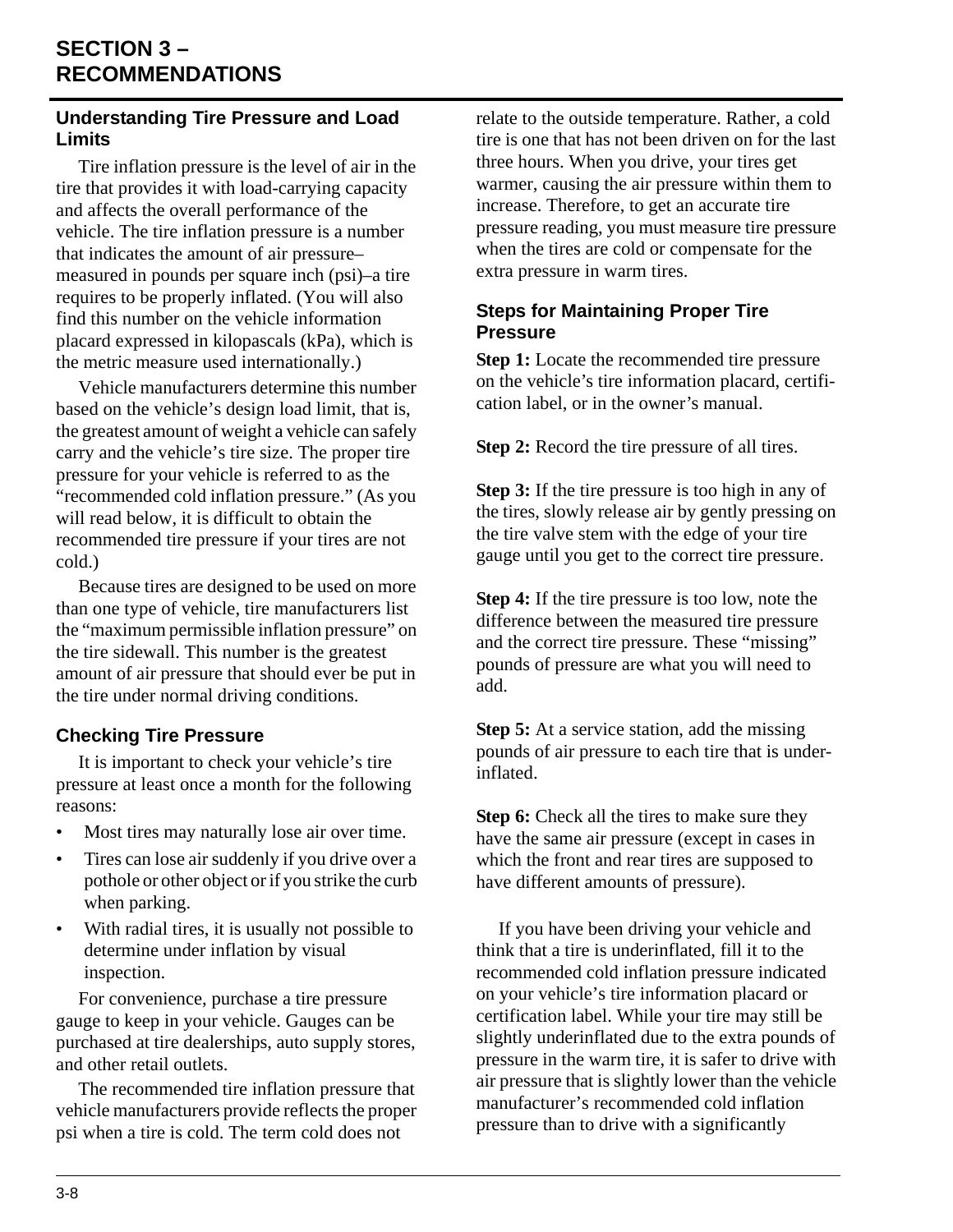# SECTION 3 – RECOMMENDATIONS

## Understanding Tire Pressure and Load Limits

Tire inflation pressure is the level of air in the tire that provides it with load-carrying capacity and affects the overall performance of the vehicle. The tire inflation pressure is a number that indicates the amount of air pressure–measured in pounds per square inch (psi)–a tire requires to be properly inflated. (You will also find this number on the vehicle information placard expressed in kilopascals (kPa), which is the metric measure used internationally.)

Vehicle manufacturers determine this number based on the vehicle's design load limit, that is, the greatest amount of weight a vehicle can safely carry and the vehicle's tire size. The proper tire pressure for your vehicle is referred to as the "recommended cold inflation pressure." (As you will read below, it is difficult to obtain the recommended tire pressure if your tires are not cold.)

Because tires are designed to be used on more than one type of vehicle, tire manufacturers list the "maximum permissible inflation pressure" on the tire sidewall. This number is the greatest amount of air pressure that should ever be put in the tire under normal driving conditions.

## Checking Tire Pressure

It is important to check your vehicle's tire pressure at least once a month for the following reasons:

- Most tires may naturally lose air over time.
- Tires can lose air suddenly if you drive over a pothole or other object or if you strike the curb when parking.
- With radial tires, it is usually not possible to determine under inflation by visual inspection.

For convenience, purchase a tire pressure gauge to keep in your vehicle. Gauges can be purchased at tire dealerships, auto supply stores, and other retail outlets.

The recommended tire inflation pressure that vehicle manufacturers provide reflects the proper psi when a tire is cold. The term cold does not relate to the outside temperature. Rather, a cold tire is one that has not been driven on for the last three hours. When you drive, your tires get warmer, causing the air pressure within them to increase. Therefore, to get an accurate tire pressure reading, you must measure tire pressure when the tires are cold or compensate for the extra pressure in warm tires.

## Steps for Maintaining Proper Tire Pressure

**Step 1:** Locate the recommended tire pressure on the vehicle's tire information placard, certification label, or in the owner's manual.

**Step 2:** Record the tire pressure of all tires.

**Step 3:** If the tire pressure is too high in any of the tires, slowly release air by gently pressing on the tire valve stem with the edge of your tire gauge until you get to the correct tire pressure.

**Step 4:** If the tire pressure is too low, note the difference between the measured tire pressure and the correct tire pressure. These "missing" pounds of pressure are what you will need to add.

**Step 5:** At a service station, add the missing pounds of air pressure to each tire that is under-inflated.

**Step 6:** Check all the tires to make sure they have the same air pressure (except in cases in which the front and rear tires are supposed to have different amounts of pressure).

If you have been driving your vehicle and think that a tire is underinflated, fill it to the recommended cold inflation pressure indicated on your vehicle's tire information placard or certification label. While your tire may still be slightly underinflated due to the extra pounds of pressure in the warm tire, it is safer to drive with air pressure that is slightly lower than the vehicle manufacturer's recommended cold inflation pressure than to drive with a significantly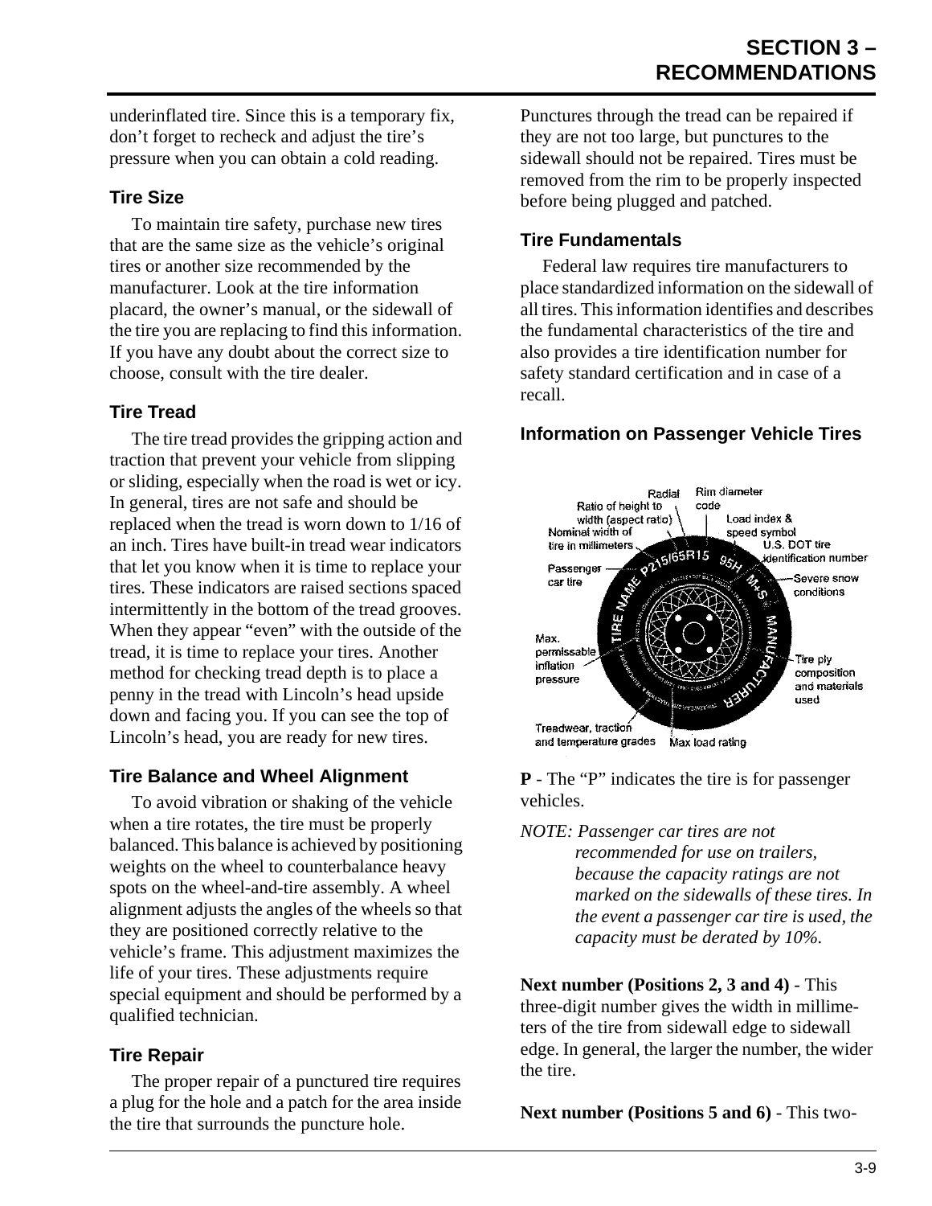underinflated tire. Since this is a temporary fix, don't forget to recheck and adjust the tire's pressure when you can obtain a cold reading.

### Tire Size

To maintain tire safety, purchase new tires that are the same size as the vehicle's original tires or another size recommended by the manufacturer. Look at the tire information placard, the owner's manual, or the sidewall of the tire you are replacing to find this information. If you have any doubt about the correct size to choose, consult with the tire dealer.

### Tire Tread

The tire tread provides the gripping action and traction that prevent your vehicle from slipping or sliding, especially when the road is wet or icy. In general, tires are not safe and should be replaced when the tread is worn down to 1/16 of an inch. Tires have built-in tread wear indicators that let you know when it is time to replace your tires. These indicators are raised sections spaced intermittently in the bottom of the tread grooves. When they appear "even" with the outside of the tread, it is time to replace your tires. Another method for checking tread depth is to place a penny in the tread with Lincoln's head upside down and facing you. If you can see the top of Lincoln's head, you are ready for new tires.

### Tire Balance and Wheel Alignment

To avoid vibration or shaking of the vehicle when a tire rotates, the tire must be properly balanced. This balance is achieved by positioning weights on the wheel to counterbalance heavy spots on the wheel-and-tire assembly. A wheel alignment adjusts the angles of the wheels so that they are positioned correctly relative to the vehicle's frame. This adjustment maximizes the life of your tires. These adjustments require special equipment and should be performed by a qualified technician.

### Tire Repair

The proper repair of a punctured tire requires a plug for the hole and a patch for the area inside the tire that surrounds the puncture hole. Punctures through the tread can be repaired if they are not too large, but punctures to the sidewall should not be repaired. Tires must be removed from the rim to be properly inspected before being plugged and patched.

### Tire Fundamentals

Federal law requires tire manufacturers to place standardized information on the sidewall of all tires. This information identifies and describes the fundamental characteristics of the tire and also provides a tire identification number for safety standard certification and in case of a recall.

### Information on Passenger Vehicle Tires

Radial; Rim diameter code; Ratio of height to width (aspect ratio); Load index & speed symbol; Nominal width of tire in millimeters; U.S. DOT tire identification number; Passenger car tire; Severe snow conditions; Max. permissable inflation pressure; Tire ply composition and materials used; Treadwear, traction and temperature grades; Max load rating

P215/65R15 95H M+S TIRE NAME MANUFACTURER

**P** - The "P" indicates the tire is for passenger vehicles.

*NOTE: Passenger car tires are not recommended for use on trailers, because the capacity ratings are not marked on the sidewalls of these tires. In the event a passenger car tire is used, the capacity must be derated by 10%.*

**Next number (Positions 2, 3 and 4)** - This three-digit number gives the width in millimeters of the tire from sidewall edge to sidewall edge. In general, the larger the number, the wider the tire.

**Next number (Positions 5 and 6)** - This two-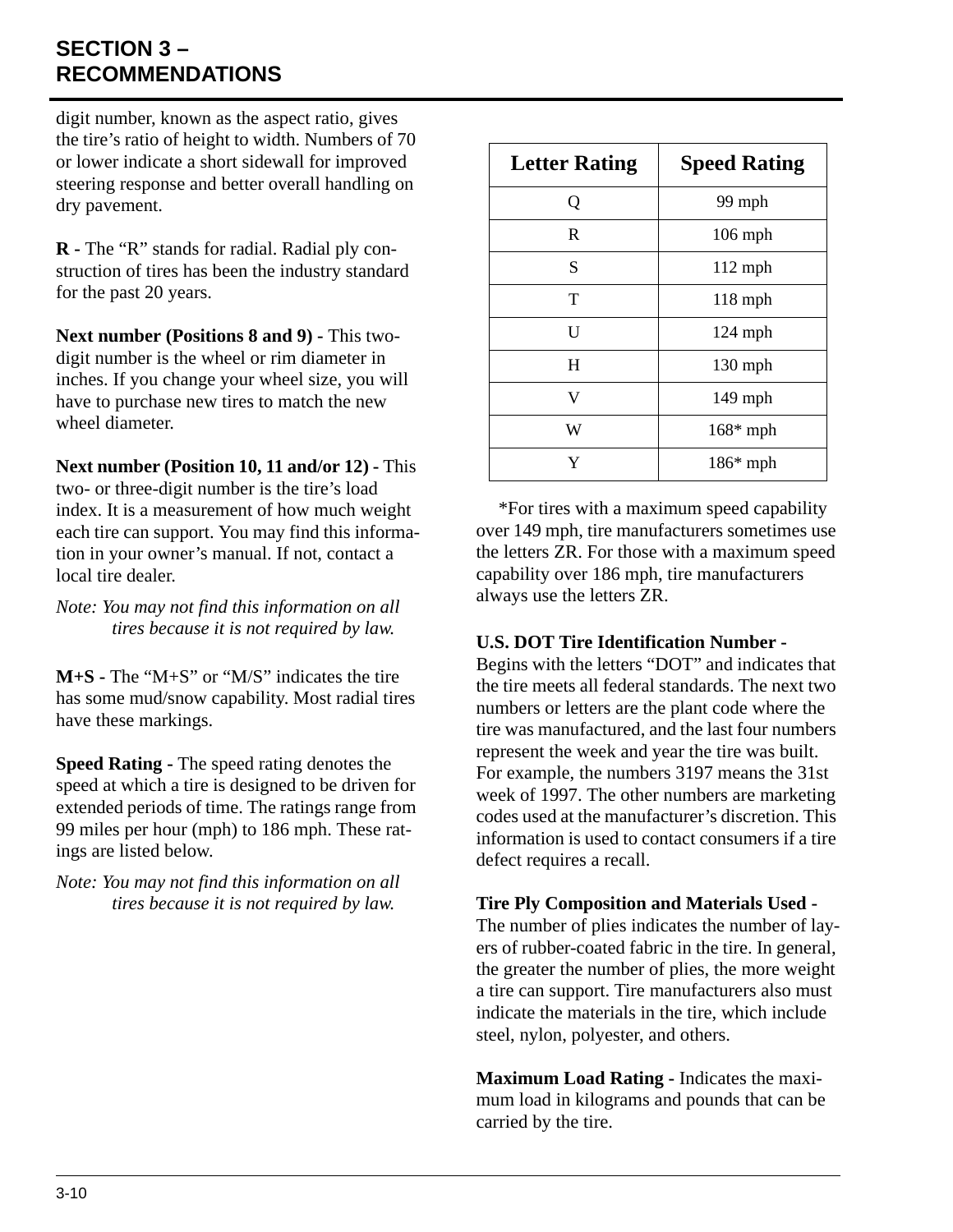digit number, known as the aspect ratio, gives the tire's ratio of height to width. Numbers of 70 or lower indicate a short sidewall for improved steering response and better overall handling on dry pavement.

**R -** The "R" stands for radial. Radial ply construction of tires has been the industry standard for the past 20 years.

**Next number (Positions 8 and 9) -** This two-digit number is the wheel or rim diameter in inches. If you change your wheel size, you will have to purchase new tires to match the new wheel diameter.

**Next number (Position 10, 11 and/or 12) -** This two- or three-digit number is the tire's load index. It is a measurement of how much weight each tire can support. You may find this information in your owner's manual. If not, contact a local tire dealer.

*Note: You may not find this information on all tires because it is not required by law.*

**M+S -** The "M+S" or "M/S" indicates the tire has some mud/snow capability. Most radial tires have these markings.

**Speed Rating -** The speed rating denotes the speed at which a tire is designed to be driven for extended periods of time. The ratings range from 99 miles per hour (mph) to 186 mph. These ratings are listed below.

*Note: You may not find this information on all tires because it is not required by law.*

| Letter Rating | Speed Rating |
|---|---|
| Q | 99 mph |
| R | 106 mph |
| S | 112 mph |
| T | 118 mph |
| U | 124 mph |
| H | 130 mph |
| V | 149 mph |
| W | 168* mph |
| Y | 186* mph |

*For tires with a maximum speed capability over 149 mph, tire manufacturers sometimes use the letters ZR. For those with a maximum speed capability over 186 mph, tire manufacturers always use the letters ZR.

**U.S. DOT Tire Identification Number -** Begins with the letters "DOT" and indicates that the tire meets all federal standards. The next two numbers or letters are the plant code where the tire was manufactured, and the last four numbers represent the week and year the tire was built. For example, the numbers 3197 means the 31st week of 1997. The other numbers are marketing codes used at the manufacturer's discretion. This information is used to contact consumers if a tire defect requires a recall.

**Tire Ply Composition and Materials Used -** The number of plies indicates the number of layers of rubber-coated fabric in the tire. In general, the greater the number of plies, the more weight a tire can support. Tire manufacturers also must indicate the materials in the tire, which include steel, nylon, polyester, and others.

**Maximum Load Rating -** Indicates the maximum load in kilograms and pounds that can be carried by the tire.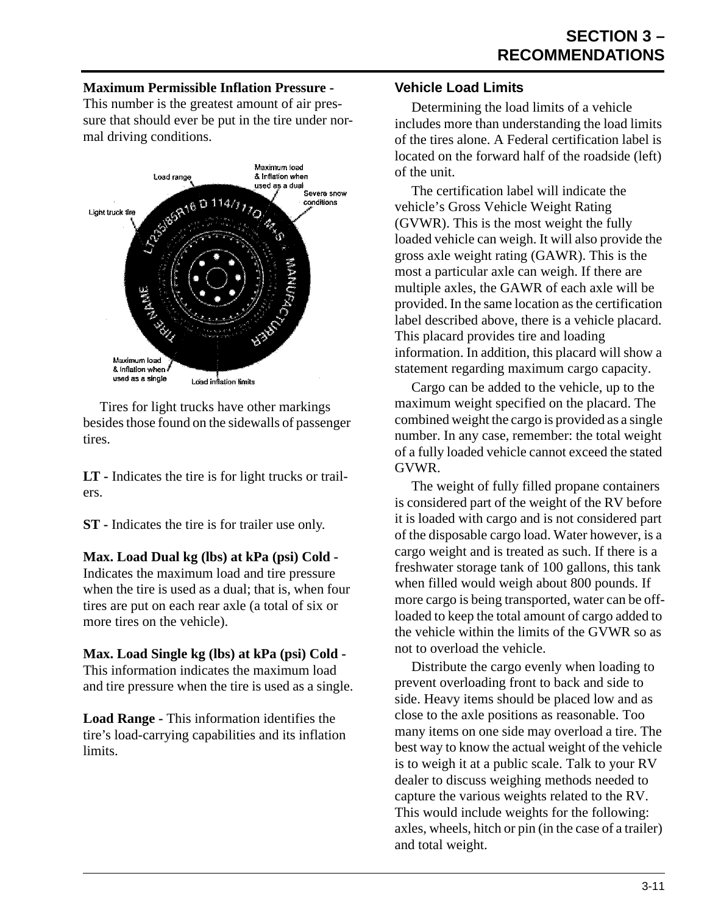**Maximum Permissible Inflation Pressure -** This number is the greatest amount of air pressure that should ever be put in the tire under normal driving conditions.

Tires for light trucks have other markings besides those found on the sidewalls of passenger tires.

**LT -** Indicates the tire is for light trucks or trailers.

**ST -** Indicates the tire is for trailer use only.

**Max. Load Dual kg (lbs) at kPa (psi) Cold -** Indicates the maximum load and tire pressure when the tire is used as a dual; that is, when four tires are put on each rear axle (a total of six or more tires on the vehicle).

**Max. Load Single kg (lbs) at kPa (psi) Cold -** This information indicates the maximum load and tire pressure when the tire is used as a single.

**Load Range -** This information identifies the tire's load-carrying capabilities and its inflation limits.

### Vehicle Load Limits

Determining the load limits of a vehicle includes more than understanding the load limits of the tires alone. A Federal certification label is located on the forward half of the roadside (left) of the unit.

The certification label will indicate the vehicle's Gross Vehicle Weight Rating (GVWR). This is the most weight the fully loaded vehicle can weigh. It will also provide the gross axle weight rating (GAWR). This is the most a particular axle can weigh. If there are multiple axles, the GAWR of each axle will be provided. In the same location as the certification label described above, there is a vehicle placard. This placard provides tire and loading information. In addition, this placard will show a statement regarding maximum cargo capacity.

Cargo can be added to the vehicle, up to the maximum weight specified on the placard. The combined weight the cargo is provided as a single number. In any case, remember: the total weight of a fully loaded vehicle cannot exceed the stated GVWR.

The weight of fully filled propane containers is considered part of the weight of the RV before it is loaded with cargo and is not considered part of the disposable cargo load. Water however, is a cargo weight and is treated as such. If there is a freshwater storage tank of 100 gallons, this tank when filled would weigh about 800 pounds. If more cargo is being transported, water can be off-loaded to keep the total amount of cargo added to the vehicle within the limits of the GVWR so as not to overload the vehicle.

Distribute the cargo evenly when loading to prevent overloading front to back and side to side. Heavy items should be placed low and as close to the axle positions as reasonable. Too many items on one side may overload a tire. The best way to know the actual weight of the vehicle is to weigh it at a public scale. Talk to your RV dealer to discuss weighing methods needed to capture the various weights related to the RV. This would include weights for the following: axles, wheels, hitch or pin (in the case of a trailer) and total weight.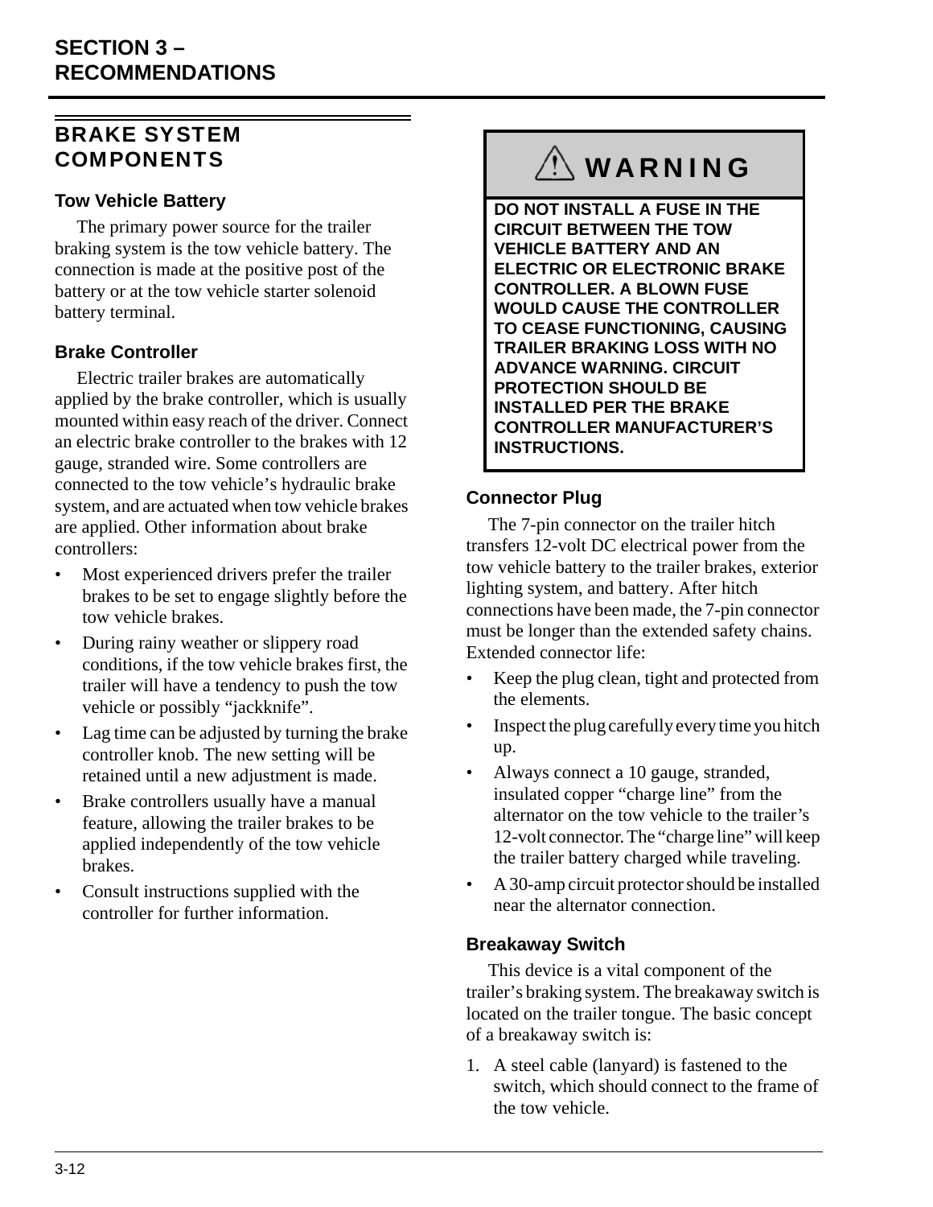## BRAKE SYSTEM COMPONENTS

### Tow Vehicle Battery

The primary power source for the trailer braking system is the tow vehicle battery. The connection is made at the positive post of the battery or at the tow vehicle starter solenoid battery terminal.

### Brake Controller

Electric trailer brakes are automatically applied by the brake controller, which is usually mounted within easy reach of the driver. Connect an electric brake controller to the brakes with 12 gauge, stranded wire. Some controllers are connected to the tow vehicle's hydraulic brake system, and are actuated when tow vehicle brakes are applied. Other information about brake controllers:

- Most experienced drivers prefer the trailer brakes to be set to engage slightly before the tow vehicle brakes.
- During rainy weather or slippery road conditions, if the tow vehicle brakes first, the trailer will have a tendency to push the tow vehicle or possibly "jackknife".
- Lag time can be adjusted by turning the brake controller knob. The new setting will be retained until a new adjustment is made.
- Brake controllers usually have a manual feature, allowing the trailer brakes to be applied independently of the tow vehicle brakes.
- Consult instructions supplied with the controller for further information.

> **⚠ WARNING**
>
> **DO NOT INSTALL A FUSE IN THE CIRCUIT BETWEEN THE TOW VEHICLE BATTERY AND AN ELECTRIC OR ELECTRONIC BRAKE CONTROLLER. A BLOWN FUSE WOULD CAUSE THE CONTROLLER TO CEASE FUNCTIONING, CAUSING TRAILER BRAKING LOSS WITH NO ADVANCE WARNING. CIRCUIT PROTECTION SHOULD BE INSTALLED PER THE BRAKE CONTROLLER MANUFACTURER'S INSTRUCTIONS.**

### Connector Plug

The 7-pin connector on the trailer hitch transfers 12-volt DC electrical power from the tow vehicle battery to the trailer brakes, exterior lighting system, and battery. After hitch connections have been made, the 7-pin connector must be longer than the extended safety chains. Extended connector life:

- Keep the plug clean, tight and protected from the elements.
- Inspect the plug carefully every time you hitch up.
- Always connect a 10 gauge, stranded, insulated copper "charge line" from the alternator on the tow vehicle to the trailer's 12-volt connector. The "charge line" will keep the trailer battery charged while traveling.
- A 30-amp circuit protector should be installed near the alternator connection.

### Breakaway Switch

This device is a vital component of the trailer's braking system. The breakaway switch is located on the trailer tongue. The basic concept of a breakaway switch is:

1. A steel cable (lanyard) is fastened to the switch, which should connect to the frame of the tow vehicle.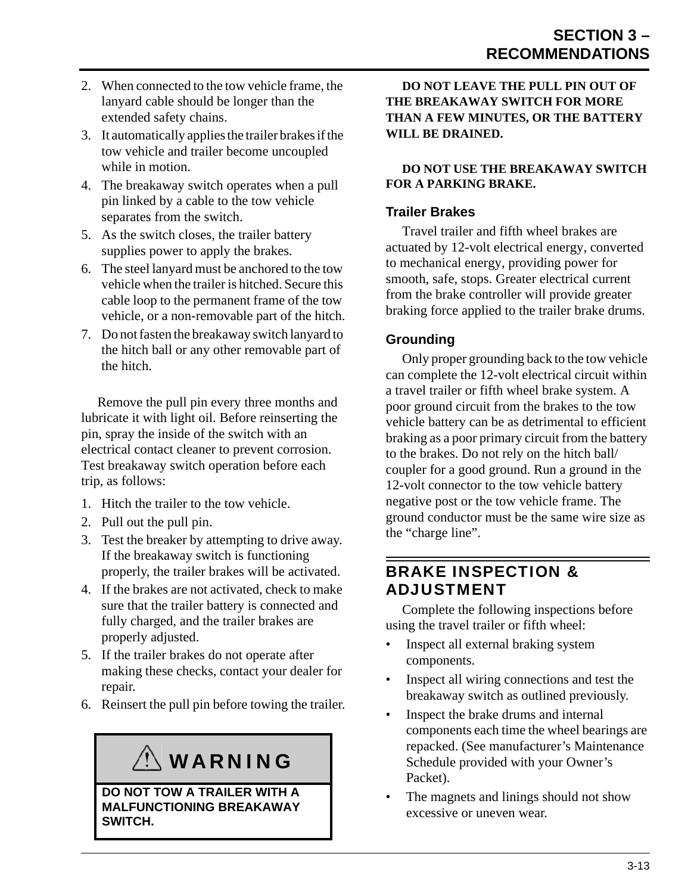2. When connected to the tow vehicle frame, the lanyard cable should be longer than the extended safety chains.
3. It automatically applies the trailer brakes if the tow vehicle and trailer become uncoupled while in motion.
4. The breakaway switch operates when a pull pin linked by a cable to the tow vehicle separates from the switch.
5. As the switch closes, the trailer battery supplies power to apply the brakes.
6. The steel lanyard must be anchored to the tow vehicle when the trailer is hitched. Secure this cable loop to the permanent frame of the tow vehicle, or a non-removable part of the hitch.
7. Do not fasten the breakaway switch lanyard to the hitch ball or any other removable part of the hitch.

Remove the pull pin every three months and lubricate it with light oil. Before reinserting the pin, spray the inside of the switch with an electrical contact cleaner to prevent corrosion. Test breakaway switch operation before each trip, as follows:

1. Hitch the trailer to the tow vehicle.
2. Pull out the pull pin.
3. Test the breaker by attempting to drive away. If the breakaway switch is functioning properly, the trailer brakes will be activated.
4. If the brakes are not activated, check to make sure that the trailer battery is connected and fully charged, and the trailer brakes are properly adjusted.
5. If the trailer brakes do not operate after making these checks, contact your dealer for repair.
6. Reinsert the pull pin before towing the trailer.

> **⚠ WARNING**
>
> **DO NOT TOW A TRAILER WITH A MALFUNCTIONING BREAKAWAY SWITCH.**

**DO NOT LEAVE THE PULL PIN OUT OF THE BREAKAWAY SWITCH FOR MORE THAN A FEW MINUTES, OR THE BATTERY WILL BE DRAINED.**

**DO NOT USE THE BREAKAWAY SWITCH FOR A PARKING BRAKE.**

### Trailer Brakes

Travel trailer and fifth wheel brakes are actuated by 12-volt electrical energy, converted to mechanical energy, providing power for smooth, safe, stops. Greater electrical current from the brake controller will provide greater braking force applied to the trailer brake drums.

### Grounding

Only proper grounding back to the tow vehicle can complete the 12-volt electrical circuit within a travel trailer or fifth wheel brake system. A poor ground circuit from the brakes to the tow vehicle battery can be as detrimental to efficient braking as a poor primary circuit from the battery to the brakes. Do not rely on the hitch ball/ coupler for a good ground. Run a ground in the 12-volt connector to the tow vehicle battery negative post or the tow vehicle frame. The ground conductor must be the same wire size as the "charge line".

## BRAKE INSPECTION & ADJUSTMENT

Complete the following inspections before using the travel trailer or fifth wheel:

- Inspect all external braking system components.
- Inspect all wiring connections and test the breakaway switch as outlined previously.
- Inspect the brake drums and internal components each time the wheel bearings are repacked. (See manufacturer's Maintenance Schedule provided with your Owner's Packet).
- The magnets and linings should not show excessive or uneven wear.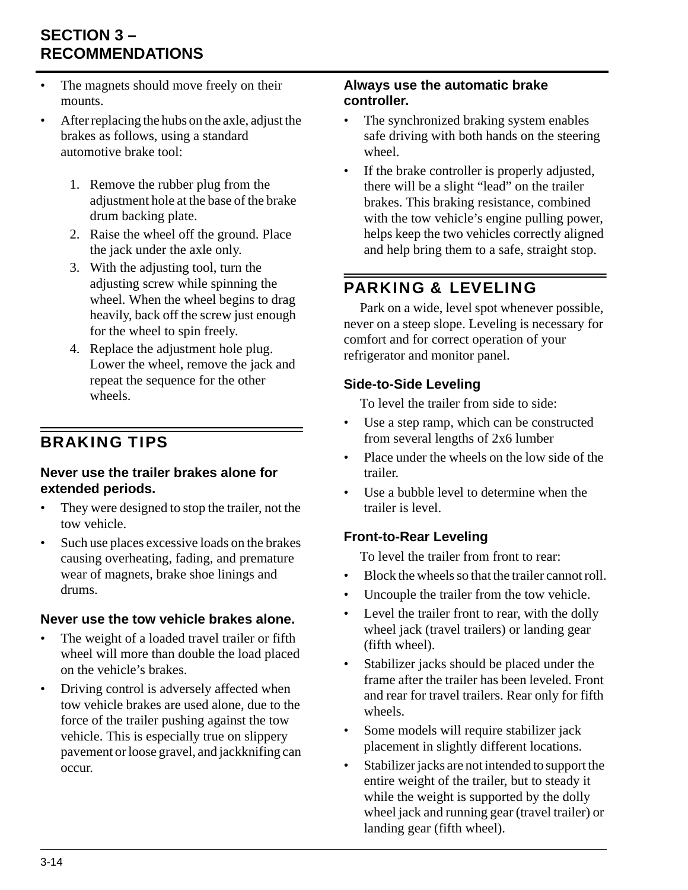- The magnets should move freely on their mounts.
- After replacing the hubs on the axle, adjust the brakes as follows, using a standard automotive brake tool:

  1. Remove the rubber plug from the adjustment hole at the base of the brake drum backing plate.
  2. Raise the wheel off the ground. Place the jack under the axle only.
  3. With the adjusting tool, turn the adjusting screw while spinning the wheel. When the wheel begins to drag heavily, back off the screw just enough for the wheel to spin freely.
  4. Replace the adjustment hole plug. Lower the wheel, remove the jack and repeat the sequence for the other wheels.

## BRAKING TIPS

### Never use the trailer brakes alone for extended periods.

- They were designed to stop the trailer, not the tow vehicle.
- Such use places excessive loads on the brakes causing overheating, fading, and premature wear of magnets, brake shoe linings and drums.

### Never use the tow vehicle brakes alone.

- The weight of a loaded travel trailer or fifth wheel will more than double the load placed on the vehicle's brakes.
- Driving control is adversely affected when tow vehicle brakes are used alone, due to the force of the trailer pushing against the tow vehicle. This is especially true on slippery pavement or loose gravel, and jackknifing can occur.

### Always use the automatic brake controller.

- The synchronized braking system enables safe driving with both hands on the steering wheel.
- If the brake controller is properly adjusted, there will be a slight "lead" on the trailer brakes. This braking resistance, combined with the tow vehicle's engine pulling power, helps keep the two vehicles correctly aligned and help bring them to a safe, straight stop.

## PARKING & LEVELING

Park on a wide, level spot whenever possible, never on a steep slope. Leveling is necessary for comfort and for correct operation of your refrigerator and monitor panel.

### Side-to-Side Leveling

To level the trailer from side to side:

- Use a step ramp, which can be constructed from several lengths of 2x6 lumber
- Place under the wheels on the low side of the trailer.
- Use a bubble level to determine when the trailer is level.

### Front-to-Rear Leveling

To level the trailer from front to rear:

- Block the wheels so that the trailer cannot roll.
- Uncouple the trailer from the tow vehicle.
- Level the trailer front to rear, with the dolly wheel jack (travel trailers) or landing gear (fifth wheel).
- Stabilizer jacks should be placed under the frame after the trailer has been leveled. Front and rear for travel trailers. Rear only for fifth wheels.
- Some models will require stabilizer jack placement in slightly different locations.
- Stabilizer jacks are not intended to support the entire weight of the trailer, but to steady it while the weight is supported by the dolly wheel jack and running gear (travel trailer) or landing gear (fifth wheel).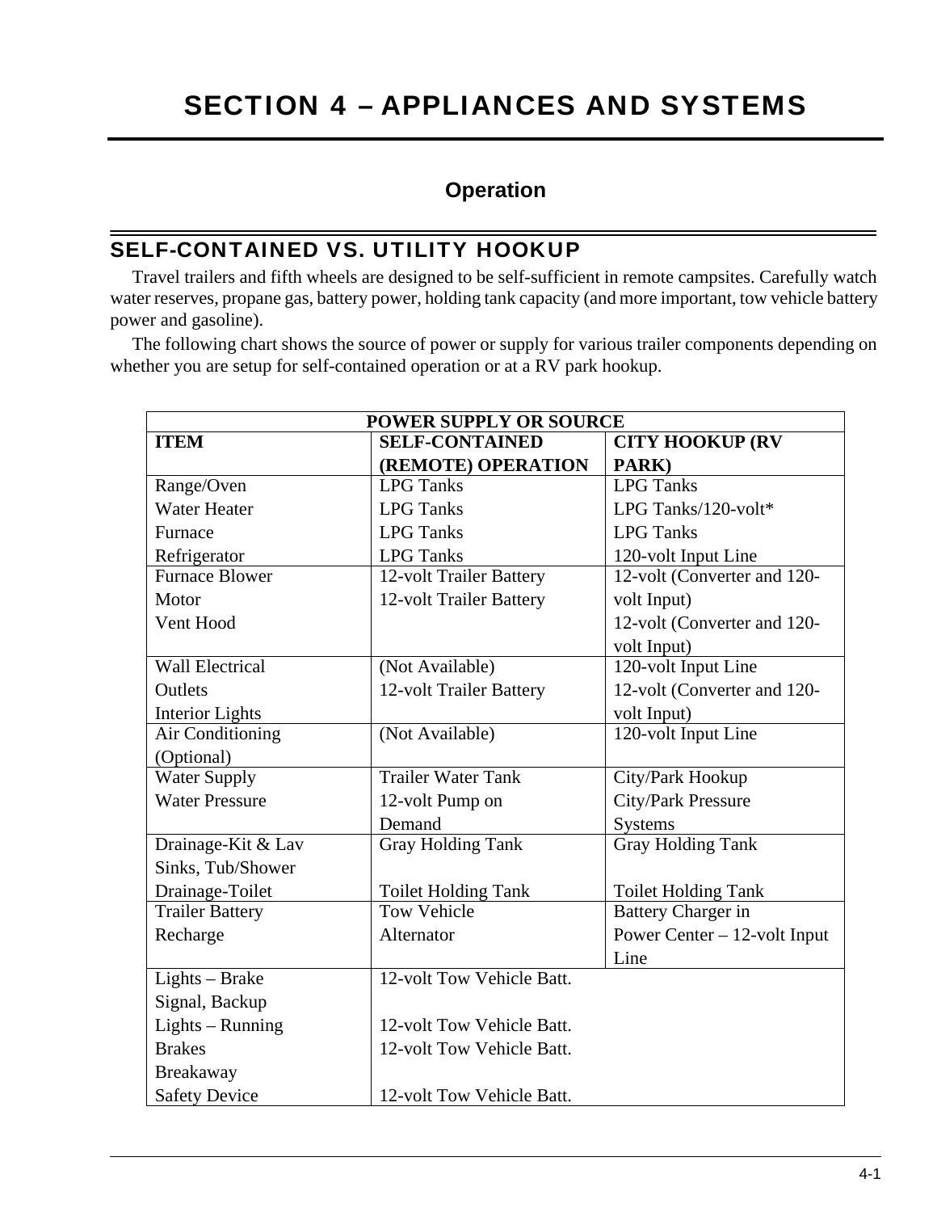# SECTION 4 – APPLIANCES AND SYSTEMS

## Operation

### SELF-CONTAINED VS. UTILITY HOOKUP

Travel trailers and fifth wheels are designed to be self-sufficient in remote campsites. Carefully watch water reserves, propane gas, battery power, holding tank capacity (and more important, tow vehicle battery power and gasoline).

The following chart shows the source of power or supply for various trailer components depending on whether you are setup for self-contained operation or at a RV park hookup.

| POWER SUPPLY OR SOURCE | | |
|---|---|---|
| **ITEM** | **SELF-CONTAINED (REMOTE) OPERATION** | **CITY HOOKUP (RV PARK)** |
| Range/Oven | LPG Tanks | LPG Tanks |
| Water Heater | LPG Tanks | LPG Tanks/120-volt* |
| Furnace | LPG Tanks | LPG Tanks |
| Refrigerator | LPG Tanks | 120-volt Input Line |
| Furnace Blower Motor | 12-volt Trailer Battery | 12-volt (Converter and 120-volt Input) |
| Vent Hood | 12-volt Trailer Battery | 12-volt (Converter and 120-volt Input) |
| Wall Electrical Outlets | (Not Available) | 120-volt Input Line |
| Interior Lights | 12-volt Trailer Battery | 12-volt (Converter and 120-volt Input) |
| Air Conditioning (Optional) | (Not Available) | 120-volt Input Line |
| Water Supply | Trailer Water Tank | City/Park Hookup |
| Water Pressure | 12-volt Pump on Demand | City/Park Pressure Systems |
| Drainage-Kit & Lav Sinks, Tub/Shower | Gray Holding Tank | Gray Holding Tank |
| Drainage-Toilet | Toilet Holding Tank | Toilet Holding Tank |
| Trailer Battery Recharge | Tow Vehicle Alternator | Battery Charger in Power Center – 12-volt Input Line |
| Lights – Brake Signal, Backup | 12-volt Tow Vehicle Batt. | |
| Lights – Running | 12-volt Tow Vehicle Batt. | |
| Brakes | 12-volt Tow Vehicle Batt. | |
| Breakaway Safety Device | 12-volt Tow Vehicle Batt. | |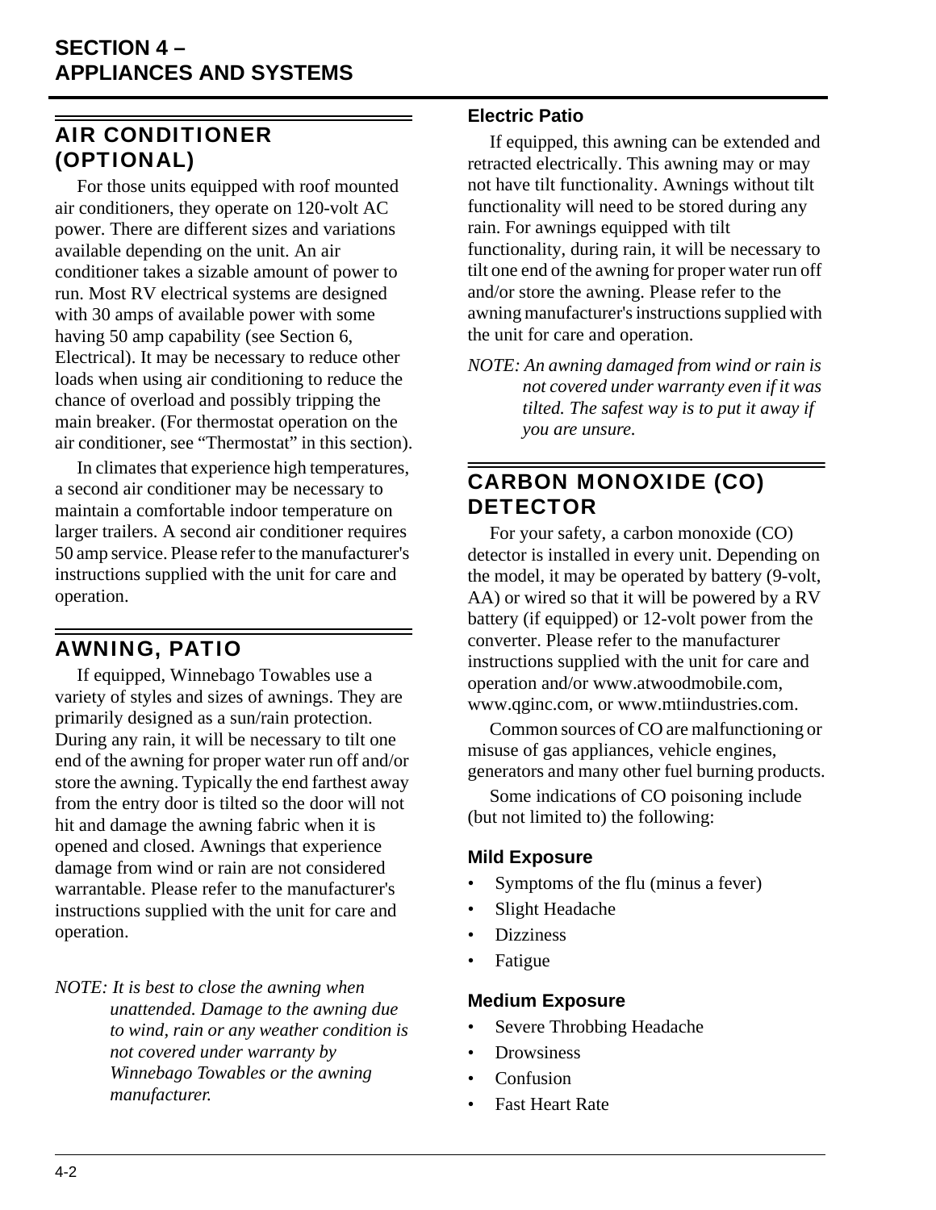## AIR CONDITIONER (OPTIONAL)

For those units equipped with roof mounted air conditioners, they operate on 120-volt AC power. There are different sizes and variations available depending on the unit. An air conditioner takes a sizable amount of power to run. Most RV electrical systems are designed with 30 amps of available power with some having 50 amp capability (see Section 6, Electrical). It may be necessary to reduce other loads when using air conditioning to reduce the chance of overload and possibly tripping the main breaker. (For thermostat operation on the air conditioner, see "Thermostat" in this section).

In climates that experience high temperatures, a second air conditioner may be necessary to maintain a comfortable indoor temperature on larger trailers. A second air conditioner requires 50 amp service. Please refer to the manufacturer's instructions supplied with the unit for care and operation.

## AWNING, PATIO

If equipped, Winnebago Towables use a variety of styles and sizes of awnings. They are primarily designed as a sun/rain protection. During any rain, it will be necessary to tilt one end of the awning for proper water run off and/or store the awning. Typically the end farthest away from the entry door is tilted so the door will not hit and damage the awning fabric when it is opened and closed. Awnings that experience damage from wind or rain are not considered warrantable. Please refer to the manufacturer's instructions supplied with the unit for care and operation.

*NOTE: It is best to close the awning when unattended. Damage to the awning due to wind, rain or any weather condition is not covered under warranty by Winnebago Towables or the awning manufacturer.*

### Electric Patio

If equipped, this awning can be extended and retracted electrically. This awning may or may not have tilt functionality. Awnings without tilt functionality will need to be stored during any rain. For awnings equipped with tilt functionality, during rain, it will be necessary to tilt one end of the awning for proper water run off and/or store the awning. Please refer to the awning manufacturer's instructions supplied with the unit for care and operation.

*NOTE: An awning damaged from wind or rain is not covered under warranty even if it was tilted. The safest way is to put it away if you are unsure.*

## CARBON MONOXIDE (CO) DETECTOR

For your safety, a carbon monoxide (CO) detector is installed in every unit. Depending on the model, it may be operated by battery (9-volt, AA) or wired so that it will be powered by a RV battery (if equipped) or 12-volt power from the converter. Please refer to the manufacturer instructions supplied with the unit for care and operation and/or www.atwoodmobile.com, www.qginc.com, or www.mtiindustries.com.

Common sources of CO are malfunctioning or misuse of gas appliances, vehicle engines, generators and many other fuel burning products.

Some indications of CO poisoning include (but not limited to) the following:

### Mild Exposure

- Symptoms of the flu (minus a fever)
- Slight Headache
- Dizziness
- Fatigue

### Medium Exposure

- Severe Throbbing Headache
- Drowsiness
- Confusion
- Fast Heart Rate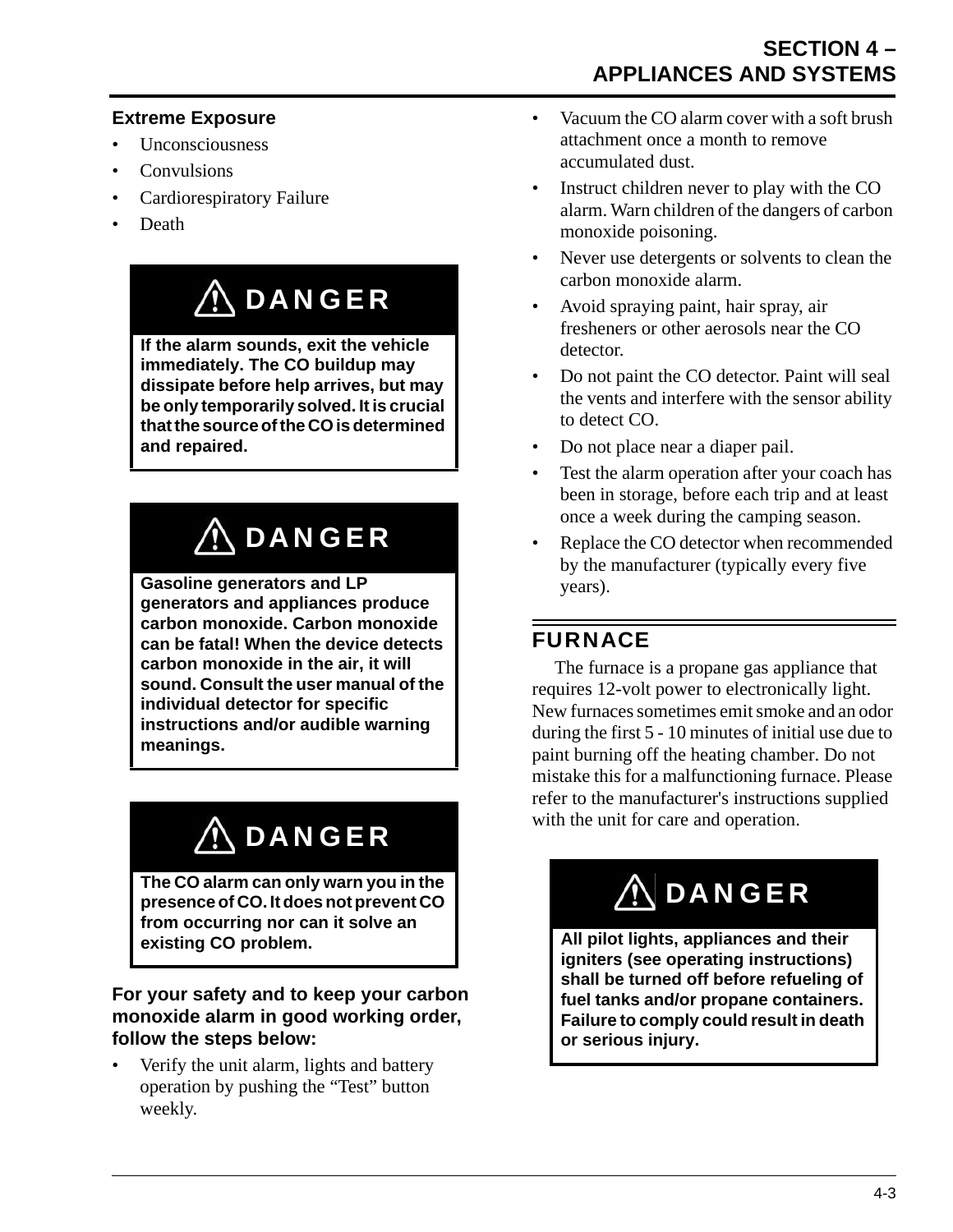**Extreme Exposure**

- Unconsciousness
- Convulsions
- Cardiorespiratory Failure
- Death

> **⚠ DANGER**
>
> **If the alarm sounds, exit the vehicle immediately. The CO buildup may dissipate before help arrives, but may be only temporarily solved. It is crucial that the source of the CO is determined and repaired.**

> **⚠ DANGER**
>
> **Gasoline generators and LP generators and appliances produce carbon monoxide. Carbon monoxide can be fatal! When the device detects carbon monoxide in the air, it will sound. Consult the user manual of the individual detector for specific instructions and/or audible warning meanings.**

> **⚠ DANGER**
>
> **The CO alarm can only warn you in the presence of CO. It does not prevent CO from occurring nor can it solve an existing CO problem.**

**For your safety and to keep your carbon monoxide alarm in good working order, follow the steps below:**

- Verify the unit alarm, lights and battery operation by pushing the "Test" button weekly.
- Vacuum the CO alarm cover with a soft brush attachment once a month to remove accumulated dust.
- Instruct children never to play with the CO alarm. Warn children of the dangers of carbon monoxide poisoning.
- Never use detergents or solvents to clean the carbon monoxide alarm.
- Avoid spraying paint, hair spray, air fresheners or other aerosols near the CO detector.
- Do not paint the CO detector. Paint will seal the vents and interfere with the sensor ability to detect CO.
- Do not place near a diaper pail.
- Test the alarm operation after your coach has been in storage, before each trip and at least once a week during the camping season.
- Replace the CO detector when recommended by the manufacturer (typically every five years).

## FURNACE

The furnace is a propane gas appliance that requires 12-volt power to electronically light. New furnaces sometimes emit smoke and an odor during the first 5 - 10 minutes of initial use due to paint burning off the heating chamber. Do not mistake this for a malfunctioning furnace. Please refer to the manufacturer's instructions supplied with the unit for care and operation.

> **⚠ DANGER**
>
> **All pilot lights, appliances and their igniters (see operating instructions) shall be turned off before refueling of fuel tanks and/or propane containers. Failure to comply could result in death or serious injury.**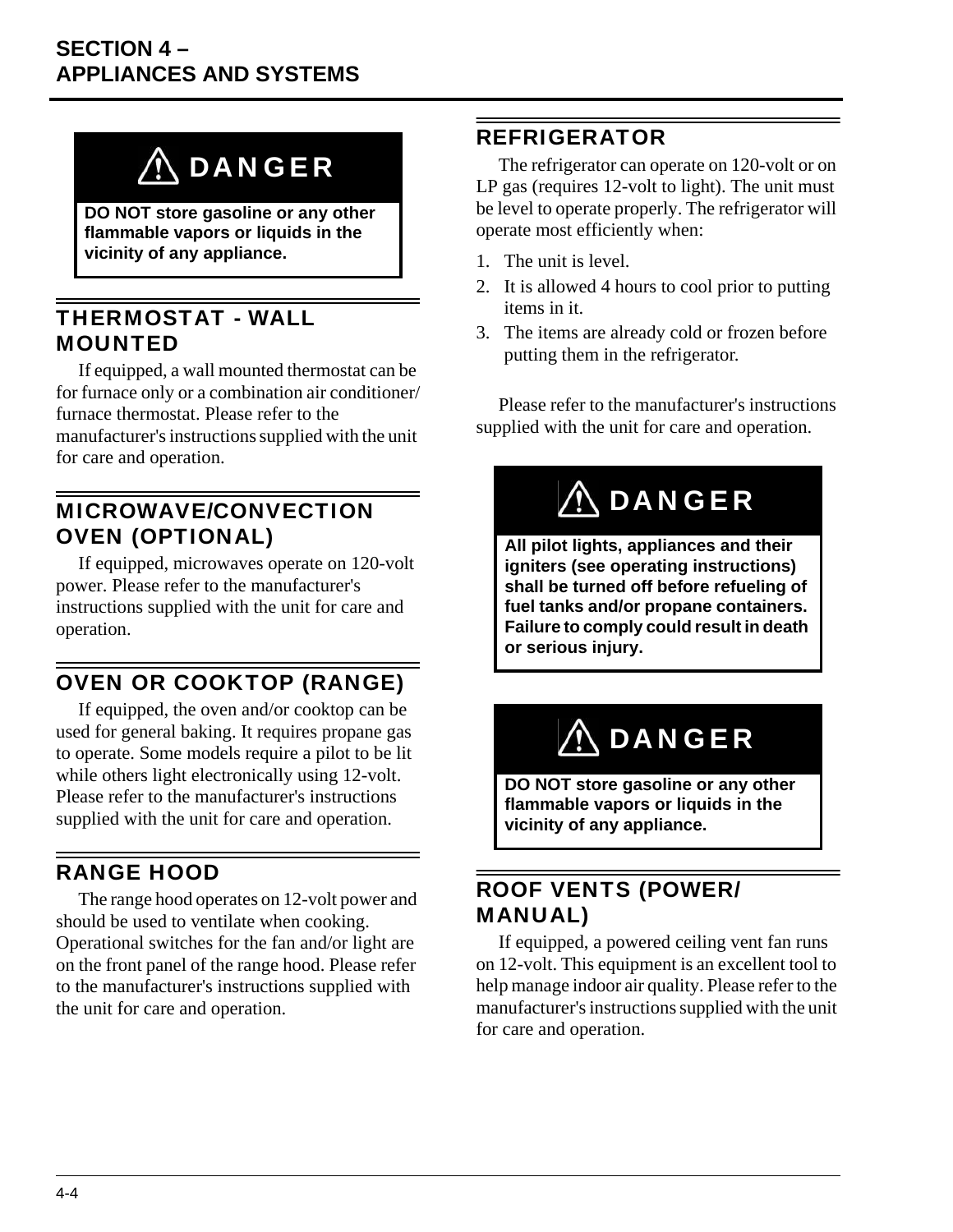**⚠ DANGER**

**DO NOT store gasoline or any other flammable vapors or liquids in the vicinity of any appliance.**

## THERMOSTAT - WALL MOUNTED

If equipped, a wall mounted thermostat can be for furnace only or a combination air conditioner/furnace thermostat. Please refer to the manufacturer's instructions supplied with the unit for care and operation.

## MICROWAVE/CONVECTION OVEN (OPTIONAL)

If equipped, microwaves operate on 120-volt power. Please refer to the manufacturer's instructions supplied with the unit for care and operation.

## OVEN OR COOKTOP (RANGE)

If equipped, the oven and/or cooktop can be used for general baking. It requires propane gas to operate. Some models require a pilot to be lit while others light electronically using 12-volt. Please refer to the manufacturer's instructions supplied with the unit for care and operation.

## RANGE HOOD

The range hood operates on 12-volt power and should be used to ventilate when cooking. Operational switches for the fan and/or light are on the front panel of the range hood. Please refer to the manufacturer's instructions supplied with the unit for care and operation.

## REFRIGERATOR

The refrigerator can operate on 120-volt or on LP gas (requires 12-volt to light). The unit must be level to operate properly. The refrigerator will operate most efficiently when:

1. The unit is level.
2. It is allowed 4 hours to cool prior to putting items in it.
3. The items are already cold or frozen before putting them in the refrigerator.

Please refer to the manufacturer's instructions supplied with the unit for care and operation.

**⚠ DANGER**

**All pilot lights, appliances and their igniters (see operating instructions) shall be turned off before refueling of fuel tanks and/or propane containers. Failure to comply could result in death or serious injury.**

**⚠ DANGER**

**DO NOT store gasoline or any other flammable vapors or liquids in the vicinity of any appliance.**

## ROOF VENTS (POWER/MANUAL)

If equipped, a powered ceiling vent fan runs on 12-volt. This equipment is an excellent tool to help manage indoor air quality. Please refer to the manufacturer's instructions supplied with the unit for care and operation.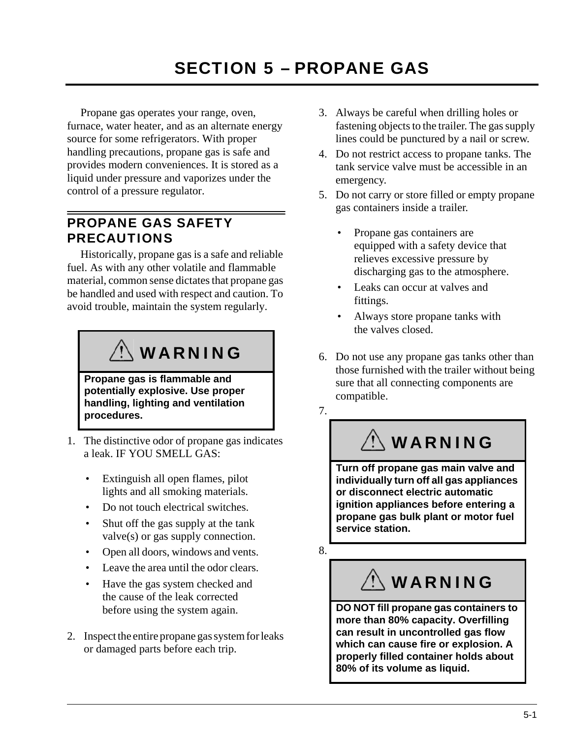# SECTION 5 – PROPANE GAS

Propane gas operates your range, oven, furnace, water heater, and as an alternate energy source for some refrigerators. With proper handling precautions, propane gas is safe and provides modern conveniences. It is stored as a liquid under pressure and vaporizes under the control of a pressure regulator.

## PROPANE GAS SAFETY PRECAUTIONS

Historically, propane gas is a safe and reliable fuel. As with any other volatile and flammable material, common sense dictates that propane gas be handled and used with respect and caution. To avoid trouble, maintain the system regularly.

> ⚠ **WARNING**
>
> **Propane gas is flammable and potentially explosive. Use proper handling, lighting and ventilation procedures.**

1. The distinctive odor of propane gas indicates a leak. IF YOU SMELL GAS:
   - Extinguish all open flames, pilot lights and all smoking materials.
   - Do not touch electrical switches.
   - Shut off the gas supply at the tank valve(s) or gas supply connection.
   - Open all doors, windows and vents.
   - Leave the area until the odor clears.
   - Have the gas system checked and the cause of the leak corrected before using the system again.
2. Inspect the entire propane gas system for leaks or damaged parts before each trip.
3. Always be careful when drilling holes or fastening objects to the trailer. The gas supply lines could be punctured by a nail or screw.
4. Do not restrict access to propane tanks. The tank service valve must be accessible in an emergency.
5. Do not carry or store filled or empty propane gas containers inside a trailer.
   - Propane gas containers are equipped with a safety device that relieves excessive pressure by discharging gas to the atmosphere.
   - Leaks can occur at valves and fittings.
   - Always store propane tanks with the valves closed.
6. Do not use any propane gas tanks other than those furnished with the trailer without being sure that all connecting components are compatible.
7. > ⚠ **WARNING**
   >
   > **Turn off propane gas main valve and individually turn off all gas appliances or disconnect electric automatic ignition appliances before entering a propane gas bulk plant or motor fuel service station.**
8. > ⚠ **WARNING**
   >
   > **DO NOT fill propane gas containers to more than 80% capacity. Overfilling can result in uncontrolled gas flow which can cause fire or explosion. A properly filled container holds about 80% of its volume as liquid.**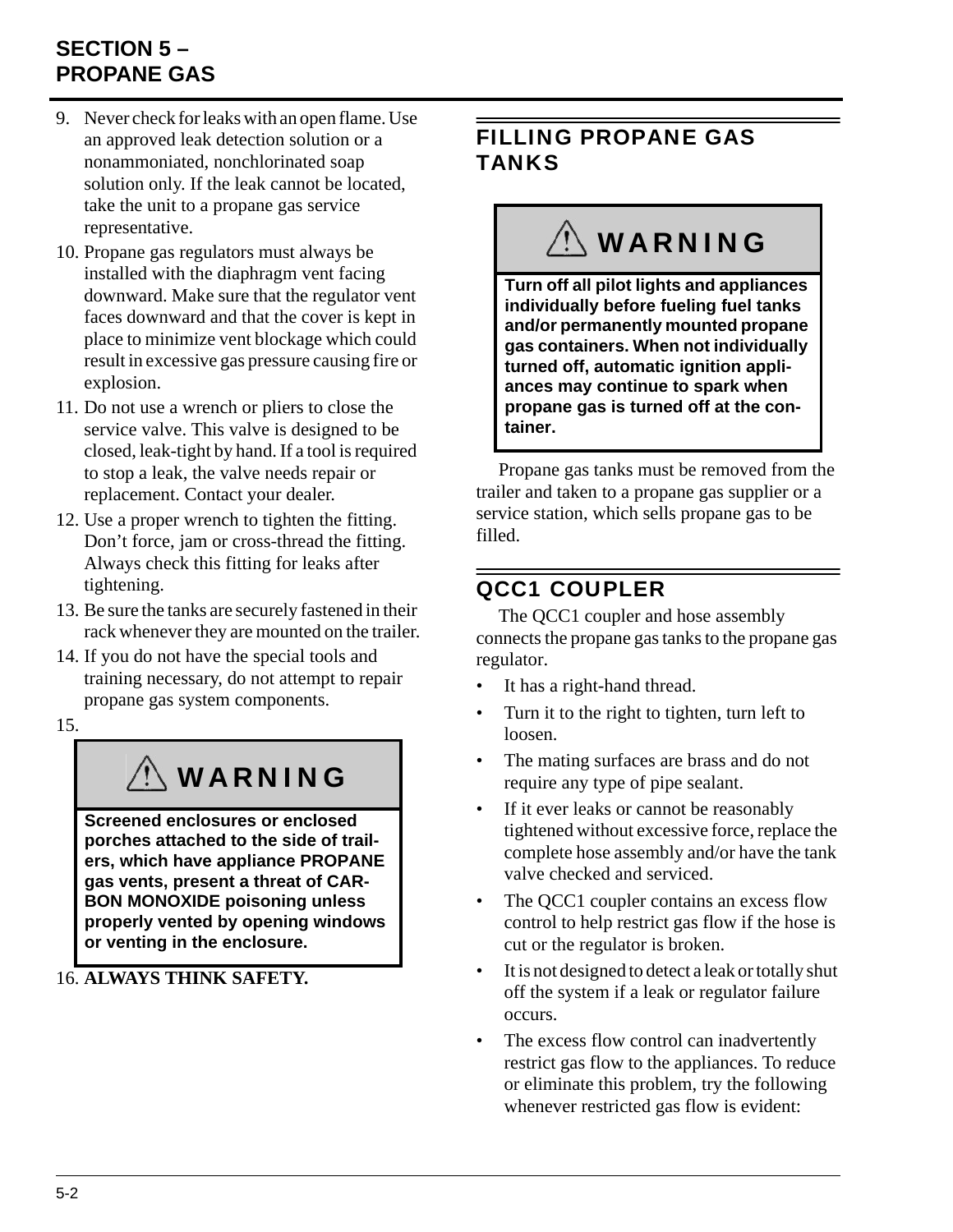9. Never check for leaks with an open flame. Use an approved leak detection solution or a nonammoniated, nonchlorinated soap solution only. If the leak cannot be located, take the unit to a propane gas service representative.
10. Propane gas regulators must always be installed with the diaphragm vent facing downward. Make sure that the regulator vent faces downward and that the cover is kept in place to minimize vent blockage which could result in excessive gas pressure causing fire or explosion.
11. Do not use a wrench or pliers to close the service valve. This valve is designed to be closed, leak-tight by hand. If a tool is required to stop a leak, the valve needs repair or replacement. Contact your dealer.
12. Use a proper wrench to tighten the fitting. Don't force, jam or cross-thread the fitting. Always check this fitting for leaks after tightening.
13. Be sure the tanks are securely fastened in their rack whenever they are mounted on the trailer.
14. If you do not have the special tools and training necessary, do not attempt to repair propane gas system components.
15.

> ⚠ **WARNING**
>
> **Screened enclosures or enclosed porches attached to the side of trailers, which have appliance PROPANE gas vents, present a threat of CARBON MONOXIDE poisoning unless properly vented by opening windows or venting in the enclosure.**

16. **ALWAYS THINK SAFETY.**

## FILLING PROPANE GAS TANKS

> ⚠ **WARNING**
>
> **Turn off all pilot lights and appliances individually before fueling fuel tanks and/or permanently mounted propane gas containers. When not individually turned off, automatic ignition appliances may continue to spark when propane gas is turned off at the container.**

Propane gas tanks must be removed from the trailer and taken to a propane gas supplier or a service station, which sells propane gas to be filled.

## QCC1 COUPLER

The QCC1 coupler and hose assembly connects the propane gas tanks to the propane gas regulator.

- It has a right-hand thread.
- Turn it to the right to tighten, turn left to loosen.
- The mating surfaces are brass and do not require any type of pipe sealant.
- If it ever leaks or cannot be reasonably tightened without excessive force, replace the complete hose assembly and/or have the tank valve checked and serviced.
- The QCC1 coupler contains an excess flow control to help restrict gas flow if the hose is cut or the regulator is broken.
- It is not designed to detect a leak or totally shut off the system if a leak or regulator failure occurs.
- The excess flow control can inadvertently restrict gas flow to the appliances. To reduce or eliminate this problem, try the following whenever restricted gas flow is evident: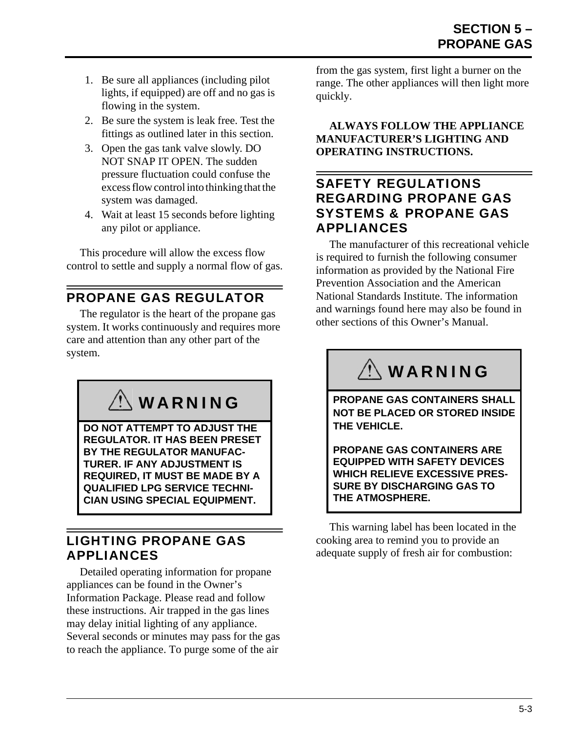1. Be sure all appliances (including pilot lights, if equipped) are off and no gas is flowing in the system.
2. Be sure the system is leak free. Test the fittings as outlined later in this section.
3. Open the gas tank valve slowly. DO NOT SNAP IT OPEN. The sudden pressure fluctuation could confuse the excess flow control into thinking that the system was damaged.
4. Wait at least 15 seconds before lighting any pilot or appliance.

This procedure will allow the excess flow control to settle and supply a normal flow of gas.

## PROPANE GAS REGULATOR

The regulator is the heart of the propane gas system. It works continuously and requires more care and attention than any other part of the system.

> **⚠ WARNING**
>
> **DO NOT ATTEMPT TO ADJUST THE REGULATOR. IT HAS BEEN PRESET BY THE REGULATOR MANUFACTURER. IF ANY ADJUSTMENT IS REQUIRED, IT MUST BE MADE BY A QUALIFIED LPG SERVICE TECHNICIAN USING SPECIAL EQUIPMENT.**

## LIGHTING PROPANE GAS APPLIANCES

Detailed operating information for propane appliances can be found in the Owner's Information Package. Please read and follow these instructions. Air trapped in the gas lines may delay initial lighting of any appliance. Several seconds or minutes may pass for the gas to reach the appliance. To purge some of the air from the gas system, first light a burner on the range. The other appliances will then light more quickly.

**ALWAYS FOLLOW THE APPLIANCE MANUFACTURER'S LIGHTING AND OPERATING INSTRUCTIONS.**

## SAFETY REGULATIONS REGARDING PROPANE GAS SYSTEMS & PROPANE GAS APPLIANCES

The manufacturer of this recreational vehicle is required to furnish the following consumer information as provided by the National Fire Prevention Association and the American National Standards Institute. The information and warnings found here may also be found in other sections of this Owner's Manual.

> **⚠ WARNING**
>
> **PROPANE GAS CONTAINERS SHALL NOT BE PLACED OR STORED INSIDE THE VEHICLE.**
>
> **PROPANE GAS CONTAINERS ARE EQUIPPED WITH SAFETY DEVICES WHICH RELIEVE EXCESSIVE PRESSURE BY DISCHARGING GAS TO THE ATMOSPHERE.**

This warning label has been located in the cooking area to remind you to provide an adequate supply of fresh air for combustion: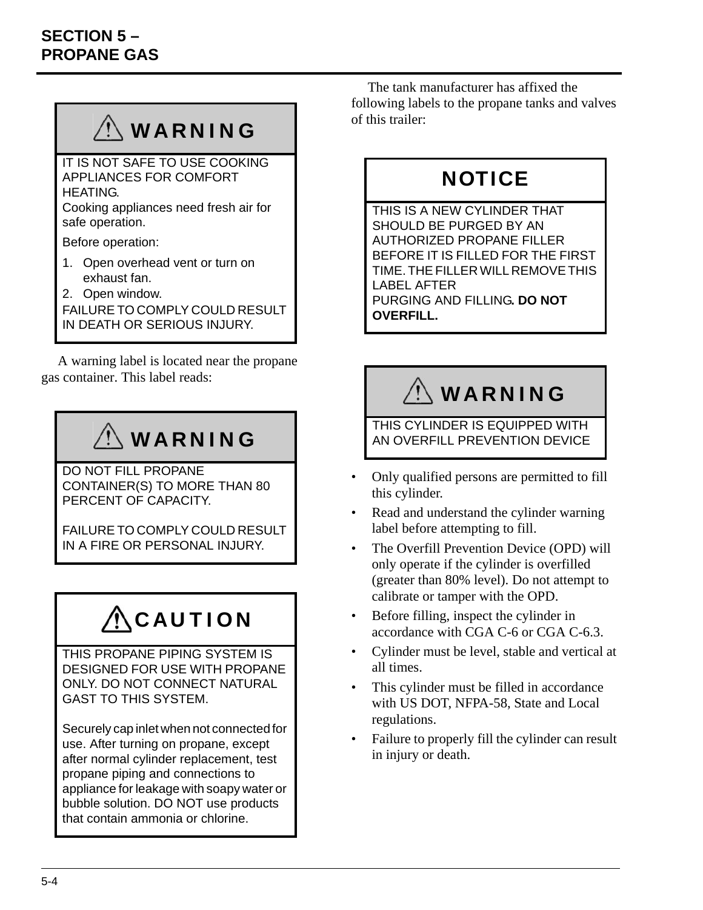## SECTION 5 – PROPANE GAS

**⚠ WARNING**

IT IS NOT SAFE TO USE COOKING APPLIANCES FOR COMFORT HEATING.

Cooking appliances need fresh air for safe operation.

Before operation:

1. Open overhead vent or turn on exhaust fan.
2. Open window.

FAILURE TO COMPLY COULD RESULT IN DEATH OR SERIOUS INJURY.

A warning label is located near the propane gas container. This label reads:

**⚠ WARNING**

DO NOT FILL PROPANE CONTAINER(S) TO MORE THAN 80 PERCENT OF CAPACITY.

FAILURE TO COMPLY COULD RESULT IN A FIRE OR PERSONAL INJURY.

**⚠ CAUTION**

THIS PROPANE PIPING SYSTEM IS DESIGNED FOR USE WITH PROPANE ONLY. DO NOT CONNECT NATURAL GAST TO THIS SYSTEM.

Securely cap inlet when not connected for use. After turning on propane, except after normal cylinder replacement, test propane piping and connections to appliance for leakage with soapy water or bubble solution. DO NOT use products that contain ammonia or chlorine.

The tank manufacturer has affixed the following labels to the propane tanks and valves of this trailer:

**NOTICE**

THIS IS A NEW CYLINDER THAT SHOULD BE PURGED BY AN AUTHORIZED PROPANE FILLER BEFORE IT IS FILLED FOR THE FIRST TIME. THE FILLER WILL REMOVE THIS LABEL AFTER PURGING AND FILLING. **DO NOT OVERFILL.**

**⚠ WARNING**

THIS CYLINDER IS EQUIPPED WITH AN OVERFILL PREVENTION DEVICE

- Only qualified persons are permitted to fill this cylinder.
- Read and understand the cylinder warning label before attempting to fill.
- The Overfill Prevention Device (OPD) will only operate if the cylinder is overfilled (greater than 80% level). Do not attempt to calibrate or tamper with the OPD.
- Before filling, inspect the cylinder in accordance with CGA C-6 or CGA C-6.3.
- Cylinder must be level, stable and vertical at all times.
- This cylinder must be filled in accordance with US DOT, NFPA-58, State and Local regulations.
- Failure to properly fill the cylinder can result in injury or death.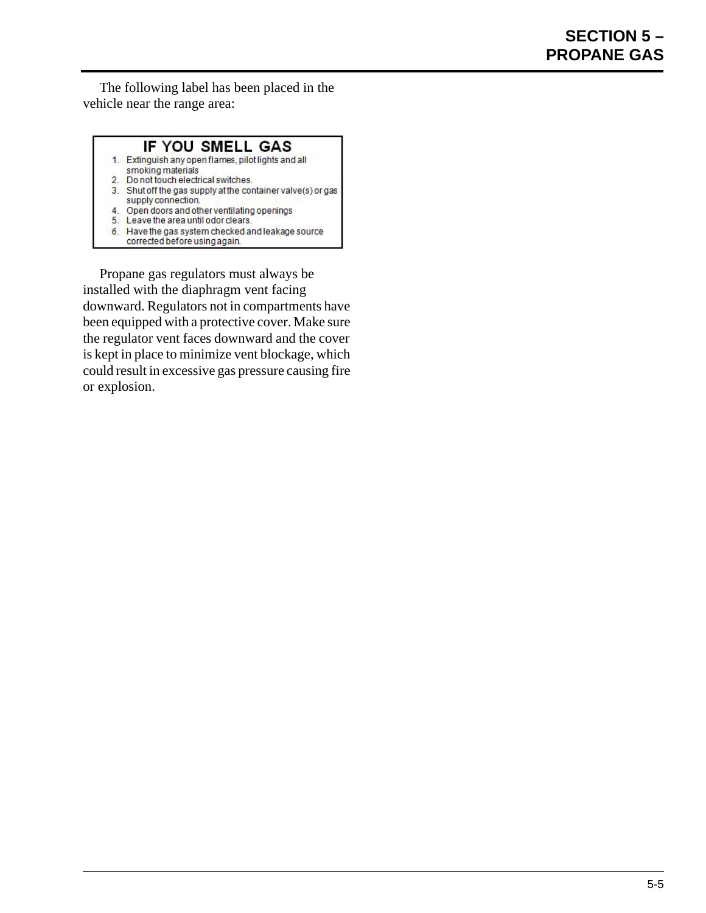The following label has been placed in the vehicle near the range area:

**IF YOU SMELL GAS**

1. Extinguish any open flames, pilot lights and all smoking materials
2. Do not touch electrical switches.
3. Shut off the gas supply at the container valve(s) or gas supply connection.
4. Open doors and other ventilating openings
5. Leave the area until odor clears.
6. Have the gas system checked and leakage source corrected before using again.

Propane gas regulators must always be installed with the diaphragm vent facing downward. Regulators not in compartments have been equipped with a protective cover. Make sure the regulator vent faces downward and the cover is kept in place to minimize vent blockage, which could result in excessive gas pressure causing fire or explosion.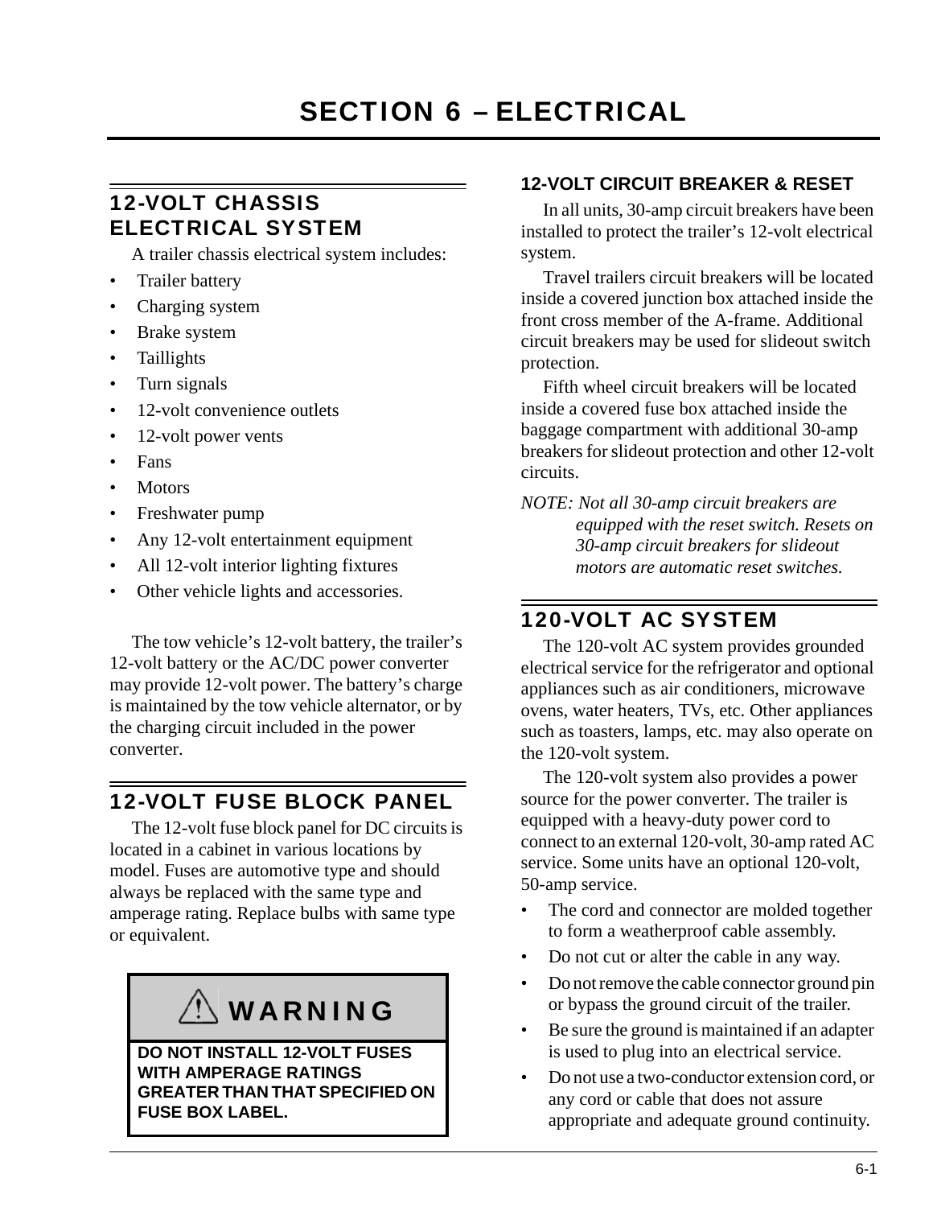# SECTION 6 – ELECTRICAL

## 12-VOLT CHASSIS ELECTRICAL SYSTEM

A trailer chassis electrical system includes:

- Trailer battery
- Charging system
- Brake system
- Taillights
- Turn signals
- 12-volt convenience outlets
- 12-volt power vents
- Fans
- Motors
- Freshwater pump
- Any 12-volt entertainment equipment
- All 12-volt interior lighting fixtures
- Other vehicle lights and accessories.

The tow vehicle's 12-volt battery, the trailer's 12-volt battery or the AC/DC power converter may provide 12-volt power. The battery's charge is maintained by the tow vehicle alternator, or by the charging circuit included in the power converter.

## 12-VOLT FUSE BLOCK PANEL

The 12-volt fuse block panel for DC circuits is located in a cabinet in various locations by model. Fuses are automotive type and should always be replaced with the same type and amperage rating. Replace bulbs with same type or equivalent.

> ⚠ **WARNING**
>
> **DO NOT INSTALL 12-VOLT FUSES WITH AMPERAGE RATINGS GREATER THAN THAT SPECIFIED ON FUSE BOX LABEL.**

### 12-VOLT CIRCUIT BREAKER & RESET

In all units, 30-amp circuit breakers have been installed to protect the trailer's 12-volt electrical system.

Travel trailers circuit breakers will be located inside a covered junction box attached inside the front cross member of the A-frame. Additional circuit breakers may be used for slideout switch protection.

Fifth wheel circuit breakers will be located inside a covered fuse box attached inside the baggage compartment with additional 30-amp breakers for slideout protection and other 12-volt circuits.

*NOTE: Not all 30-amp circuit breakers are equipped with the reset switch. Resets on 30-amp circuit breakers for slideout motors are automatic reset switches.*

## 120-VOLT AC SYSTEM

The 120-volt AC system provides grounded electrical service for the refrigerator and optional appliances such as air conditioners, microwave ovens, water heaters, TVs, etc. Other appliances such as toasters, lamps, etc. may also operate on the 120-volt system.

The 120-volt system also provides a power source for the power converter. The trailer is equipped with a heavy-duty power cord to connect to an external 120-volt, 30-amp rated AC service. Some units have an optional 120-volt, 50-amp service.

- The cord and connector are molded together to form a weatherproof cable assembly.
- Do not cut or alter the cable in any way.
- Do not remove the cable connector ground pin or bypass the ground circuit of the trailer.
- Be sure the ground is maintained if an adapter is used to plug into an electrical service.
- Do not use a two-conductor extension cord, or any cord or cable that does not assure appropriate and adequate ground continuity.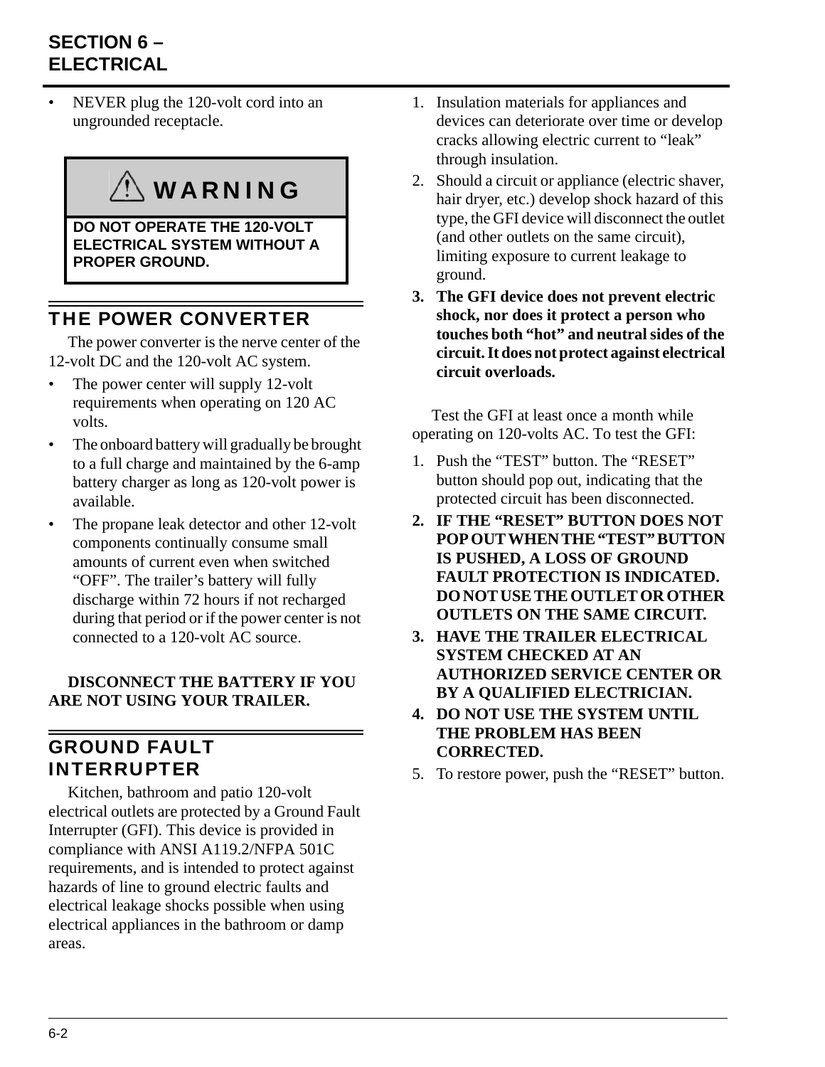- NEVER plug the 120-volt cord into an ungrounded receptacle.

> ⚠ **WARNING**
>
> **DO NOT OPERATE THE 120-VOLT ELECTRICAL SYSTEM WITHOUT A PROPER GROUND.**

## THE POWER CONVERTER

The power converter is the nerve center of the 12-volt DC and the 120-volt AC system.

- The power center will supply 12-volt requirements when operating on 120 AC volts.
- The onboard battery will gradually be brought to a full charge and maintained by the 6-amp battery charger as long as 120-volt power is available.
- The propane leak detector and other 12-volt components continually consume small amounts of current even when switched “OFF”. The trailer’s battery will fully discharge within 72 hours if not recharged during that period or if the power center is not connected to a 120-volt AC source.

**DISCONNECT THE BATTERY IF YOU ARE NOT USING YOUR TRAILER.**

## GROUND FAULT INTERRUPTER

Kitchen, bathroom and patio 120-volt electrical outlets are protected by a Ground Fault Interrupter (GFI). This device is provided in compliance with ANSI A119.2/NFPA 501C requirements, and is intended to protect against hazards of line to ground electric faults and electrical leakage shocks possible when using electrical appliances in the bathroom or damp areas.

1. Insulation materials for appliances and devices can deteriorate over time or develop cracks allowing electric current to “leak” through insulation.
2. Should a circuit or appliance (electric shaver, hair dryer, etc.) develop shock hazard of this type, the GFI device will disconnect the outlet (and other outlets on the same circuit), limiting exposure to current leakage to ground.
3. **The GFI device does not prevent electric shock, nor does it protect a person who touches both “hot” and neutral sides of the circuit. It does not protect against electrical circuit overloads.**

Test the GFI at least once a month while operating on 120-volts AC. To test the GFI:

1. Push the “TEST” button. The “RESET” button should pop out, indicating that the protected circuit has been disconnected.
2. **IF THE “RESET” BUTTON DOES NOT POP OUT WHEN THE “TEST” BUTTON IS PUSHED, A LOSS OF GROUND FAULT PROTECTION IS INDICATED. DO NOT USE THE OUTLET OR OTHER OUTLETS ON THE SAME CIRCUIT.**
3. **HAVE THE TRAILER ELECTRICAL SYSTEM CHECKED AT AN AUTHORIZED SERVICE CENTER OR BY A QUALIFIED ELECTRICIAN.**
4. **DO NOT USE THE SYSTEM UNTIL THE PROBLEM HAS BEEN CORRECTED.**
5. To restore power, push the “RESET” button.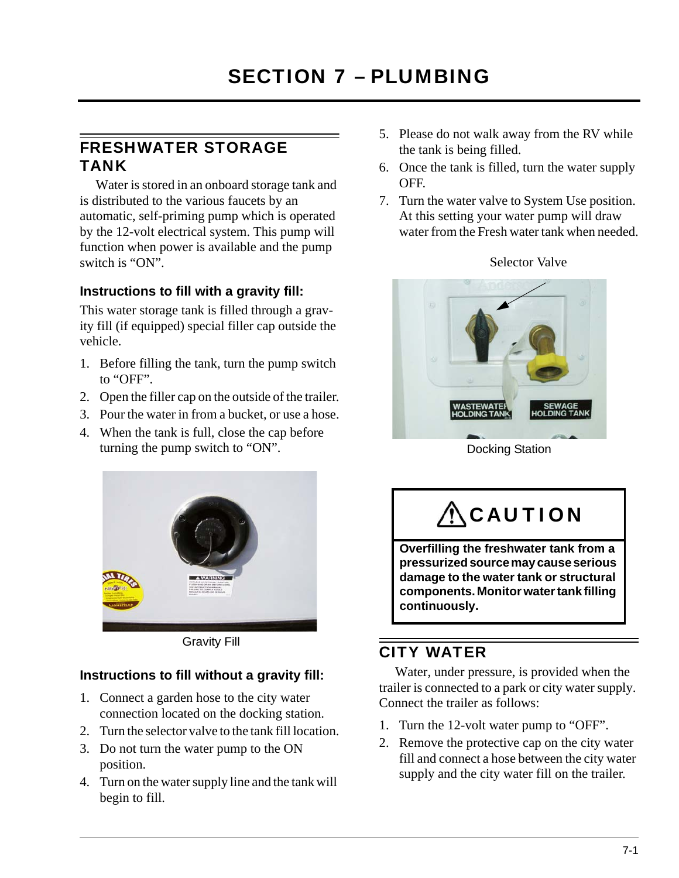# SECTION 7 – PLUMBING

## FRESHWATER STORAGE TANK

Water is stored in an onboard storage tank and is distributed to the various faucets by an automatic, self-priming pump which is operated by the 12-volt electrical system. This pump will function when power is available and the pump switch is “ON”.

### Instructions to fill with a gravity fill:

This water storage tank is filled through a gravity fill (if equipped) special filler cap outside the vehicle.

1. Before filling the tank, turn the pump switch to “OFF”.
2. Open the filler cap on the outside of the trailer.
3. Pour the water in from a bucket, or use a hose.
4. When the tank is full, close the cap before turning the pump switch to “ON”.

Gravity Fill

### Instructions to fill without a gravity fill:

1. Connect a garden hose to the city water connection located on the docking station.
2. Turn the selector valve to the tank fill location.
3. Do not turn the water pump to the ON position.
4. Turn on the water supply line and the tank will begin to fill.
5. Please do not walk away from the RV while the tank is being filled.
6. Once the tank is filled, turn the water supply OFF.
7. Turn the water valve to System Use position. At this setting your water pump will draw water from the Fresh water tank when needed.

Selector Valve

Docking Station

> **CAUTION**
>
> **Overfilling the freshwater tank from a pressurized source may cause serious damage to the water tank or structural components. Monitor water tank filling continuously.**

## CITY WATER

Water, under pressure, is provided when the trailer is connected to a park or city water supply. Connect the trailer as follows:

1. Turn the 12-volt water pump to “OFF”.
2. Remove the protective cap on the city water fill and connect a hose between the city water supply and the city water fill on the trailer.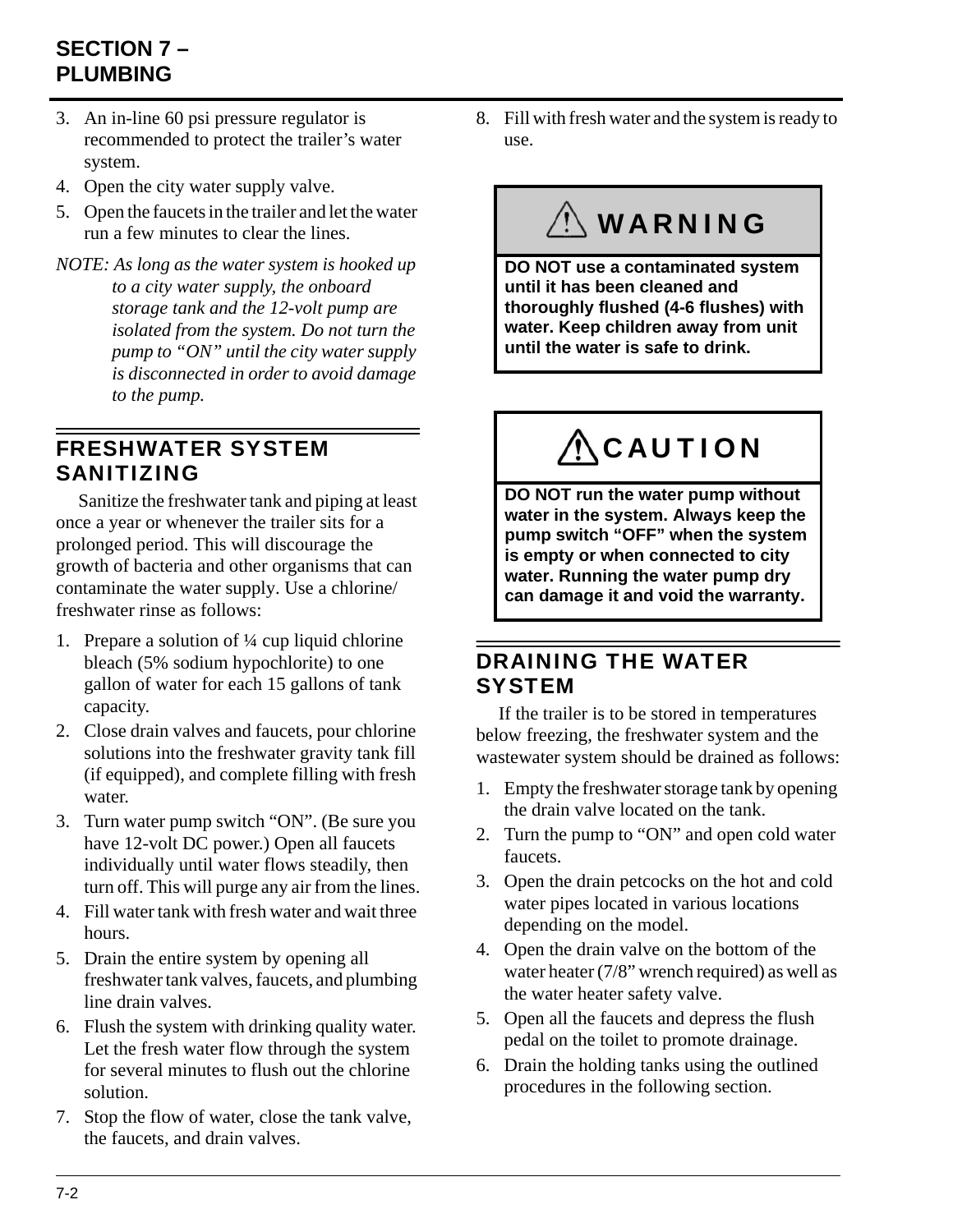3. An in-line 60 psi pressure regulator is recommended to protect the trailer's water system.
4. Open the city water supply valve.
5. Open the faucets in the trailer and let the water run a few minutes to clear the lines.

*NOTE: As long as the water system is hooked up to a city water supply, the onboard storage tank and the 12-volt pump are isolated from the system. Do not turn the pump to "ON" until the city water supply is disconnected in order to avoid damage to the pump.*

## FRESHWATER SYSTEM SANITIZING

Sanitize the freshwater tank and piping at least once a year or whenever the trailer sits for a prolonged period. This will discourage the growth of bacteria and other organisms that can contaminate the water supply. Use a chlorine/freshwater rinse as follows:

1. Prepare a solution of ¼ cup liquid chlorine bleach (5% sodium hypochlorite) to one gallon of water for each 15 gallons of tank capacity.
2. Close drain valves and faucets, pour chlorine solutions into the freshwater gravity tank fill (if equipped), and complete filling with fresh water.
3. Turn water pump switch "ON". (Be sure you have 12-volt DC power.) Open all faucets individually until water flows steadily, then turn off. This will purge any air from the lines.
4. Fill water tank with fresh water and wait three hours.
5. Drain the entire system by opening all freshwater tank valves, faucets, and plumbing line drain valves.
6. Flush the system with drinking quality water. Let the fresh water flow through the system for several minutes to flush out the chlorine solution.
7. Stop the flow of water, close the tank valve, the faucets, and drain valves.
8. Fill with fresh water and the system is ready to use.

> **⚠ WARNING**
>
> **DO NOT use a contaminated system until it has been cleaned and thoroughly flushed (4-6 flushes) with water. Keep children away from unit until the water is safe to drink.**

> **⚠ CAUTION**
>
> **DO NOT run the water pump without water in the system. Always keep the pump switch "OFF" when the system is empty or when connected to city water. Running the water pump dry can damage it and void the warranty.**

## DRAINING THE WATER SYSTEM

If the trailer is to be stored in temperatures below freezing, the freshwater system and the wastewater system should be drained as follows:

1. Empty the freshwater storage tank by opening the drain valve located on the tank.
2. Turn the pump to "ON" and open cold water faucets.
3. Open the drain petcocks on the hot and cold water pipes located in various locations depending on the model.
4. Open the drain valve on the bottom of the water heater (7/8" wrench required) as well as the water heater safety valve.
5. Open all the faucets and depress the flush pedal on the toilet to promote drainage.
6. Drain the holding tanks using the outlined procedures in the following section.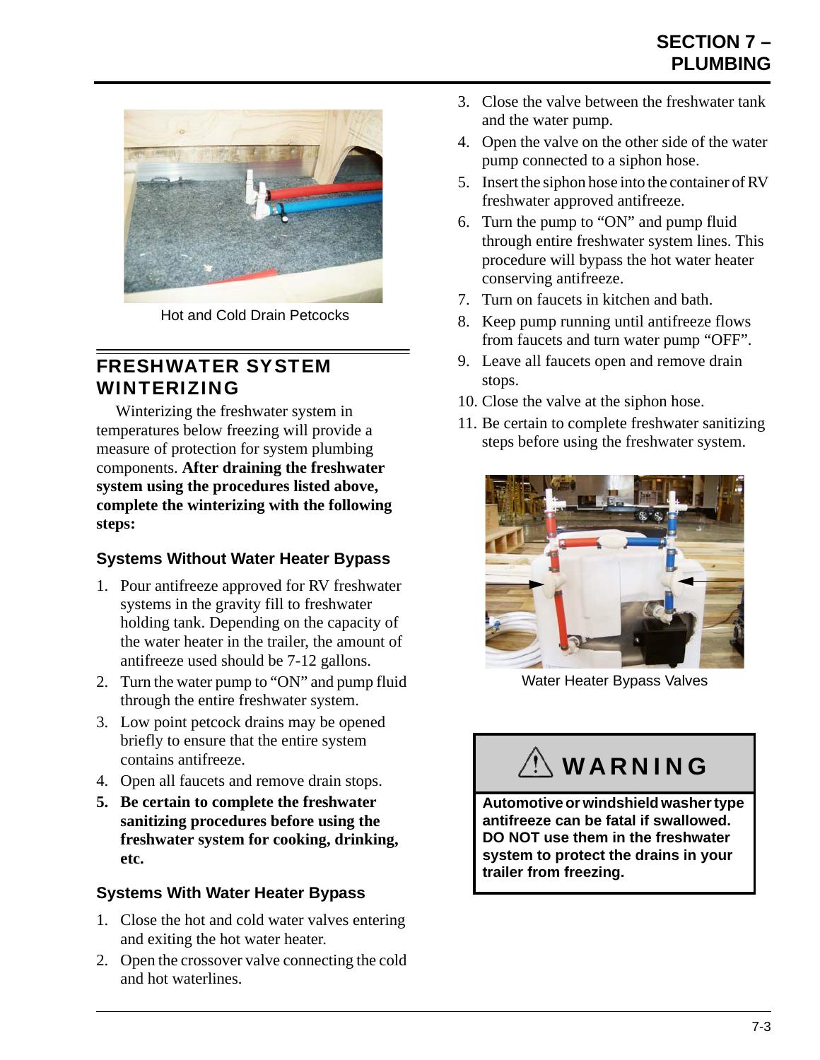Hot and Cold Drain Petcocks

## FRESHWATER SYSTEM WINTERIZING

Winterizing the freshwater system in temperatures below freezing will provide a measure of protection for system plumbing components. **After draining the freshwater system using the procedures listed above, complete the winterizing with the following steps:**

### Systems Without Water Heater Bypass

1. Pour antifreeze approved for RV freshwater systems in the gravity fill to freshwater holding tank. Depending on the capacity of the water heater in the trailer, the amount of antifreeze used should be 7-12 gallons.
2. Turn the water pump to "ON" and pump fluid through the entire freshwater system.
3. Low point petcock drains may be opened briefly to ensure that the entire system contains antifreeze.
4. Open all faucets and remove drain stops.
5. **Be certain to complete the freshwater sanitizing procedures before using the freshwater system for cooking, drinking, etc.**

### Systems With Water Heater Bypass

1. Close the hot and cold water valves entering and exiting the hot water heater.
2. Open the crossover valve connecting the cold and hot waterlines.
3. Close the valve between the freshwater tank and the water pump.
4. Open the valve on the other side of the water pump connected to a siphon hose.
5. Insert the siphon hose into the container of RV freshwater approved antifreeze.
6. Turn the pump to "ON" and pump fluid through entire freshwater system lines. This procedure will bypass the hot water heater conserving antifreeze.
7. Turn on faucets in kitchen and bath.
8. Keep pump running until antifreeze flows from faucets and turn water pump "OFF".
9. Leave all faucets open and remove drain stops.
10. Close the valve at the siphon hose.
11. Be certain to complete freshwater sanitizing steps before using the freshwater system.

Water Heater Bypass Valves

> ⚠ **WARNING**
>
> **Automotive or windshield washer type antifreeze can be fatal if swallowed. DO NOT use them in the freshwater system to protect the drains in your trailer from freezing.**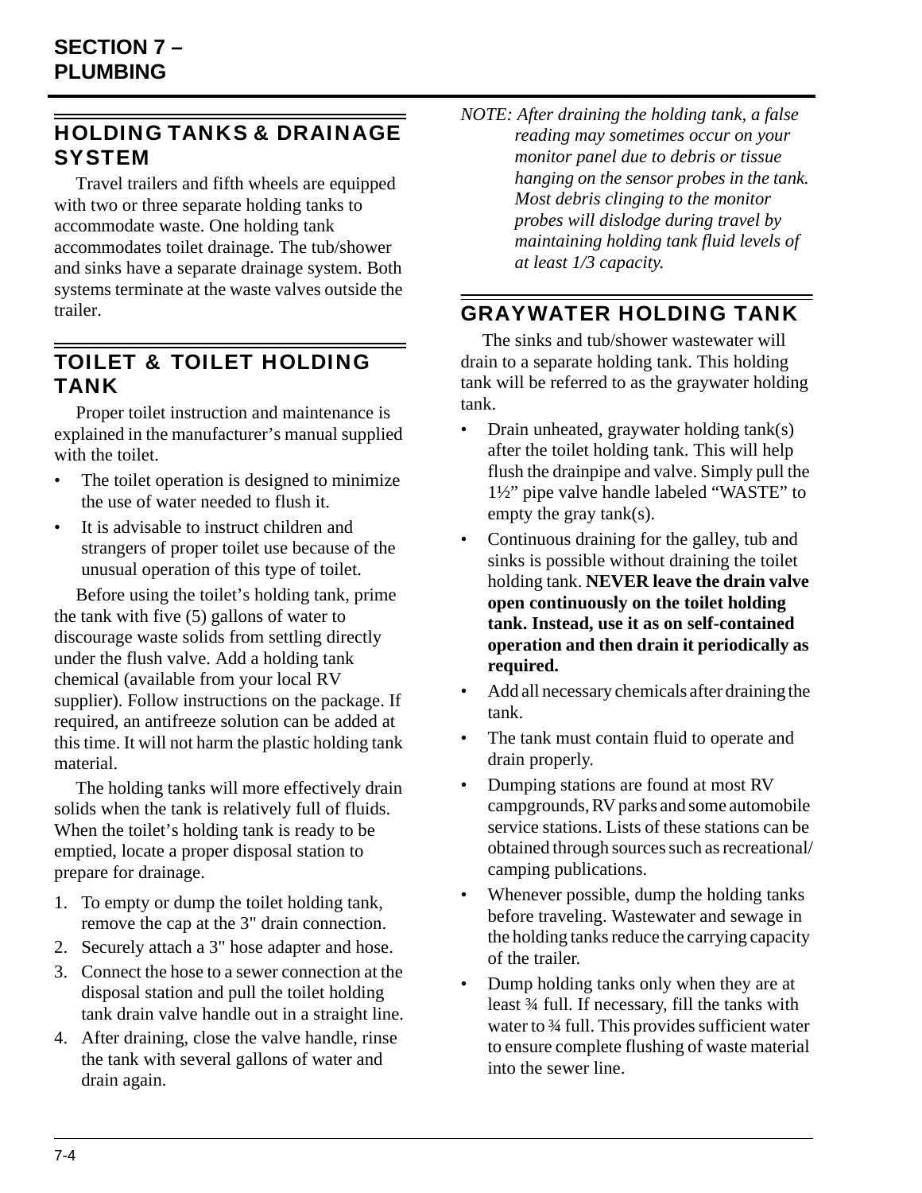## HOLDING TANKS & DRAINAGE SYSTEM

Travel trailers and fifth wheels are equipped with two or three separate holding tanks to accommodate waste. One holding tank accommodates toilet drainage. The tub/shower and sinks have a separate drainage system. Both systems terminate at the waste valves outside the trailer.

## TOILET & TOILET HOLDING TANK

Proper toilet instruction and maintenance is explained in the manufacturer's manual supplied with the toilet.

- The toilet operation is designed to minimize the use of water needed to flush it.
- It is advisable to instruct children and strangers of proper toilet use because of the unusual operation of this type of toilet.

Before using the toilet's holding tank, prime the tank with five (5) gallons of water to discourage waste solids from settling directly under the flush valve. Add a holding tank chemical (available from your local RV supplier). Follow instructions on the package. If required, an antifreeze solution can be added at this time. It will not harm the plastic holding tank material.

The holding tanks will more effectively drain solids when the tank is relatively full of fluids. When the toilet's holding tank is ready to be emptied, locate a proper disposal station to prepare for drainage.

1. To empty or dump the toilet holding tank, remove the cap at the 3" drain connection.
2. Securely attach a 3" hose adapter and hose.
3. Connect the hose to a sewer connection at the disposal station and pull the toilet holding tank drain valve handle out in a straight line.
4. After draining, close the valve handle, rinse the tank with several gallons of water and drain again.

*NOTE: After draining the holding tank, a false reading may sometimes occur on your monitor panel due to debris or tissue hanging on the sensor probes in the tank. Most debris clinging to the monitor probes will dislodge during travel by maintaining holding tank fluid levels of at least 1/3 capacity.*

## GRAYWATER HOLDING TANK

The sinks and tub/shower wastewater will drain to a separate holding tank. This holding tank will be referred to as the graywater holding tank.

- Drain unheated, graywater holding tank(s) after the toilet holding tank. This will help flush the drainpipe and valve. Simply pull the 1½" pipe valve handle labeled "WASTE" to empty the gray tank(s).
- Continuous draining for the galley, tub and sinks is possible without draining the toilet holding tank. **NEVER leave the drain valve open continuously on the toilet holding tank. Instead, use it as on self-contained operation and then drain it periodically as required.**
- Add all necessary chemicals after draining the tank.
- The tank must contain fluid to operate and drain properly.
- Dumping stations are found at most RV campgrounds, RV parks and some automobile service stations. Lists of these stations can be obtained through sources such as recreational/camping publications.
- Whenever possible, dump the holding tanks before traveling. Wastewater and sewage in the holding tanks reduce the carrying capacity of the trailer.
- Dump holding tanks only when they are at least ¾ full. If necessary, fill the tanks with water to ¾ full. This provides sufficient water to ensure complete flushing of waste material into the sewer line.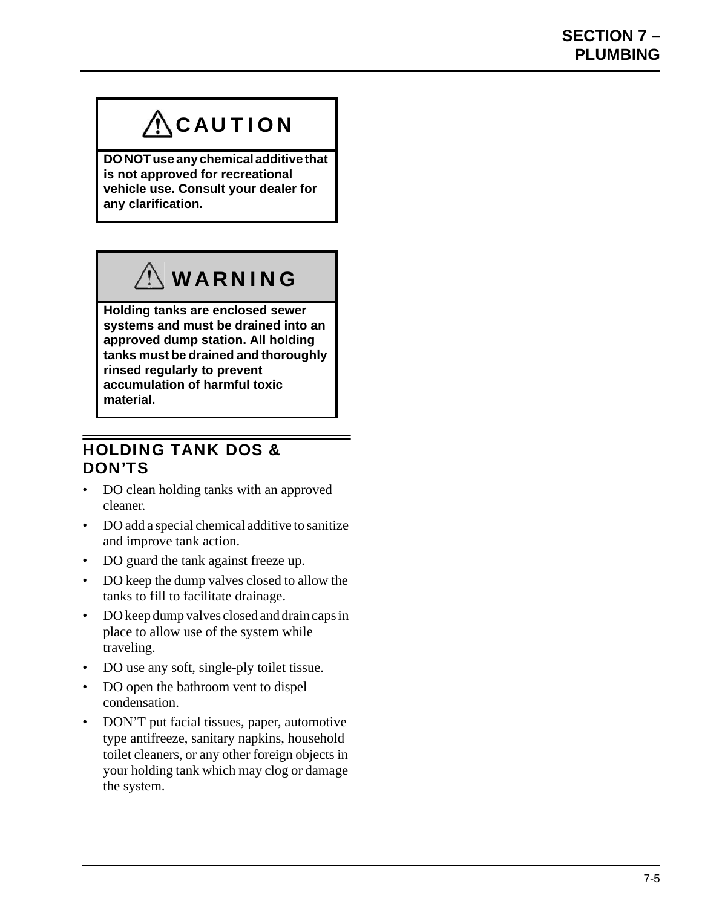> **⚠ CAUTION**
>
> **DO NOT use any chemical additive that is not approved for recreational vehicle use. Consult your dealer for any clarification.**

> **⚠ WARNING**
>
> **Holding tanks are enclosed sewer systems and must be drained into an approved dump station. All holding tanks must be drained and thoroughly rinsed regularly to prevent accumulation of harmful toxic material.**

## HOLDING TANK DOS & DON'TS

- DO clean holding tanks with an approved cleaner.
- DO add a special chemical additive to sanitize and improve tank action.
- DO guard the tank against freeze up.
- DO keep the dump valves closed to allow the tanks to fill to facilitate drainage.
- DO keep dump valves closed and drain caps in place to allow use of the system while traveling.
- DO use any soft, single-ply toilet tissue.
- DO open the bathroom vent to dispel condensation.
- DON'T put facial tissues, paper, automotive type antifreeze, sanitary napkins, household toilet cleaners, or any other foreign objects in your holding tank which may clog or damage the system.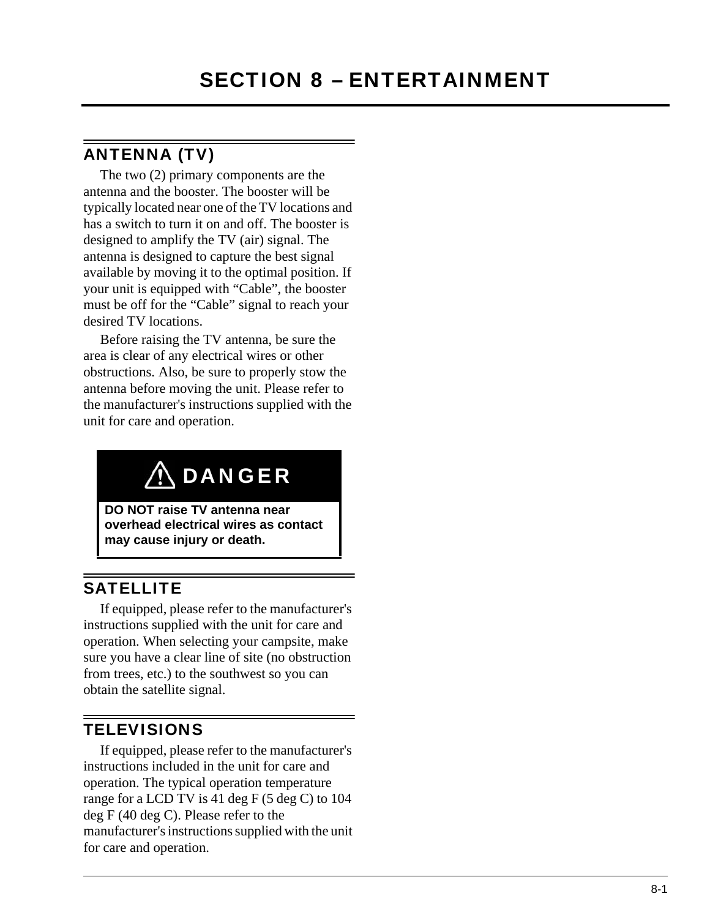# SECTION 8 – ENTERTAINMENT

## ANTENNA (TV)

The two (2) primary components are the antenna and the booster. The booster will be typically located near one of the TV locations and has a switch to turn it on and off. The booster is designed to amplify the TV (air) signal. The antenna is designed to capture the best signal available by moving it to the optimal position. If your unit is equipped with “Cable”, the booster must be off for the “Cable” signal to reach your desired TV locations.

Before raising the TV antenna, be sure the area is clear of any electrical wires or other obstructions. Also, be sure to properly stow the antenna before moving the unit. Please refer to the manufacturer's instructions supplied with the unit for care and operation.

> ⚠ **DANGER**
>
> **DO NOT raise TV antenna near overhead electrical wires as contact may cause injury or death.**

## SATELLITE

If equipped, please refer to the manufacturer's instructions supplied with the unit for care and operation. When selecting your campsite, make sure you have a clear line of site (no obstruction from trees, etc.) to the southwest so you can obtain the satellite signal.

## TELEVISIONS

If equipped, please refer to the manufacturer's instructions included in the unit for care and operation. The typical operation temperature range for a LCD TV is 41 deg F (5 deg C) to 104 deg F (40 deg C). Please refer to the manufacturer's instructions supplied with the unit for care and operation.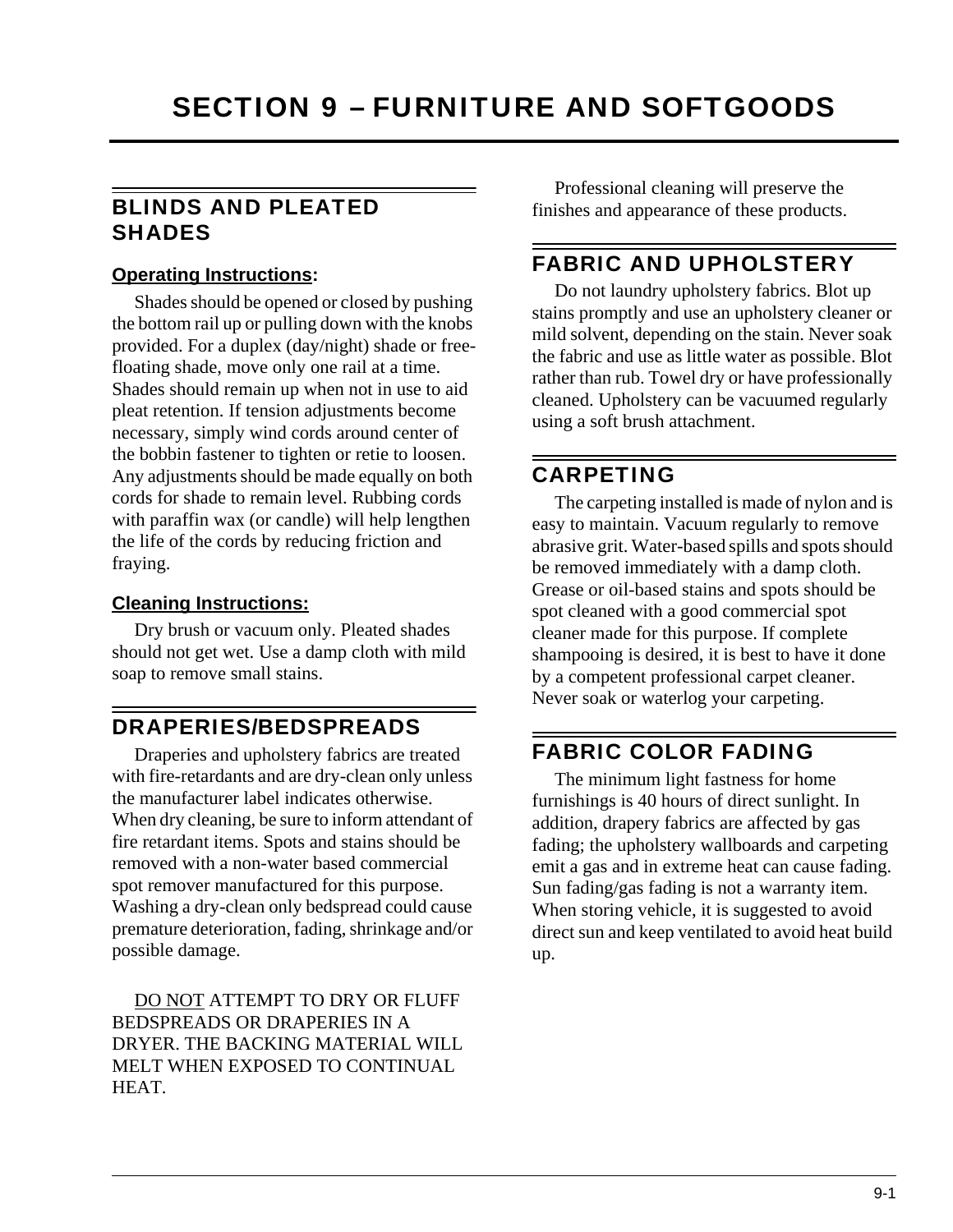# SECTION 9 – FURNITURE AND SOFTGOODS

## BLINDS AND PLEATED SHADES

### Operating Instructions:

Shades should be opened or closed by pushing the bottom rail up or pulling down with the knobs provided. For a duplex (day/night) shade or free-floating shade, move only one rail at a time. Shades should remain up when not in use to aid pleat retention. If tension adjustments become necessary, simply wind cords around center of the bobbin fastener to tighten or retie to loosen. Any adjustments should be made equally on both cords for shade to remain level. Rubbing cords with paraffin wax (or candle) will help lengthen the life of the cords by reducing friction and fraying.

### Cleaning Instructions:

Dry brush or vacuum only. Pleated shades should not get wet. Use a damp cloth with mild soap to remove small stains.

## DRAPERIES/BEDSPREADS

Draperies and upholstery fabrics are treated with fire-retardants and are dry-clean only unless the manufacturer label indicates otherwise. When dry cleaning, be sure to inform attendant of fire retardant items. Spots and stains should be removed with a non-water based commercial spot remover manufactured for this purpose. Washing a dry-clean only bedspread could cause premature deterioration, fading, shrinkage and/or possible damage.

DO NOT ATTEMPT TO DRY OR FLUFF BEDSPREADS OR DRAPERIES IN A DRYER. THE BACKING MATERIAL WILL MELT WHEN EXPOSED TO CONTINUAL HEAT.

Professional cleaning will preserve the finishes and appearance of these products.

## FABRIC AND UPHOLSTERY

Do not laundry upholstery fabrics. Blot up stains promptly and use an upholstery cleaner or mild solvent, depending on the stain. Never soak the fabric and use as little water as possible. Blot rather than rub. Towel dry or have professionally cleaned. Upholstery can be vacuumed regularly using a soft brush attachment.

## CARPETING

The carpeting installed is made of nylon and is easy to maintain. Vacuum regularly to remove abrasive grit. Water-based spills and spots should be removed immediately with a damp cloth. Grease or oil-based stains and spots should be spot cleaned with a good commercial spot cleaner made for this purpose. If complete shampooing is desired, it is best to have it done by a competent professional carpet cleaner. Never soak or waterlog your carpeting.

## FABRIC COLOR FADING

The minimum light fastness for home furnishings is 40 hours of direct sunlight. In addition, drapery fabrics are affected by gas fading; the upholstery wallboards and carpeting emit a gas and in extreme heat can cause fading. Sun fading/gas fading is not a warranty item. When storing vehicle, it is suggested to avoid direct sun and keep ventilated to avoid heat build up.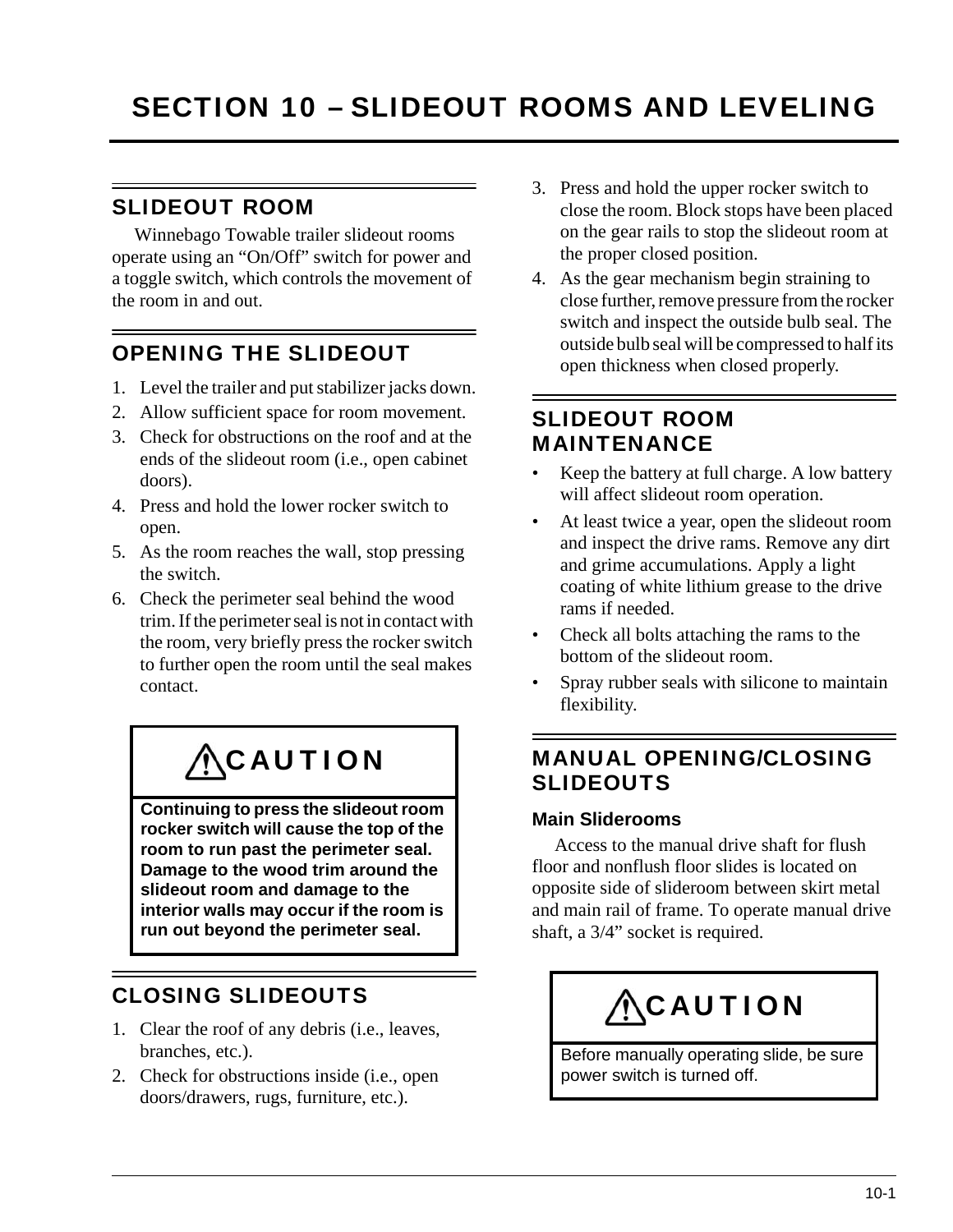# SECTION 10 – SLIDEOUT ROOMS AND LEVELING

## SLIDEOUT ROOM

Winnebago Towable trailer slideout rooms operate using an “On/Off” switch for power and a toggle switch, which controls the movement of the room in and out.

## OPENING THE SLIDEOUT

1. Level the trailer and put stabilizer jacks down.
2. Allow sufficient space for room movement.
3. Check for obstructions on the roof and at the ends of the slideout room (i.e., open cabinet doors).
4. Press and hold the lower rocker switch to open.
5. As the room reaches the wall, stop pressing the switch.
6. Check the perimeter seal behind the wood trim. If the perimeter seal is not in contact with the room, very briefly press the rocker switch to further open the room until the seal makes contact.

> **⚠CAUTION**
>
> **Continuing to press the slideout room rocker switch will cause the top of the room to run past the perimeter seal. Damage to the wood trim around the slideout room and damage to the interior walls may occur if the room is run out beyond the perimeter seal.**

## CLOSING SLIDEOUTS

1. Clear the roof of any debris (i.e., leaves, branches, etc.).
2. Check for obstructions inside (i.e., open doors/drawers, rugs, furniture, etc.).
3. Press and hold the upper rocker switch to close the room. Block stops have been placed on the gear rails to stop the slideout room at the proper closed position.
4. As the gear mechanism begin straining to close further, remove pressure from the rocker switch and inspect the outside bulb seal. The outside bulb seal will be compressed to half its open thickness when closed properly.

## SLIDEOUT ROOM MAINTENANCE

- Keep the battery at full charge. A low battery will affect slideout room operation.
- At least twice a year, open the slideout room and inspect the drive rams. Remove any dirt and grime accumulations. Apply a light coating of white lithium grease to the drive rams if needed.
- Check all bolts attaching the rams to the bottom of the slideout room.
- Spray rubber seals with silicone to maintain flexibility.

## MANUAL OPENING/CLOSING SLIDEOUTS

### Main Sliderooms

Access to the manual drive shaft for flush floor and nonflush floor slides is located on opposite side of slideroom between skirt metal and main rail of frame. To operate manual drive shaft, a 3/4” socket is required.

> **⚠CAUTION**
>
> Before manually operating slide, be sure power switch is turned off.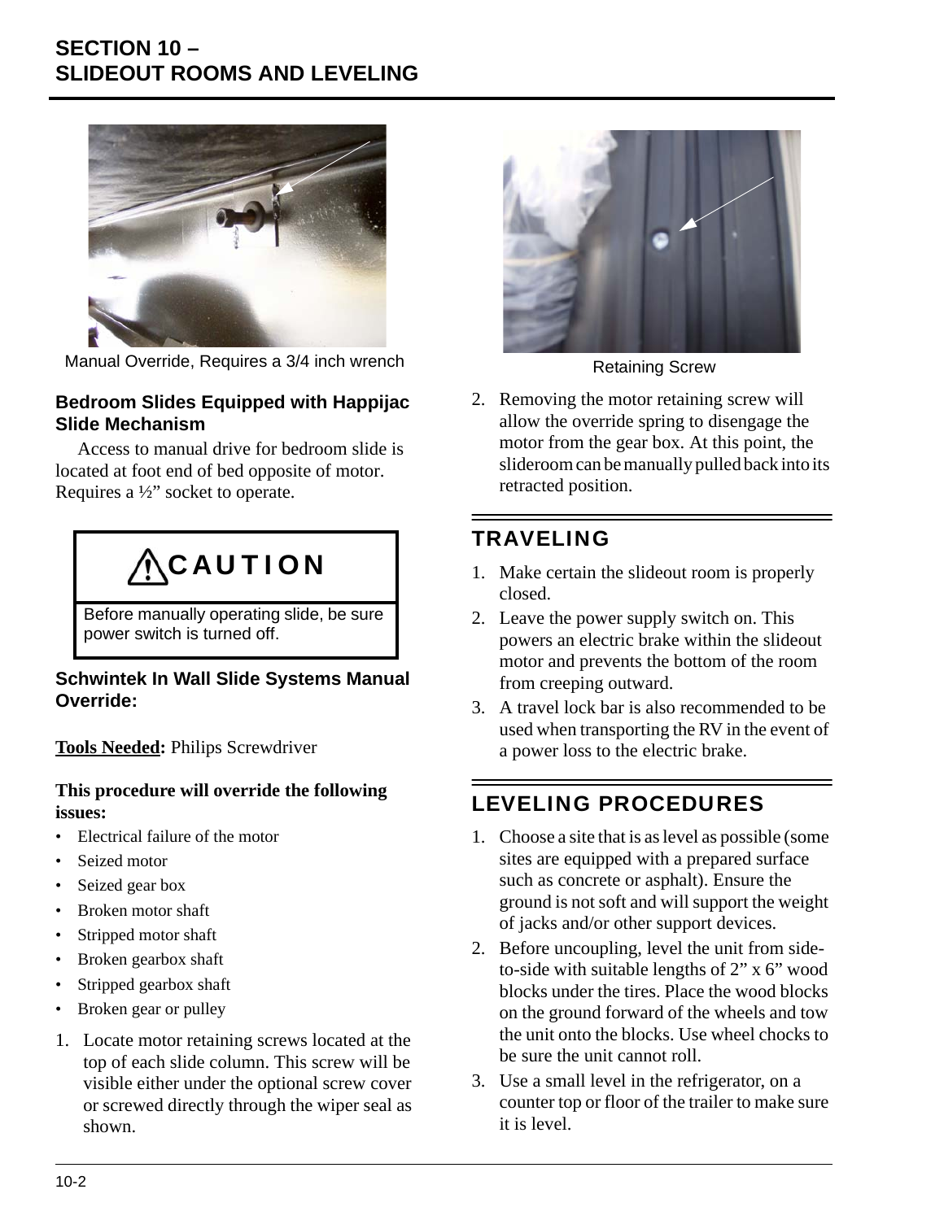Manual Override, Requires a 3/4 inch wrench

### Bedroom Slides Equipped with Happijac Slide Mechanism

Access to manual drive for bedroom slide is located at foot end of bed opposite of motor. Requires a ½” socket to operate.

> **⚠ CAUTION**
>
> Before manually operating slide, be sure power switch is turned off.

### Schwintek In Wall Slide Systems Manual Override:

**Tools Needed:** Philips Screwdriver

**This procedure will override the following issues:**

- Electrical failure of the motor
- Seized motor
- Seized gear box
- Broken motor shaft
- Stripped motor shaft
- Broken gearbox shaft
- Stripped gearbox shaft
- Broken gear or pulley

1. Locate motor retaining screws located at the top of each slide column. This screw will be visible either under the optional screw cover or screwed directly through the wiper seal as shown.

Retaining Screw

2. Removing the motor retaining screw will allow the override spring to disengage the motor from the gear box. At this point, the slideroom can be manually pulled back into its retracted position.

## TRAVELING

1. Make certain the slideout room is properly closed.
2. Leave the power supply switch on. This powers an electric brake within the slideout motor and prevents the bottom of the room from creeping outward.
3. A travel lock bar is also recommended to be used when transporting the RV in the event of a power loss to the electric brake.

## LEVELING PROCEDURES

1. Choose a site that is as level as possible (some sites are equipped with a prepared surface such as concrete or asphalt). Ensure the ground is not soft and will support the weight of jacks and/or other support devices.
2. Before uncoupling, level the unit from side-to-side with suitable lengths of 2” x 6” wood blocks under the tires. Place the wood blocks on the ground forward of the wheels and tow the unit onto the blocks. Use wheel chocks to be sure the unit cannot roll.
3. Use a small level in the refrigerator, on a counter top or floor of the trailer to make sure it is level.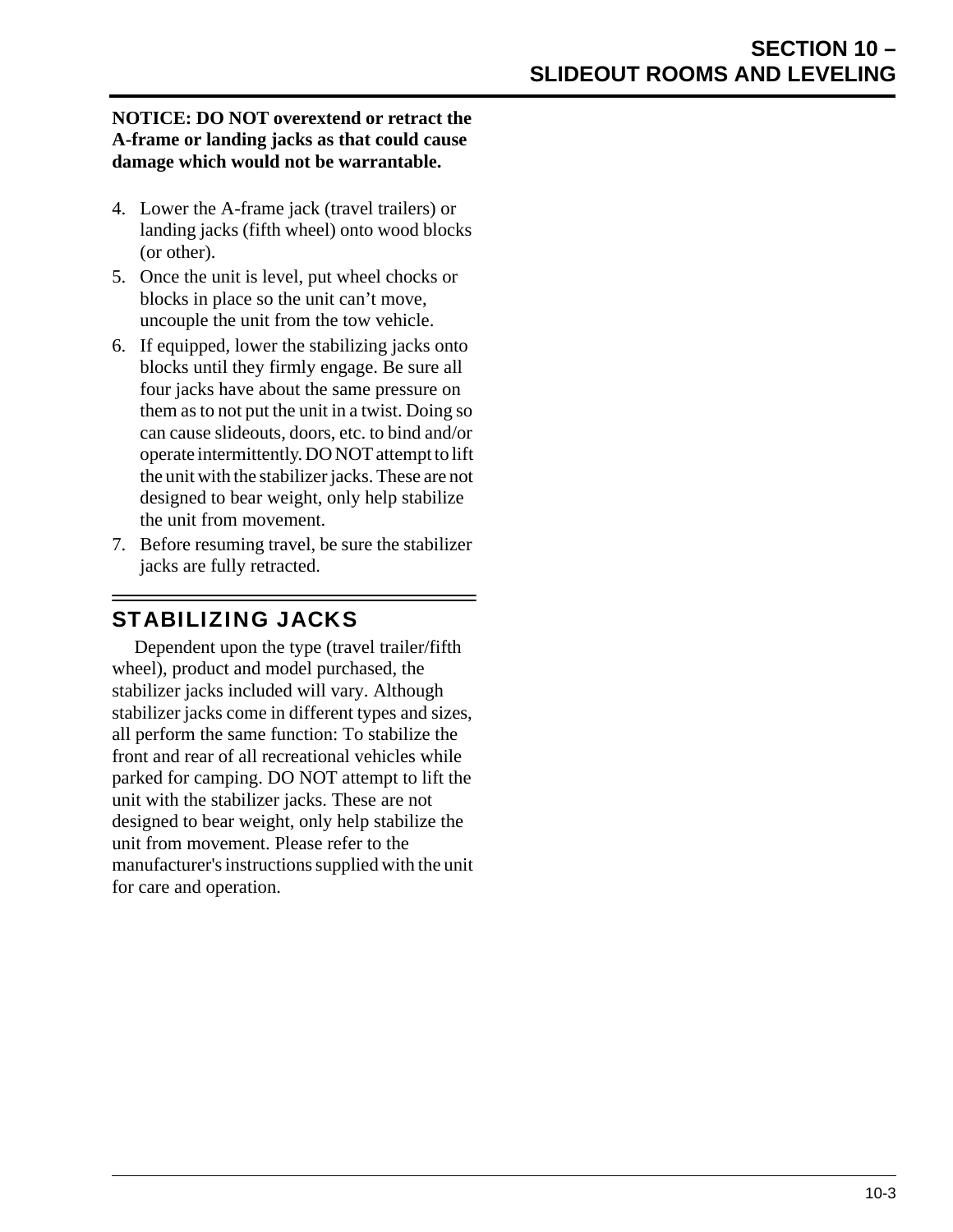**NOTICE: DO NOT overextend or retract the A-frame or landing jacks as that could cause damage which would not be warrantable.**

4. Lower the A-frame jack (travel trailers) or landing jacks (fifth wheel) onto wood blocks (or other).
5. Once the unit is level, put wheel chocks or blocks in place so the unit can't move, uncouple the unit from the tow vehicle.
6. If equipped, lower the stabilizing jacks onto blocks until they firmly engage. Be sure all four jacks have about the same pressure on them as to not put the unit in a twist. Doing so can cause slideouts, doors, etc. to bind and/or operate intermittently. DO NOT attempt to lift the unit with the stabilizer jacks. These are not designed to bear weight, only help stabilize the unit from movement.
7. Before resuming travel, be sure the stabilizer jacks are fully retracted.

## STABILIZING JACKS

Dependent upon the type (travel trailer/fifth wheel), product and model purchased, the stabilizer jacks included will vary. Although stabilizer jacks come in different types and sizes, all perform the same function: To stabilize the front and rear of all recreational vehicles while parked for camping. DO NOT attempt to lift the unit with the stabilizer jacks. These are not designed to bear weight, only help stabilize the unit from movement. Please refer to the manufacturer's instructions supplied with the unit for care and operation.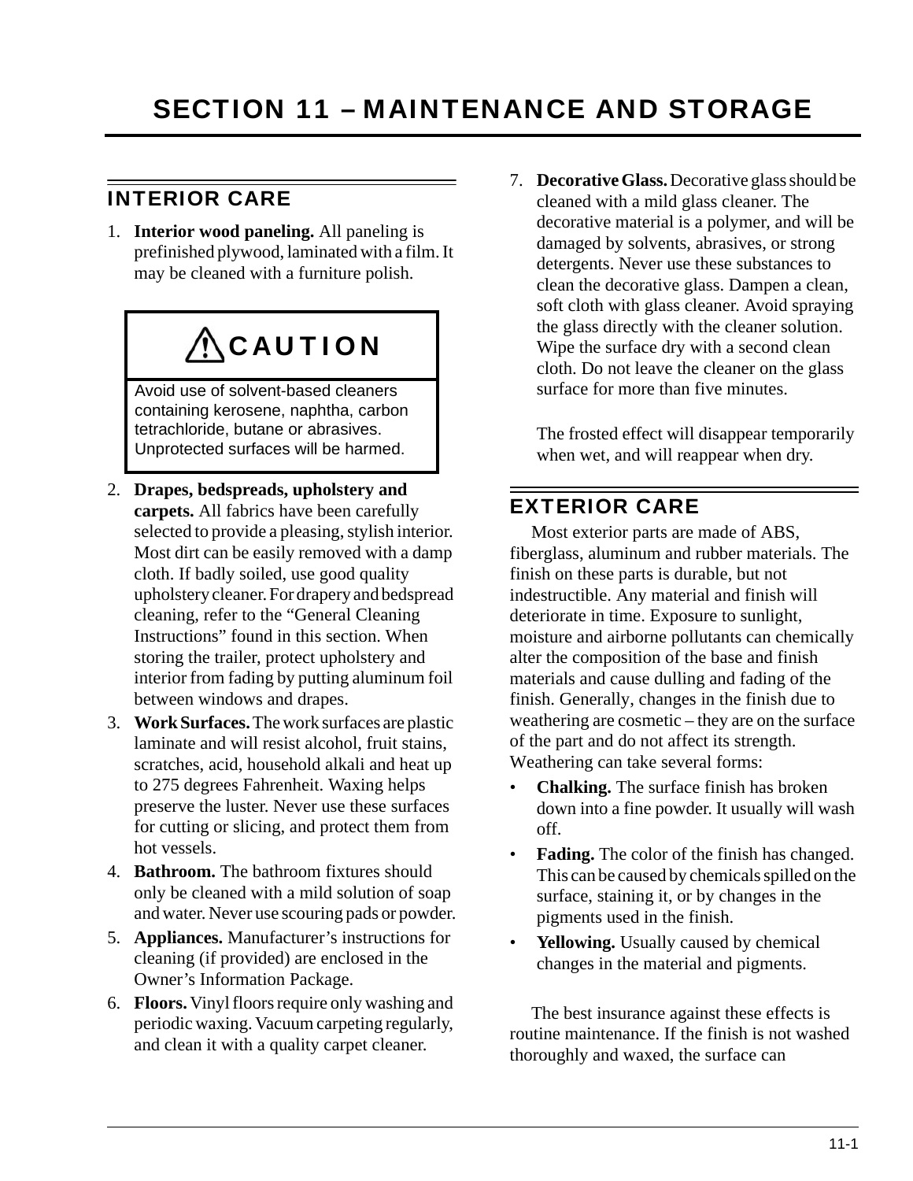# SECTION 11 – MAINTENANCE AND STORAGE

## INTERIOR CARE

1. **Interior wood paneling.** All paneling is prefinished plywood, laminated with a film. It may be cleaned with a furniture polish.

> **⚠ CAUTION**
>
> Avoid use of solvent-based cleaners containing kerosene, naphtha, carbon tetrachloride, butane or abrasives. Unprotected surfaces will be harmed.

2. **Drapes, bedspreads, upholstery and carpets.** All fabrics have been carefully selected to provide a pleasing, stylish interior. Most dirt can be easily removed with a damp cloth. If badly soiled, use good quality upholstery cleaner. For drapery and bedspread cleaning, refer to the "General Cleaning Instructions" found in this section. When storing the trailer, protect upholstery and interior from fading by putting aluminum foil between windows and drapes.
3. **Work Surfaces.** The work surfaces are plastic laminate and will resist alcohol, fruit stains, scratches, acid, household alkali and heat up to 275 degrees Fahrenheit. Waxing helps preserve the luster. Never use these surfaces for cutting or slicing, and protect them from hot vessels.
4. **Bathroom.** The bathroom fixtures should only be cleaned with a mild solution of soap and water. Never use scouring pads or powder.
5. **Appliances.** Manufacturer's instructions for cleaning (if provided) are enclosed in the Owner's Information Package.
6. **Floors.** Vinyl floors require only washing and periodic waxing. Vacuum carpeting regularly, and clean it with a quality carpet cleaner.
7. **Decorative Glass.** Decorative glass should be cleaned with a mild glass cleaner. The decorative material is a polymer, and will be damaged by solvents, abrasives, or strong detergents. Never use these substances to clean the decorative glass. Dampen a clean, soft cloth with glass cleaner. Avoid spraying the glass directly with the cleaner solution. Wipe the surface dry with a second clean cloth. Do not leave the cleaner on the glass surface for more than five minutes.

   The frosted effect will disappear temporarily when wet, and will reappear when dry.

## EXTERIOR CARE

Most exterior parts are made of ABS, fiberglass, aluminum and rubber materials. The finish on these parts is durable, but not indestructible. Any material and finish will deteriorate in time. Exposure to sunlight, moisture and airborne pollutants can chemically alter the composition of the base and finish materials and cause dulling and fading of the finish. Generally, changes in the finish due to weathering are cosmetic – they are on the surface of the part and do not affect its strength. Weathering can take several forms:

- **Chalking.** The surface finish has broken down into a fine powder. It usually will wash off.
- **Fading.** The color of the finish has changed. This can be caused by chemicals spilled on the surface, staining it, or by changes in the pigments used in the finish.
- **Yellowing.** Usually caused by chemical changes in the material and pigments.

The best insurance against these effects is routine maintenance. If the finish is not washed thoroughly and waxed, the surface can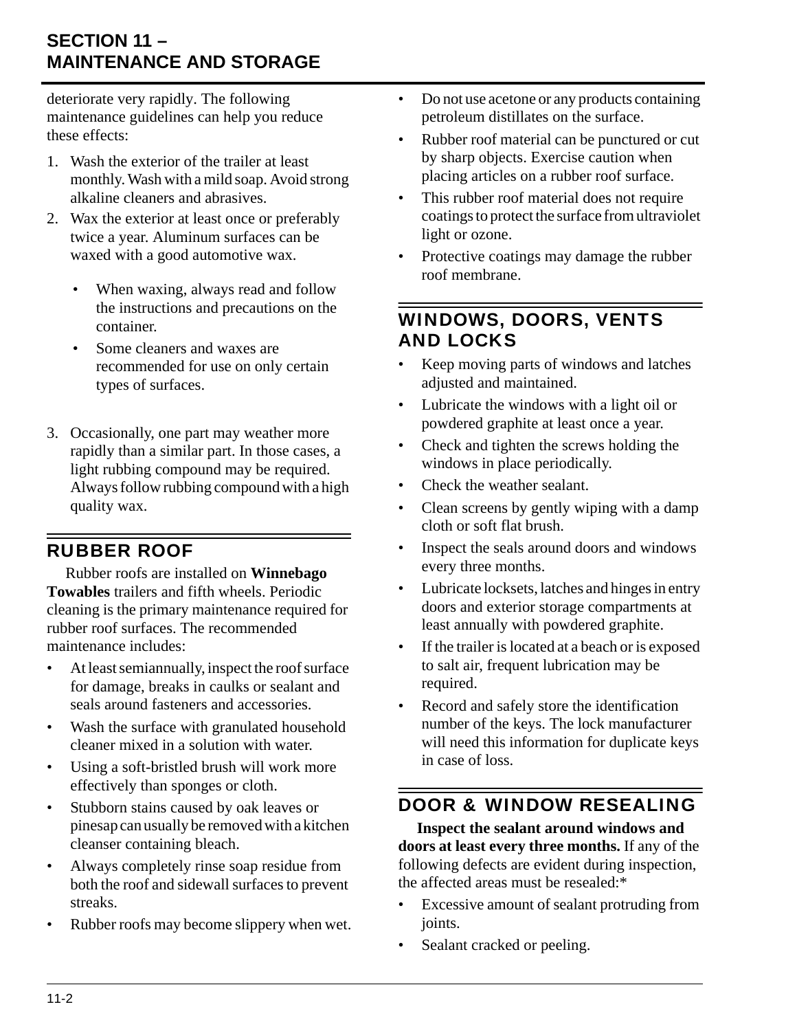deteriorate very rapidly. The following maintenance guidelines can help you reduce these effects:

1. Wash the exterior of the trailer at least monthly. Wash with a mild soap. Avoid strong alkaline cleaners and abrasives.
2. Wax the exterior at least once or preferably twice a year. Aluminum surfaces can be waxed with a good automotive wax.
   - When waxing, always read and follow the instructions and precautions on the container.
   - Some cleaners and waxes are recommended for use on only certain types of surfaces.
3. Occasionally, one part may weather more rapidly than a similar part. In those cases, a light rubbing compound may be required. Always follow rubbing compound with a high quality wax.

## RUBBER ROOF

Rubber roofs are installed on **Winnebago Towables** trailers and fifth wheels. Periodic cleaning is the primary maintenance required for rubber roof surfaces. The recommended maintenance includes:

- At least semiannually, inspect the roof surface for damage, breaks in caulks or sealant and seals around fasteners and accessories.
- Wash the surface with granulated household cleaner mixed in a solution with water.
- Using a soft-bristled brush will work more effectively than sponges or cloth.
- Stubborn stains caused by oak leaves or pinesap can usually be removed with a kitchen cleanser containing bleach.
- Always completely rinse soap residue from both the roof and sidewall surfaces to prevent streaks.
- Rubber roofs may become slippery when wet.
- Do not use acetone or any products containing petroleum distillates on the surface.
- Rubber roof material can be punctured or cut by sharp objects. Exercise caution when placing articles on a rubber roof surface.
- This rubber roof material does not require coatings to protect the surface from ultraviolet light or ozone.
- Protective coatings may damage the rubber roof membrane.

## WINDOWS, DOORS, VENTS AND LOCKS

- Keep moving parts of windows and latches adjusted and maintained.
- Lubricate the windows with a light oil or powdered graphite at least once a year.
- Check and tighten the screws holding the windows in place periodically.
- Check the weather sealant.
- Clean screens by gently wiping with a damp cloth or soft flat brush.
- Inspect the seals around doors and windows every three months.
- Lubricate locksets, latches and hinges in entry doors and exterior storage compartments at least annually with powdered graphite.
- If the trailer is located at a beach or is exposed to salt air, frequent lubrication may be required.
- Record and safely store the identification number of the keys. The lock manufacturer will need this information for duplicate keys in case of loss.

## DOOR & WINDOW RESEALING

**Inspect the sealant around windows and doors at least every three months.** If any of the following defects are evident during inspection, the affected areas must be resealed:*

- Excessive amount of sealant protruding from joints.
- Sealant cracked or peeling.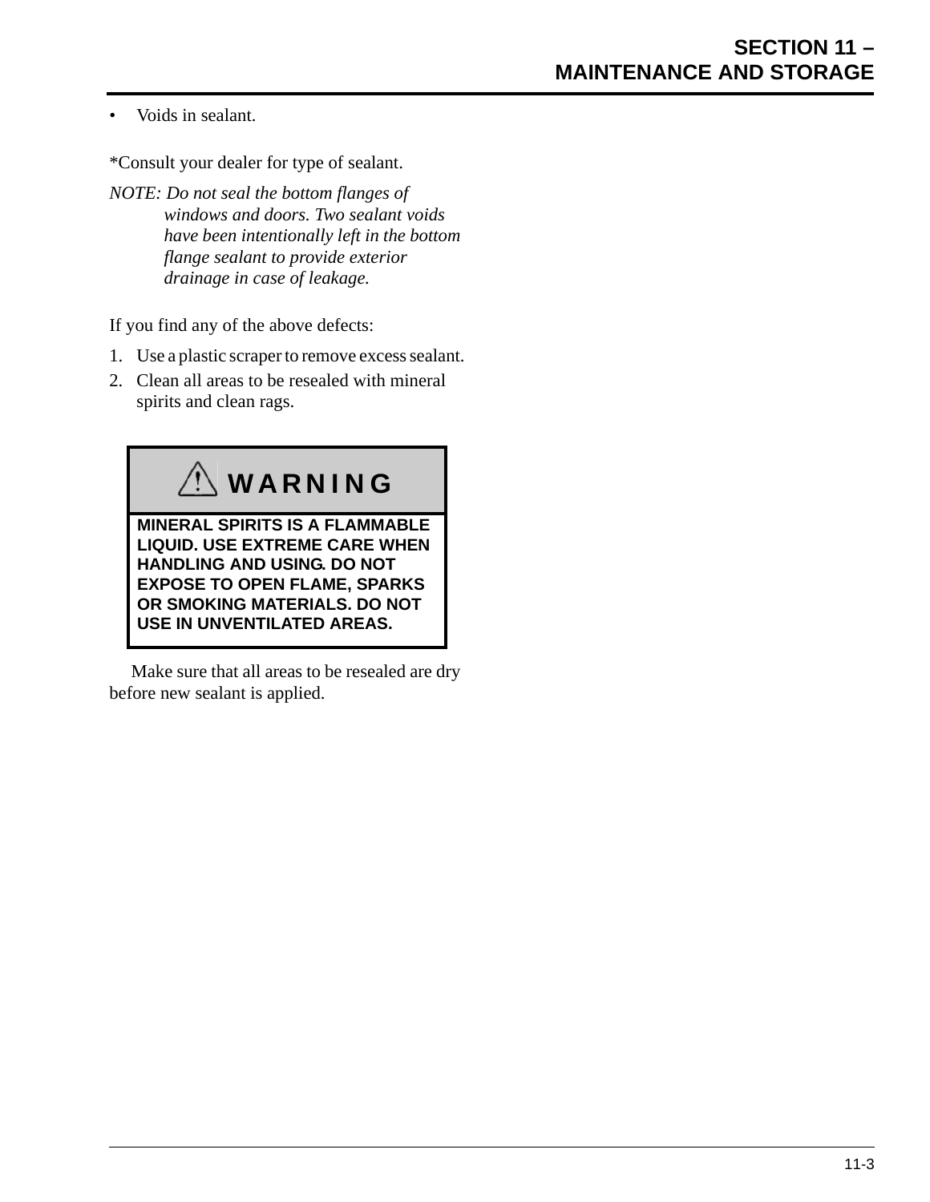- Voids in sealant.

*Consult your dealer for type of sealant.

*NOTE: Do not seal the bottom flanges of windows and doors. Two sealant voids have been intentionally left in the bottom flange sealant to provide exterior drainage in case of leakage.*

If you find any of the above defects:

1. Use a plastic scraper to remove excess sealant.
2. Clean all areas to be resealed with mineral spirits and clean rags.

> **⚠ WARNING**
>
> **MINERAL SPIRITS IS A FLAMMABLE LIQUID. USE EXTREME CARE WHEN HANDLING AND USING. DO NOT EXPOSE TO OPEN FLAME, SPARKS OR SMOKING MATERIALS. DO NOT USE IN UNVENTILATED AREAS.**

Make sure that all areas to be resealed are dry before new sealant is applied.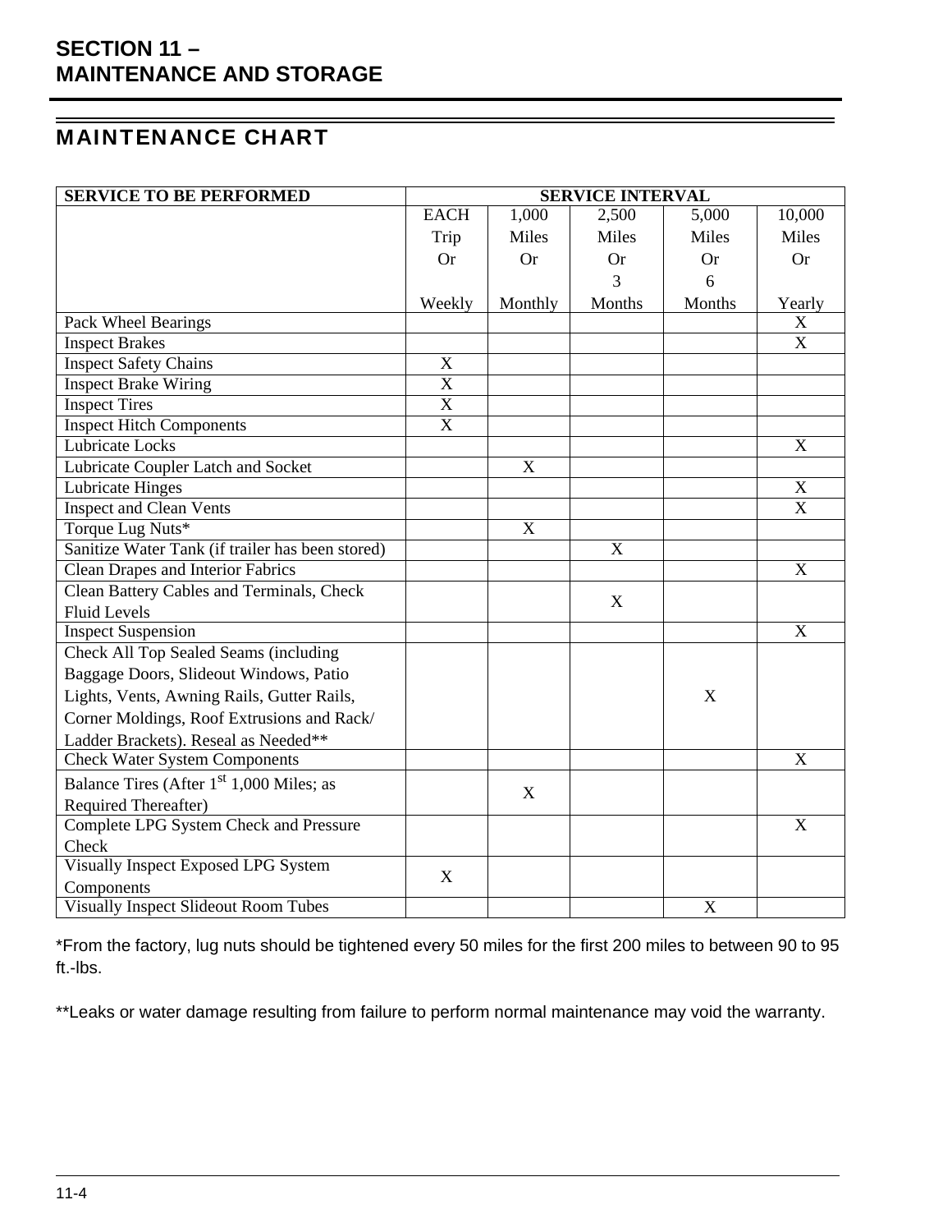# SECTION 11 – MAINTENANCE AND STORAGE

## MAINTENANCE CHART

| SERVICE TO BE PERFORMED | SERVICE INTERVAL | | | | |
|---|---|---|---|---|---|
| | EACH Trip Or Weekly | 1,000 Miles Or Monthly | 2,500 Miles Or 3 Months | 5,000 Miles Or 6 Months | 10,000 Miles Or Yearly |
| Pack Wheel Bearings | | | | | X |
| Inspect Brakes | | | | | X |
| Inspect Safety Chains | X | | | | |
| Inspect Brake Wiring | X | | | | |
| Inspect Tires | X | | | | |
| Inspect Hitch Components | X | | | | |
| Lubricate Locks | | | | | X |
| Lubricate Coupler Latch and Socket | | X | | | |
| Lubricate Hinges | | | | | X |
| Inspect and Clean Vents | | | | | X |
| Torque Lug Nuts* | | X | | | |
| Sanitize Water Tank (if trailer has been stored) | | | X | | |
| Clean Drapes and Interior Fabrics | | | | | X |
| Clean Battery Cables and Terminals, Check Fluid Levels | | | X | | |
| Inspect Suspension | | | | | X |
| Check All Top Sealed Seams (including Baggage Doors, Slideout Windows, Patio Lights, Vents, Awning Rails, Gutter Rails, Corner Moldings, Roof Extrusions and Rack/ Ladder Brackets). Reseal as Needed** | | | | X | |
| Check Water System Components | | | | | X |
| Balance Tires (After 1st 1,000 Miles; as Required Thereafter) | | X | | | |
| Complete LPG System Check and Pressure Check | | | | | X |
| Visually Inspect Exposed LPG System Components | X | | | | |
| Visually Inspect Slideout Room Tubes | | | | X | |

*From the factory, lug nuts should be tightened every 50 miles for the first 200 miles to between 90 to 95 ft.-lbs.

**Leaks or water damage resulting from failure to perform normal maintenance may void the warranty.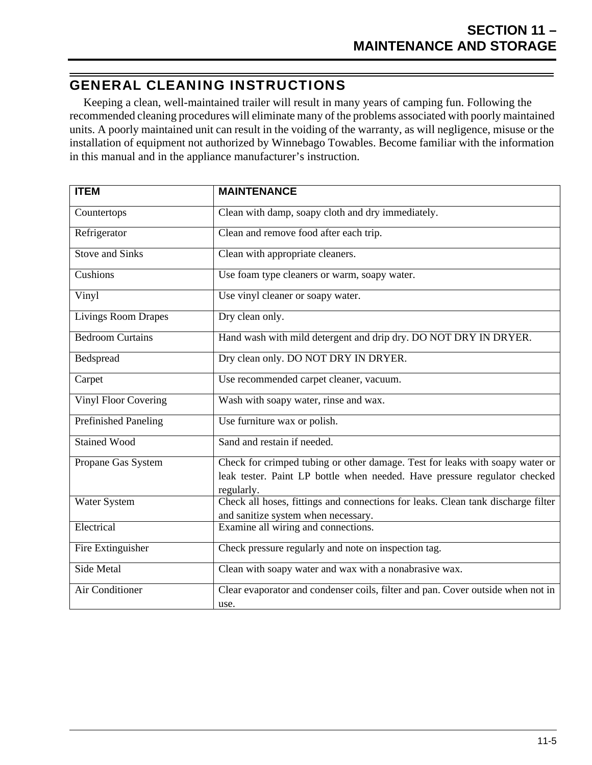# GENERAL CLEANING INSTRUCTIONS

Keeping a clean, well-maintained trailer will result in many years of camping fun. Following the recommended cleaning procedures will eliminate many of the problems associated with poorly maintained units. A poorly maintained unit can result in the voiding of the warranty, as will negligence, misuse or the installation of equipment not authorized by Winnebago Towables. Become familiar with the information in this manual and in the appliance manufacturer's instruction.

| ITEM | MAINTENANCE |
|---|---|
| Countertops | Clean with damp, soapy cloth and dry immediately. |
| Refrigerator | Clean and remove food after each trip. |
| Stove and Sinks | Clean with appropriate cleaners. |
| Cushions | Use foam type cleaners or warm, soapy water. |
| Vinyl | Use vinyl cleaner or soapy water. |
| Livings Room Drapes | Dry clean only. |
| Bedroom Curtains | Hand wash with mild detergent and drip dry. DO NOT DRY IN DRYER. |
| Bedspread | Dry clean only. DO NOT DRY IN DRYER. |
| Carpet | Use recommended carpet cleaner, vacuum. |
| Vinyl Floor Covering | Wash with soapy water, rinse and wax. |
| Prefinished Paneling | Use furniture wax or polish. |
| Stained Wood | Sand and restain if needed. |
| Propane Gas System | Check for crimped tubing or other damage. Test for leaks with soapy water or leak tester. Paint LP bottle when needed. Have pressure regulator checked regularly. |
| Water System | Check all hoses, fittings and connections for leaks. Clean tank discharge filter and sanitize system when necessary. |
| Electrical | Examine all wiring and connections. |
| Fire Extinguisher | Check pressure regularly and note on inspection tag. |
| Side Metal | Clean with soapy water and wax with a nonabrasive wax. |
| Air Conditioner | Clear evaporator and condenser coils, filter and pan. Cover outside when not in use. |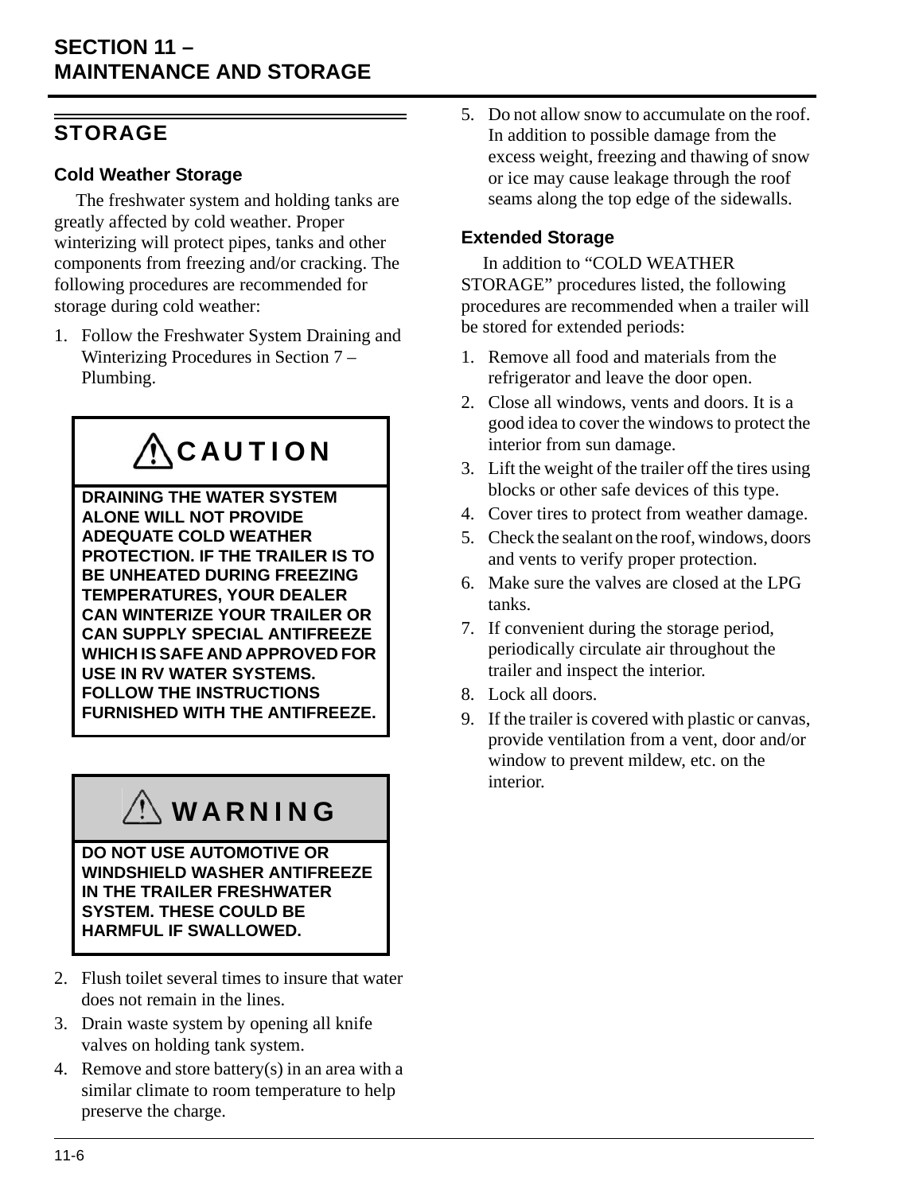# SECTION 11 – MAINTENANCE AND STORAGE

## STORAGE

### Cold Weather Storage

The freshwater system and holding tanks are greatly affected by cold weather. Proper winterizing will protect pipes, tanks and other components from freezing and/or cracking. The following procedures are recommended for storage during cold weather:

1. Follow the Freshwater System Draining and Winterizing Procedures in Section 7 – Plumbing.

> **⚠ CAUTION**
>
> **DRAINING THE WATER SYSTEM ALONE WILL NOT PROVIDE ADEQUATE COLD WEATHER PROTECTION. IF THE TRAILER IS TO BE UNHEATED DURING FREEZING TEMPERATURES, YOUR DEALER CAN WINTERIZE YOUR TRAILER OR CAN SUPPLY SPECIAL ANTIFREEZE WHICH IS SAFE AND APPROVED FOR USE IN RV WATER SYSTEMS. FOLLOW THE INSTRUCTIONS FURNISHED WITH THE ANTIFREEZE.**

> **⚠ WARNING**
>
> **DO NOT USE AUTOMOTIVE OR WINDSHIELD WASHER ANTIFREEZE IN THE TRAILER FRESHWATER SYSTEM. THESE COULD BE HARMFUL IF SWALLOWED.**

2. Flush toilet several times to insure that water does not remain in the lines.
3. Drain waste system by opening all knife valves on holding tank system.
4. Remove and store battery(s) in an area with a similar climate to room temperature to help preserve the charge.
5. Do not allow snow to accumulate on the roof. In addition to possible damage from the excess weight, freezing and thawing of snow or ice may cause leakage through the roof seams along the top edge of the sidewalls.

### Extended Storage

In addition to "COLD WEATHER STORAGE" procedures listed, the following procedures are recommended when a trailer will be stored for extended periods:

1. Remove all food and materials from the refrigerator and leave the door open.
2. Close all windows, vents and doors. It is a good idea to cover the windows to protect the interior from sun damage.
3. Lift the weight of the trailer off the tires using blocks or other safe devices of this type.
4. Cover tires to protect from weather damage.
5. Check the sealant on the roof, windows, doors and vents to verify proper protection.
6. Make sure the valves are closed at the LPG tanks.
7. If convenient during the storage period, periodically circulate air throughout the trailer and inspect the interior.
8. Lock all doors.
9. If the trailer is covered with plastic or canvas, provide ventilation from a vent, door and/or window to prevent mildew, etc. on the interior.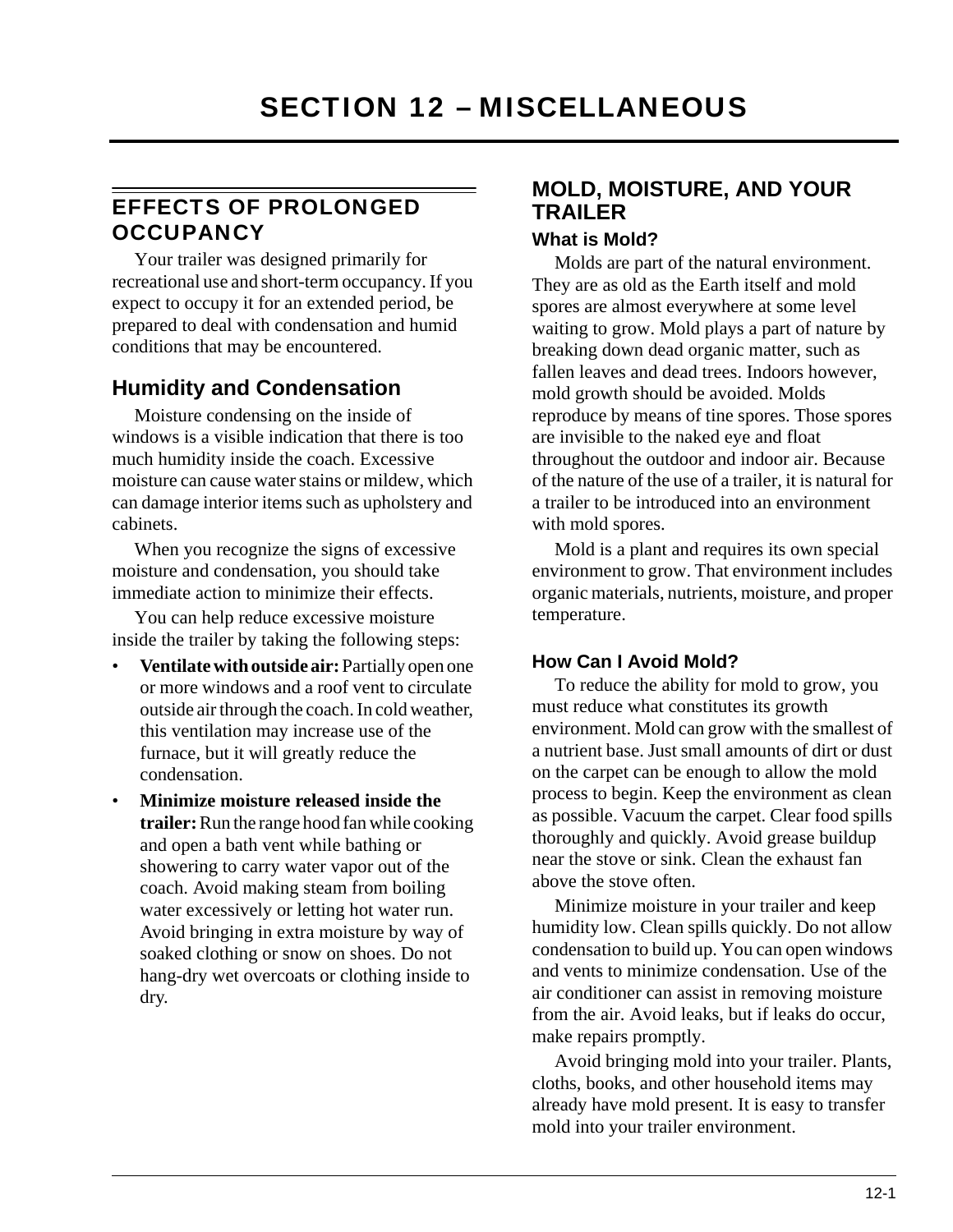# SECTION 12 – MISCELLANEOUS

## EFFECTS OF PROLONGED OCCUPANCY

Your trailer was designed primarily for recreational use and short-term occupancy. If you expect to occupy it for an extended period, be prepared to deal with condensation and humid conditions that may be encountered.

### Humidity and Condensation

Moisture condensing on the inside of windows is a visible indication that there is too much humidity inside the coach. Excessive moisture can cause water stains or mildew, which can damage interior items such as upholstery and cabinets.

When you recognize the signs of excessive moisture and condensation, you should take immediate action to minimize their effects.

You can help reduce excessive moisture inside the trailer by taking the following steps:

- **Ventilate with outside air:** Partially open one or more windows and a roof vent to circulate outside air through the coach. In cold weather, this ventilation may increase use of the furnace, but it will greatly reduce the condensation.
- **Minimize moisture released inside the trailer:** Run the range hood fan while cooking and open a bath vent while bathing or showering to carry water vapor out of the coach. Avoid making steam from boiling water excessively or letting hot water run. Avoid bringing in extra moisture by way of soaked clothing or snow on shoes. Do not hang-dry wet overcoats or clothing inside to dry.

## MOLD, MOISTURE, AND YOUR TRAILER

### What is Mold?

Molds are part of the natural environment. They are as old as the Earth itself and mold spores are almost everywhere at some level waiting to grow. Mold plays a part of nature by breaking down dead organic matter, such as fallen leaves and dead trees. Indoors however, mold growth should be avoided. Molds reproduce by means of tine spores. Those spores are invisible to the naked eye and float throughout the outdoor and indoor air. Because of the nature of the use of a trailer, it is natural for a trailer to be introduced into an environment with mold spores.

Mold is a plant and requires its own special environment to grow. That environment includes organic materials, nutrients, moisture, and proper temperature.

### How Can I Avoid Mold?

To reduce the ability for mold to grow, you must reduce what constitutes its growth environment. Mold can grow with the smallest of a nutrient base. Just small amounts of dirt or dust on the carpet can be enough to allow the mold process to begin. Keep the environment as clean as possible. Vacuum the carpet. Clear food spills thoroughly and quickly. Avoid grease buildup near the stove or sink. Clean the exhaust fan above the stove often.

Minimize moisture in your trailer and keep humidity low. Clean spills quickly. Do not allow condensation to build up. You can open windows and vents to minimize condensation. Use of the air conditioner can assist in removing moisture from the air. Avoid leaks, but if leaks do occur, make repairs promptly.

Avoid bringing mold into your trailer. Plants, cloths, books, and other household items may already have mold present. It is easy to transfer mold into your trailer environment.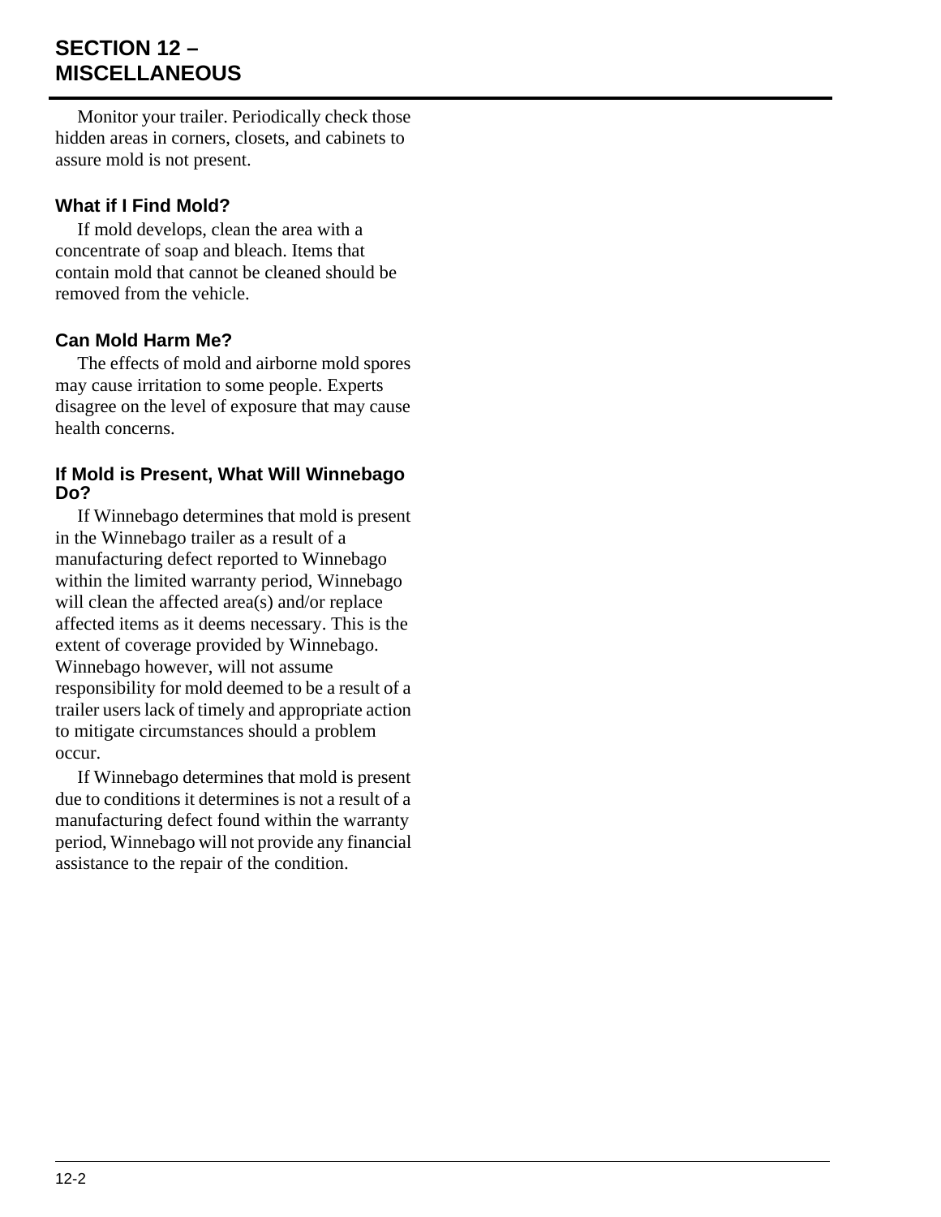Monitor your trailer. Periodically check those hidden areas in corners, closets, and cabinets to assure mold is not present.

### What if I Find Mold?

If mold develops, clean the area with a concentrate of soap and bleach. Items that contain mold that cannot be cleaned should be removed from the vehicle.

### Can Mold Harm Me?

The effects of mold and airborne mold spores may cause irritation to some people. Experts disagree on the level of exposure that may cause health concerns.

### If Mold is Present, What Will Winnebago Do?

If Winnebago determines that mold is present in the Winnebago trailer as a result of a manufacturing defect reported to Winnebago within the limited warranty period, Winnebago will clean the affected area(s) and/or replace affected items as it deems necessary. This is the extent of coverage provided by Winnebago. Winnebago however, will not assume responsibility for mold deemed to be a result of a trailer users lack of timely and appropriate action to mitigate circumstances should a problem occur.

If Winnebago determines that mold is present due to conditions it determines is not a result of a manufacturing defect found within the warranty period, Winnebago will not provide any financial assistance to the repair of the condition.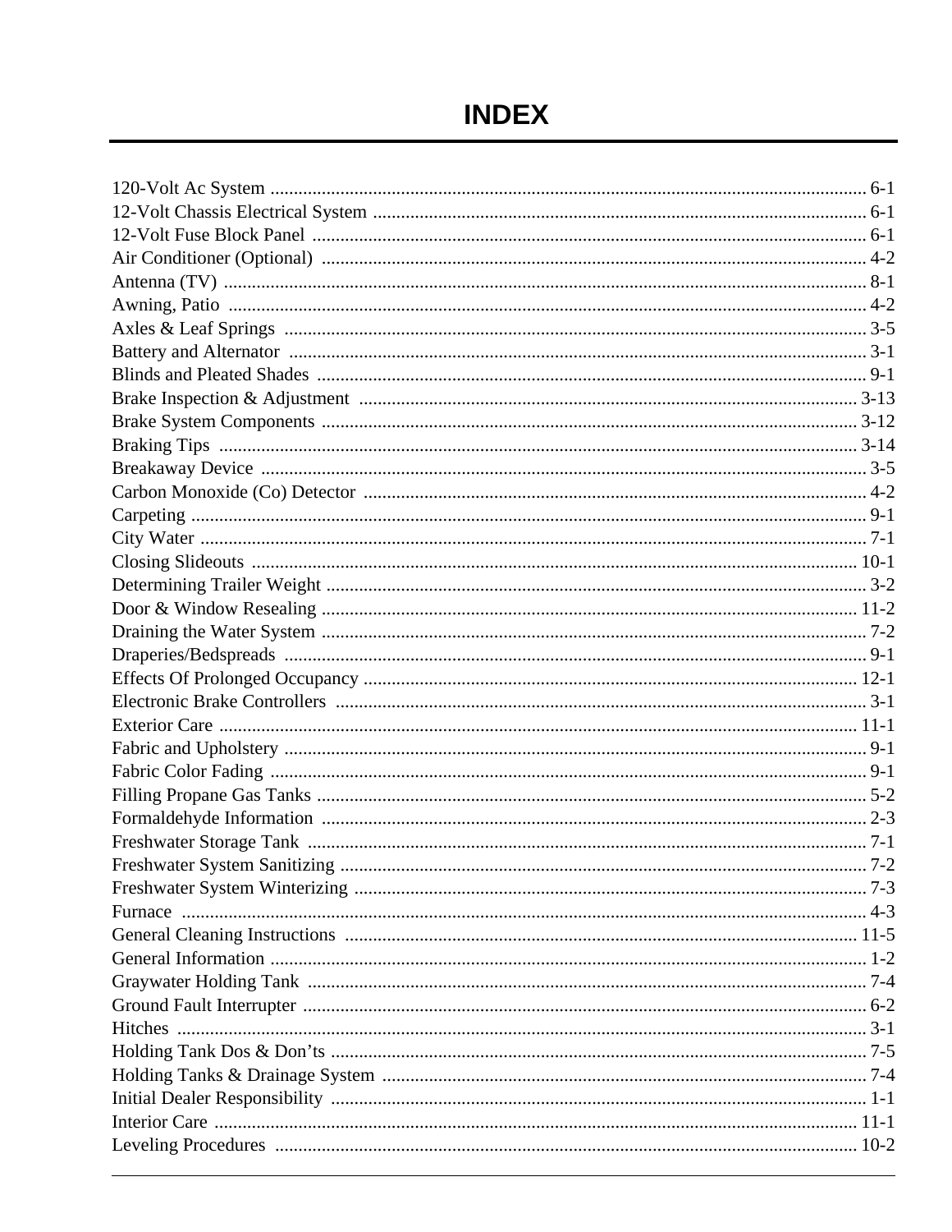# INDEX

120-Volt Ac System ............................................................................................................................ 6-1
12-Volt Chassis Electrical System ...................................................................................................... 6-1
12-Volt Fuse Block Panel .................................................................................................................... 6-1
Air Conditioner (Optional) .................................................................................................................. 4-2
Antenna (TV) ....................................................................................................................................... 8-1
Awning, Patio ...................................................................................................................................... 4-2
Axles & Leaf Springs .......................................................................................................................... 3-5
Battery and Alternator ......................................................................................................................... 3-1
Blinds and Pleated Shades ................................................................................................................... 9-1
Brake Inspection & Adjustment ......................................................................................................... 3-13
Brake System Components ................................................................................................................. 3-12
Braking Tips ....................................................................................................................................... 3-14
Breakaway Device ............................................................................................................................... 3-5
Carbon Monoxide (Co) Detector ......................................................................................................... 4-2
Carpeting ............................................................................................................................................. 9-1
City Water ........................................................................................................................................... 7-1
Closing Slideouts ............................................................................................................................... 10-1
Determining Trailer Weight ................................................................................................................ 3-2
Door & Window Resealing ................................................................................................................ 11-2
Draining the Water System .................................................................................................................. 7-2
Draperies/Bedspreads .......................................................................................................................... 9-1
Effects Of Prolonged Occupancy ....................................................................................................... 12-1
Electronic Brake Controllers ................................................................................................................ 3-1
Exterior Care ...................................................................................................................................... 11-1
Fabric and Upholstery .......................................................................................................................... 9-1
Fabric Color Fading ............................................................................................................................. 9-1
Filling Propane Gas Tanks ................................................................................................................... 5-2
Formaldehyde Information ................................................................................................................... 2-3
Freshwater Storage Tank ...................................................................................................................... 7-1
Freshwater System Sanitizing .............................................................................................................. 7-2
Freshwater System Winterizing ........................................................................................................... 7-3
Furnace ................................................................................................................................................ 4-3
General Cleaning Instructions ............................................................................................................ 11-5
General Information ............................................................................................................................. 1-2
Graywater Holding Tank ...................................................................................................................... 7-4
Ground Fault Interrupter ...................................................................................................................... 6-2
Hitches ................................................................................................................................................. 3-1
Holding Tank Dos & Don’ts ................................................................................................................ 7-5
Holding Tanks & Drainage System ..................................................................................................... 7-4
Initial Dealer Responsibility ................................................................................................................ 1-1
Interior Care ....................................................................................................................................... 11-1
Leveling Procedures ........................................................................................................................... 10-2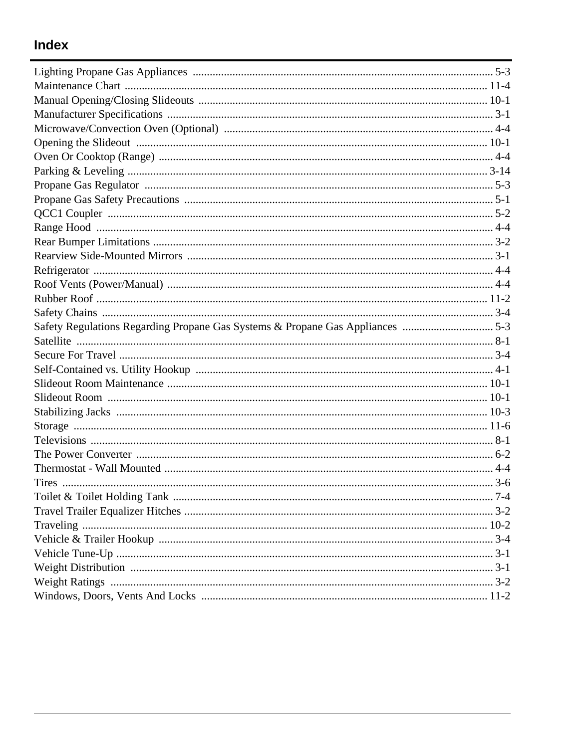## Index

Lighting Propane Gas Appliances ........................................................................................................ 5-3
Maintenance Chart ............................................................................................................................. 11-4
Manual Opening/Closing Slideouts ..................................................................................................... 10-1
Manufacturer Specifications ................................................................................................................ 3-1
Microwave/Convection Oven (Optional) ............................................................................................. 4-4
Opening the Slideout .......................................................................................................................... 10-1
Oven Or Cooktop (Range) .................................................................................................................... 4-4
Parking & Leveling ............................................................................................................................. 3-14
Propane Gas Regulator ........................................................................................................................ 5-3
Propane Gas Safety Precautions ........................................................................................................... 5-1
QCC1 Coupler ..................................................................................................................................... 5-2
Range Hood ......................................................................................................................................... 4-4
Rear Bumper Limitations ..................................................................................................................... 3-2
Rearview Side-Mounted Mirrors .......................................................................................................... 3-1
Refrigerator ......................................................................................................................................... 4-4
Roof Vents (Power/Manual) ................................................................................................................. 4-4
Rubber Roof ....................................................................................................................................... 11-2
Safety Chains ...................................................................................................................................... 3-4
Safety Regulations Regarding Propane Gas Systems & Propane Gas Appliances ............................... 5-3
Satellite ................................................................................................................................................ 8-1
Secure For Travel ................................................................................................................................. 3-4
Self-Contained vs. Utility Hookup ....................................................................................................... 4-1
Slideout Room Maintenance ............................................................................................................... 10-1
Slideout Room .................................................................................................................................... 10-1
Stabilizing Jacks ................................................................................................................................. 10-3
Storage ............................................................................................................................................... 11-6
Televisions .......................................................................................................................................... 8-1
The Power Converter ........................................................................................................................... 6-2
Thermostat - Wall Mounted ................................................................................................................. 4-4
Tires .................................................................................................................................................... 3-6
Toilet & Toilet Holding Tank ............................................................................................................... 7-4
Travel Trailer Equalizer Hitches .......................................................................................................... 3-2
Traveling ............................................................................................................................................ 10-2
Vehicle & Trailer Hookup ................................................................................................................... 3-4
Vehicle Tune-Up .................................................................................................................................. 3-1
Weight Distribution ............................................................................................................................. 3-1
Weight Ratings .................................................................................................................................... 3-2
Windows, Doors, Vents And Locks .................................................................................................... 11-2